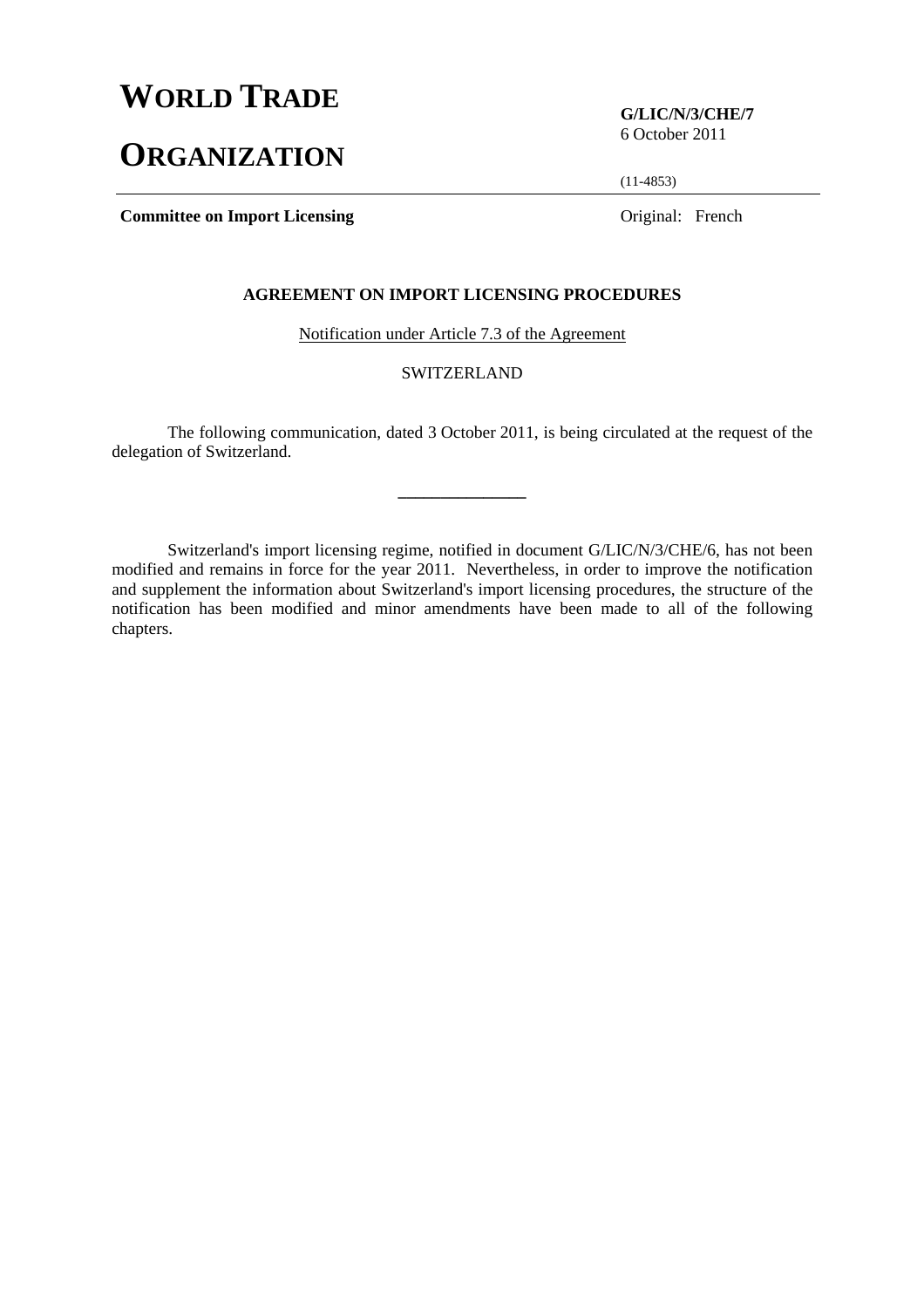# WORLD TRADE ORGANIZATION

**G/LIC/N/3/CHE/7**
6 October 2011

(11-4853)

**Committee on Import Licensing**

Original: French

**AGREEMENT ON IMPORT LICENSING PROCEDURES**

Notification under Article 7.3 of the Agreement

SWITZERLAND

The following communication, dated 3 October 2011, is being circulated at the request of the delegation of Switzerland.

---

Switzerland's import licensing regime, notified in document G/LIC/N/3/CHE/6, has not been modified and remains in force for the year 2011. Nevertheless, in order to improve the notification and supplement the information about Switzerland's import licensing procedures, the structure of the notification has been modified and minor amendments have been made to all of the following chapters.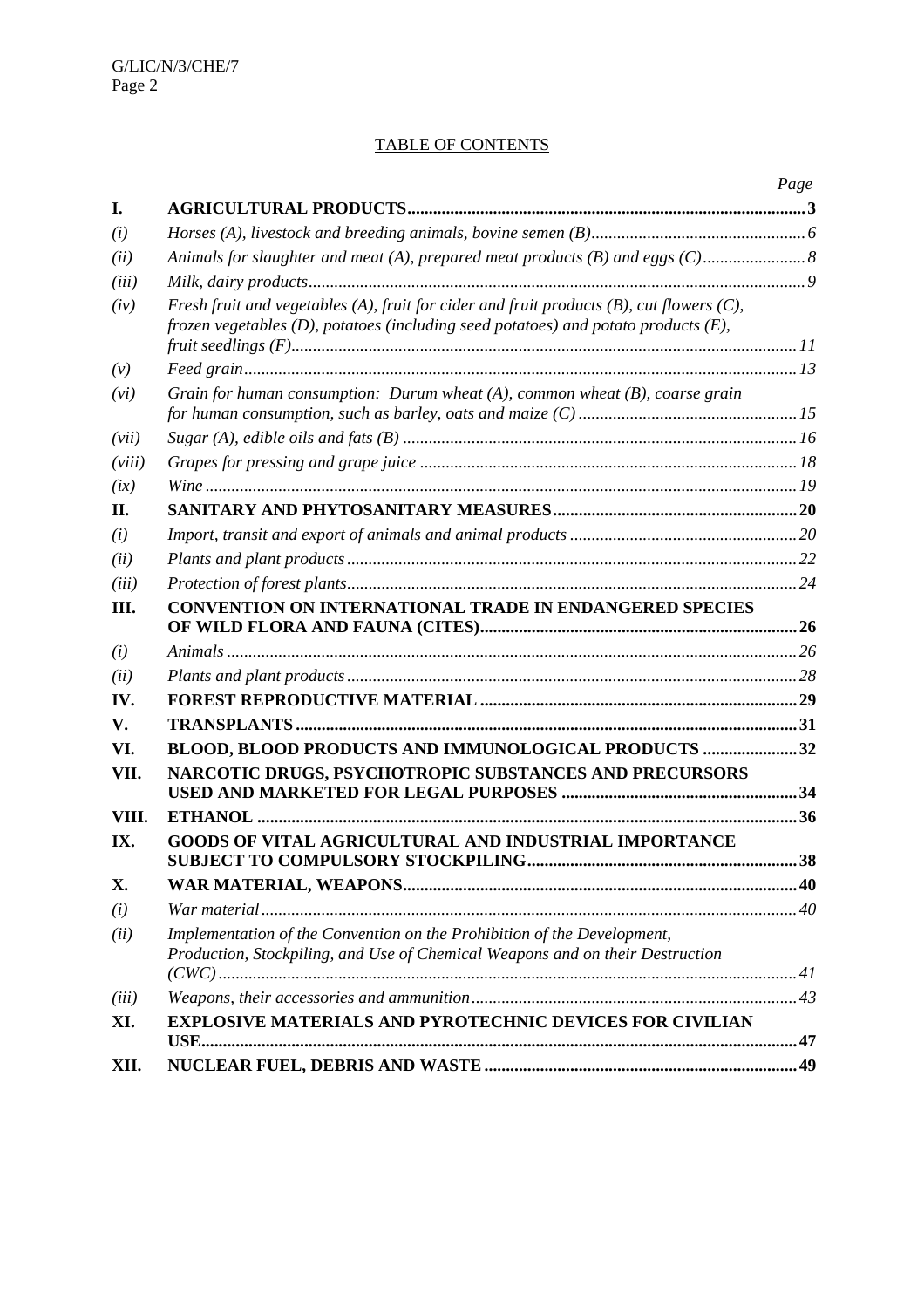## TABLE OF CONTENTS

| | | Page |
|---|---|---|
| **I.** | **AGRICULTURAL PRODUCTS** | **3** |
| *(i)* | *Horses (A), livestock and breeding animals, bovine semen (B)* | *6* |
| *(ii)* | *Animals for slaughter and meat (A), prepared meat products (B) and eggs (C)* | *8* |
| *(iii)* | *Milk, dairy products* | *9* |
| *(iv)* | *Fresh fruit and vegetables (A), fruit for cider and fruit products (B), cut flowers (C), frozen vegetables (D), potatoes (including seed potatoes) and potato products (E), fruit seedlings (F)* | *11* |
| *(v)* | *Feed grain* | *13* |
| *(vi)* | *Grain for human consumption: Durum wheat (A), common wheat (B), coarse grain for human consumption, such as barley, oats and maize (C)* | *15* |
| *(vii)* | *Sugar (A), edible oils and fats (B)* | *16* |
| *(viii)* | *Grapes for pressing and grape juice* | *18* |
| *(ix)* | *Wine* | *19* |
| **II.** | **SANITARY AND PHYTOSANITARY MEASURES** | **20** |
| *(i)* | *Import, transit and export of animals and animal products* | *20* |
| *(ii)* | *Plants and plant products* | *22* |
| *(iii)* | *Protection of forest plants* | *24* |
| **III.** | **CONVENTION ON INTERNATIONAL TRADE IN ENDANGERED SPECIES OF WILD FLORA AND FAUNA (CITES)** | **26** |
| *(i)* | *Animals* | *26* |
| *(ii)* | *Plants and plant products* | *28* |
| **IV.** | **FOREST REPRODUCTIVE MATERIAL** | **29** |
| **V.** | **TRANSPLANTS** | **31** |
| **VI.** | **BLOOD, BLOOD PRODUCTS AND IMMUNOLOGICAL PRODUCTS** | **32** |
| **VII.** | **NARCOTIC DRUGS, PSYCHOTROPIC SUBSTANCES AND PRECURSORS USED AND MARKETED FOR LEGAL PURPOSES** | **34** |
| **VIII.** | **ETHANOL** | **36** |
| **IX.** | **GOODS OF VITAL AGRICULTURAL AND INDUSTRIAL IMPORTANCE SUBJECT TO COMPULSORY STOCKPILING** | **38** |
| **X.** | **WAR MATERIAL, WEAPONS** | **40** |
| *(i)* | *War material* | *40* |
| *(ii)* | *Implementation of the Convention on the Prohibition of the Development, Production, Stockpiling, and Use of Chemical Weapons and on their Destruction (CWC)* | *41* |
| *(iii)* | *Weapons, their accessories and ammunition* | *43* |
| **XI.** | **EXPLOSIVE MATERIALS AND PYROTECHNIC DEVICES FOR CIVILIAN USE** | **47** |
| **XII.** | **NUCLEAR FUEL, DEBRIS AND WASTE** | **49** |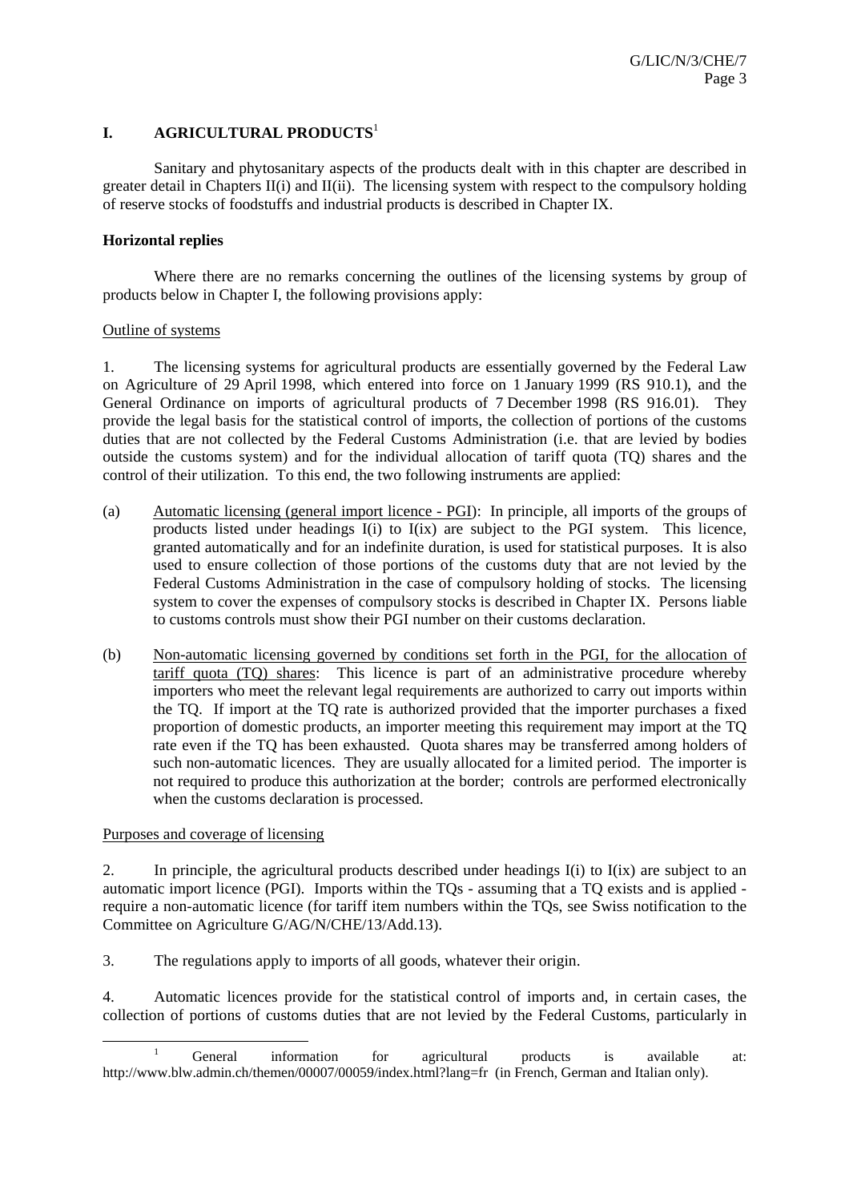# I. AGRICULTURAL PRODUCTS[1]

Sanitary and phytosanitary aspects of the products dealt with in this chapter are described in greater detail in Chapters II(i) and II(ii). The licensing system with respect to the compulsory holding of reserve stocks of foodstuffs and industrial products is described in Chapter IX.

**Horizontal replies**

Where there are no remarks concerning the outlines of the licensing systems by group of products below in Chapter I, the following provisions apply:

Outline of systems

1. The licensing systems for agricultural products are essentially governed by the Federal Law on Agriculture of 29 April 1998, which entered into force on 1 January 1999 (RS 910.1), and the General Ordinance on imports of agricultural products of 7 December 1998 (RS 916.01). They provide the legal basis for the statistical control of imports, the collection of portions of the customs duties that are not collected by the Federal Customs Administration (i.e. that are levied by bodies outside the customs system) and for the individual allocation of tariff quota (TQ) shares and the control of their utilization. To this end, the two following instruments are applied:

(a) Automatic licensing (general import licence - PGI): In principle, all imports of the groups of products listed under headings I(i) to I(ix) are subject to the PGI system. This licence, granted automatically and for an indefinite duration, is used for statistical purposes. It is also used to ensure collection of those portions of the customs duty that are not levied by the Federal Customs Administration in the case of compulsory holding of stocks. The licensing system to cover the expenses of compulsory stocks is described in Chapter IX. Persons liable to customs controls must show their PGI number on their customs declaration.

(b) Non-automatic licensing governed by conditions set forth in the PGI, for the allocation of tariff quota (TQ) shares: This licence is part of an administrative procedure whereby importers who meet the relevant legal requirements are authorized to carry out imports within the TQ. If import at the TQ rate is authorized provided that the importer purchases a fixed proportion of domestic products, an importer meeting this requirement may import at the TQ rate even if the TQ has been exhausted. Quota shares may be transferred among holders of such non-automatic licences. They are usually allocated for a limited period. The importer is not required to produce this authorization at the border; controls are performed electronically when the customs declaration is processed.

Purposes and coverage of licensing

2. In principle, the agricultural products described under headings I(i) to I(ix) are subject to an automatic import licence (PGI). Imports within the TQs - assuming that a TQ exists and is applied - require a non-automatic licence (for tariff item numbers within the TQs, see Swiss notification to the Committee on Agriculture G/AG/N/CHE/13/Add.13).

3. The regulations apply to imports of all goods, whatever their origin.

4. Automatic licences provide for the statistical control of imports and, in certain cases, the collection of portions of customs duties that are not levied by the Federal Customs, particularly in

[1] General information for agricultural products is available at: http://www.blw.admin.ch/themen/00007/00059/index.html?lang=fr (in French, German and Italian only).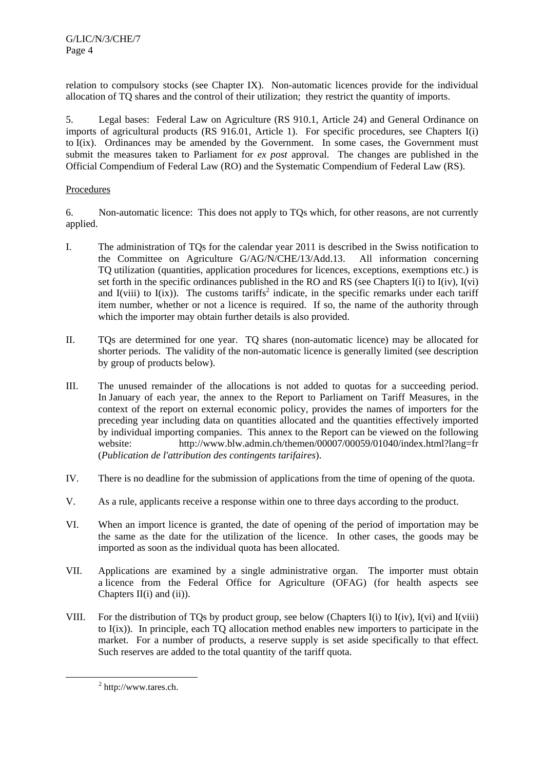relation to compulsory stocks (see Chapter IX). Non-automatic licences provide for the individual allocation of TQ shares and the control of their utilization; they restrict the quantity of imports.

5. Legal bases: Federal Law on Agriculture (RS 910.1, Article 24) and General Ordinance on imports of agricultural products (RS 916.01, Article 1). For specific procedures, see Chapters I(i) to I(ix). Ordinances may be amended by the Government. In some cases, the Government must submit the measures taken to Parliament for *ex post* approval. The changes are published in the Official Compendium of Federal Law (RO) and the Systematic Compendium of Federal Law (RS).

Procedures

6. Non-automatic licence: This does not apply to TQs which, for other reasons, are not currently applied.

I. The administration of TQs for the calendar year 2011 is described in the Swiss notification to the Committee on Agriculture G/AG/N/CHE/13/Add.13. All information concerning TQ utilization (quantities, application procedures for licences, exceptions, exemptions etc.) is set forth in the specific ordinances published in the RO and RS (see Chapters I(i) to I(iv), I(vi) and I(viii) to I(ix)). The customs tariffs[2] indicate, in the specific remarks under each tariff item number, whether or not a licence is required. If so, the name of the authority through which the importer may obtain further details is also provided.

II. TQs are determined for one year. TQ shares (non-automatic licence) may be allocated for shorter periods. The validity of the non-automatic licence is generally limited (see description by group of products below).

III. The unused remainder of the allocations is not added to quotas for a succeeding period. In January of each year, the annex to the Report to Parliament on Tariff Measures, in the context of the report on external economic policy, provides the names of importers for the preceding year including data on quantities allocated and the quantities effectively imported by individual importing companies. This annex to the Report can be viewed on the following website: http://www.blw.admin.ch/themen/00007/00059/01040/index.html?lang=fr (*Publication de l'attribution des contingents tarifaires*).

IV. There is no deadline for the submission of applications from the time of opening of the quota.

V. As a rule, applicants receive a response within one to three days according to the product.

VI. When an import licence is granted, the date of opening of the period of importation may be the same as the date for the utilization of the licence. In other cases, the goods may be imported as soon as the individual quota has been allocated.

VII. Applications are examined by a single administrative organ. The importer must obtain a licence from the Federal Office for Agriculture (OFAG) (for health aspects see Chapters II(i) and (ii)).

VIII. For the distribution of TQs by product group, see below (Chapters I(i) to I(iv), I(vi) and I(viii) to I(ix)). In principle, each TQ allocation method enables new importers to participate in the market. For a number of products, a reserve supply is set aside specifically to that effect. Such reserves are added to the total quantity of the tariff quota.

[2] http://www.tares.ch.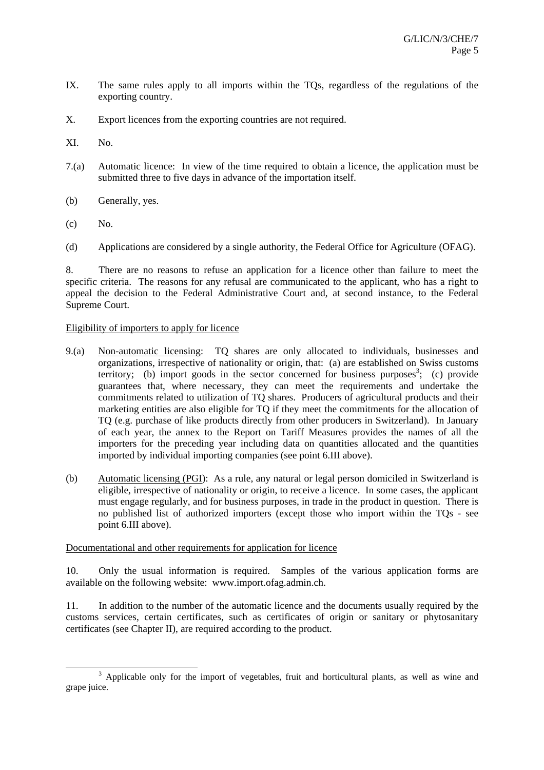IX. The same rules apply to all imports within the TQs, regardless of the regulations of the exporting country.

X. Export licences from the exporting countries are not required.

XI. No.

7.(a) Automatic licence: In view of the time required to obtain a licence, the application must be submitted three to five days in advance of the importation itself.

(b) Generally, yes.

(c) No.

(d) Applications are considered by a single authority, the Federal Office for Agriculture (OFAG).

8. There are no reasons to refuse an application for a licence other than failure to meet the specific criteria. The reasons for any refusal are communicated to the applicant, who has a right to appeal the decision to the Federal Administrative Court and, at second instance, to the Federal Supreme Court.

Eligibility of importers to apply for licence

9.(a) Non-automatic licensing: TQ shares are only allocated to individuals, businesses and organizations, irrespective of nationality or origin, that: (a) are established on Swiss customs territory; (b) import goods in the sector concerned for business purposes[3]; (c) provide guarantees that, where necessary, they can meet the requirements and undertake the commitments related to utilization of TQ shares. Producers of agricultural products and their marketing entities are also eligible for TQ if they meet the commitments for the allocation of TQ (e.g. purchase of like products directly from other producers in Switzerland). In January of each year, the annex to the Report on Tariff Measures provides the names of all the importers for the preceding year including data on quantities allocated and the quantities imported by individual importing companies (see point 6.III above).

(b) Automatic licensing (PGI): As a rule, any natural or legal person domiciled in Switzerland is eligible, irrespective of nationality or origin, to receive a licence. In some cases, the applicant must engage regularly, and for business purposes, in trade in the product in question. There is no published list of authorized importers (except those who import within the TQs - see point 6.III above).

Documentational and other requirements for application for licence

10. Only the usual information is required. Samples of the various application forms are available on the following website: www.import.ofag.admin.ch.

11. In addition to the number of the automatic licence and the documents usually required by the customs services, certain certificates, such as certificates of origin or sanitary or phytosanitary certificates (see Chapter II), are required according to the product.

[3] Applicable only for the import of vegetables, fruit and horticultural plants, as well as wine and grape juice.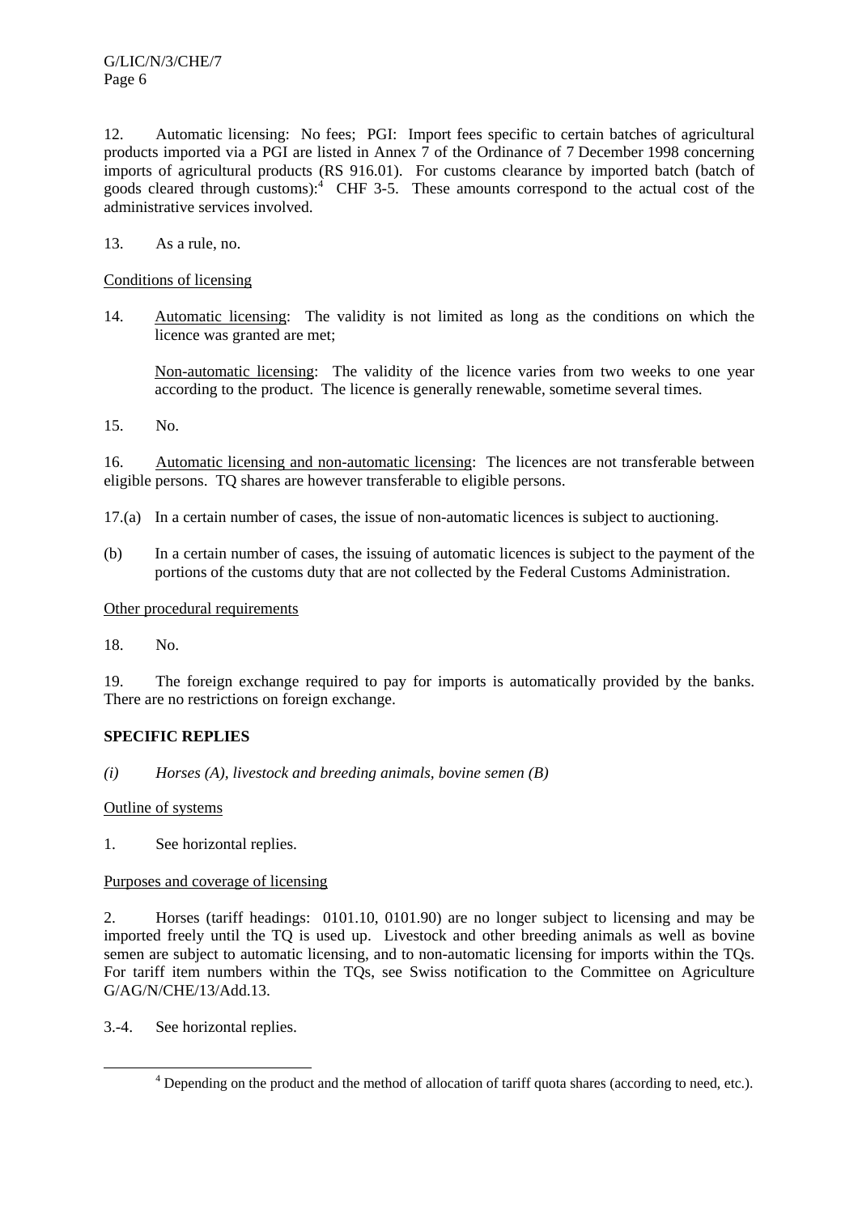12. Automatic licensing: No fees; PGI: Import fees specific to certain batches of agricultural products imported via a PGI are listed in Annex 7 of the Ordinance of 7 December 1998 concerning imports of agricultural products (RS 916.01). For customs clearance by imported batch (batch of goods cleared through customs):[4] CHF 3-5. These amounts correspond to the actual cost of the administrative services involved.

13. As a rule, no.

Conditions of licensing

14. Automatic licensing: The validity is not limited as long as the conditions on which the licence was granted are met;

    Non-automatic licensing: The validity of the licence varies from two weeks to one year according to the product. The licence is generally renewable, sometime several times.

15. No.

16. Automatic licensing and non-automatic licensing: The licences are not transferable between eligible persons. TQ shares are however transferable to eligible persons.

17.(a) In a certain number of cases, the issue of non-automatic licences is subject to auctioning.

(b) In a certain number of cases, the issuing of automatic licences is subject to the payment of the portions of the customs duty that are not collected by the Federal Customs Administration.

Other procedural requirements

18. No.

19. The foreign exchange required to pay for imports is automatically provided by the banks. There are no restrictions on foreign exchange.

## SPECIFIC REPLIES

*(i) Horses (A), livestock and breeding animals, bovine semen (B)*

Outline of systems

1. See horizontal replies.

Purposes and coverage of licensing

2. Horses (tariff headings: 0101.10, 0101.90) are no longer subject to licensing and may be imported freely until the TQ is used up. Livestock and other breeding animals as well as bovine semen are subject to automatic licensing, and to non-automatic licensing for imports within the TQs. For tariff item numbers within the TQs, see Swiss notification to the Committee on Agriculture G/AG/N/CHE/13/Add.13.

3.-4. See horizontal replies.

[4] Depending on the product and the method of allocation of tariff quota shares (according to need, etc.).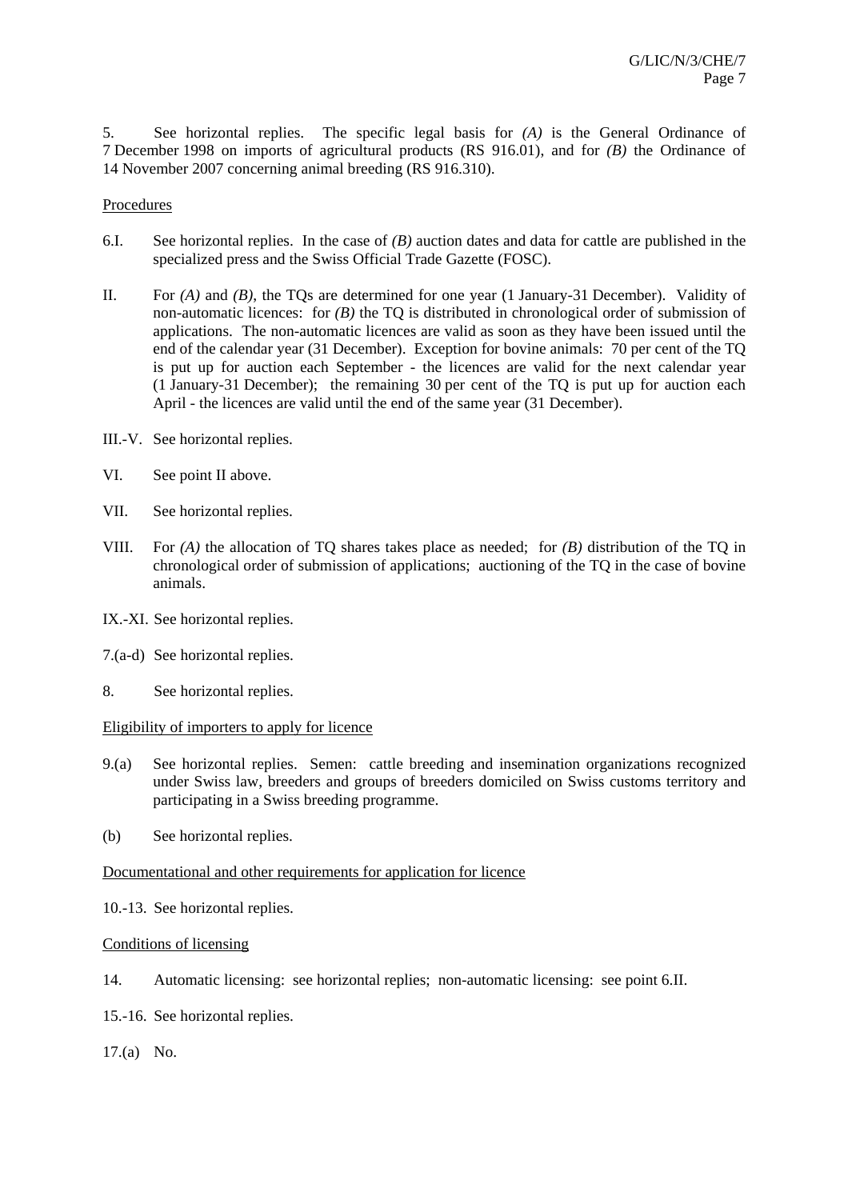5. See horizontal replies. The specific legal basis for *(A)* is the General Ordinance of 7 December 1998 on imports of agricultural products (RS 916.01), and for *(B)* the Ordinance of 14 November 2007 concerning animal breeding (RS 916.310).

Procedures

6.I. See horizontal replies. In the case of *(B)* auction dates and data for cattle are published in the specialized press and the Swiss Official Trade Gazette (FOSC).

II. For *(A)* and *(B)*, the TQs are determined for one year (1 January-31 December). Validity of non-automatic licences: for *(B)* the TQ is distributed in chronological order of submission of applications. The non-automatic licences are valid as soon as they have been issued until the end of the calendar year (31 December). Exception for bovine animals: 70 per cent of the TQ is put up for auction each September - the licences are valid for the next calendar year (1 January-31 December); the remaining 30 per cent of the TQ is put up for auction each April - the licences are valid until the end of the same year (31 December).

III.-V. See horizontal replies.

VI. See point II above.

VII. See horizontal replies.

VIII. For *(A)* the allocation of TQ shares takes place as needed; for *(B)* distribution of the TQ in chronological order of submission of applications; auctioning of the TQ in the case of bovine animals.

IX.-XI. See horizontal replies.

7.(a-d) See horizontal replies.

8. See horizontal replies.

Eligibility of importers to apply for licence

9.(a) See horizontal replies. Semen: cattle breeding and insemination organizations recognized under Swiss law, breeders and groups of breeders domiciled on Swiss customs territory and participating in a Swiss breeding programme.

(b) See horizontal replies.

Documentational and other requirements for application for licence

10.-13. See horizontal replies.

Conditions of licensing

14. Automatic licensing: see horizontal replies; non-automatic licensing: see point 6.II.

15.-16. See horizontal replies.

17.(a) No.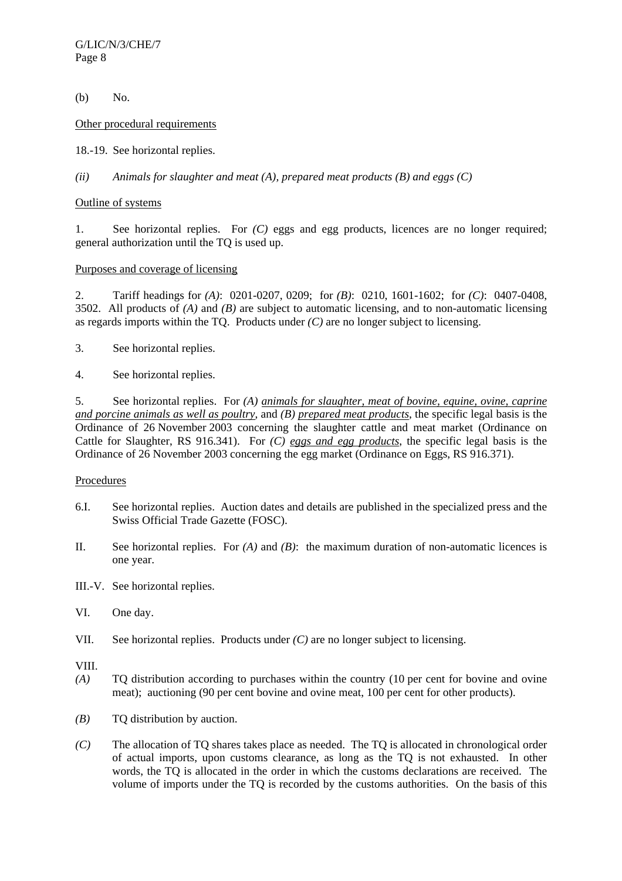(b) No.

Other procedural requirements

18.-19. See horizontal replies.

*(ii) Animals for slaughter and meat (A), prepared meat products (B) and eggs (C)*

Outline of systems

1. See horizontal replies. For *(C)* eggs and egg products, licences are no longer required; general authorization until the TQ is used up.

Purposes and coverage of licensing

2. Tariff headings for *(A)*: 0201-0207, 0209; for *(B)*: 0210, 1601-1602; for *(C)*: 0407-0408, 3502. All products of *(A)* and *(B)* are subject to automatic licensing, and to non-automatic licensing as regards imports within the TQ. Products under *(C)* are no longer subject to licensing.

3. See horizontal replies.

4. See horizontal replies.

5. See horizontal replies. For *(A)* *animals for slaughter, meat of bovine, equine, ovine, caprine and porcine animals as well as poultry*, and *(B)* *prepared meat products*, the specific legal basis is the Ordinance of 26 November 2003 concerning the slaughter cattle and meat market (Ordinance on Cattle for Slaughter, RS 916.341). For *(C)* *eggs and egg products*, the specific legal basis is the Ordinance of 26 November 2003 concerning the egg market (Ordinance on Eggs, RS 916.371).

Procedures

6.I. See horizontal replies. Auction dates and details are published in the specialized press and the Swiss Official Trade Gazette (FOSC).

II. See horizontal replies. For *(A)* and *(B)*: the maximum duration of non-automatic licences is one year.

III.-V. See horizontal replies.

VI. One day.

VII. See horizontal replies. Products under *(C)* are no longer subject to licensing.

VIII.

*(A)* TQ distribution according to purchases within the country (10 per cent for bovine and ovine meat); auctioning (90 per cent bovine and ovine meat, 100 per cent for other products).

*(B)* TQ distribution by auction.

*(C)* The allocation of TQ shares takes place as needed. The TQ is allocated in chronological order of actual imports, upon customs clearance, as long as the TQ is not exhausted. In other words, the TQ is allocated in the order in which the customs declarations are received. The volume of imports under the TQ is recorded by the customs authorities. On the basis of this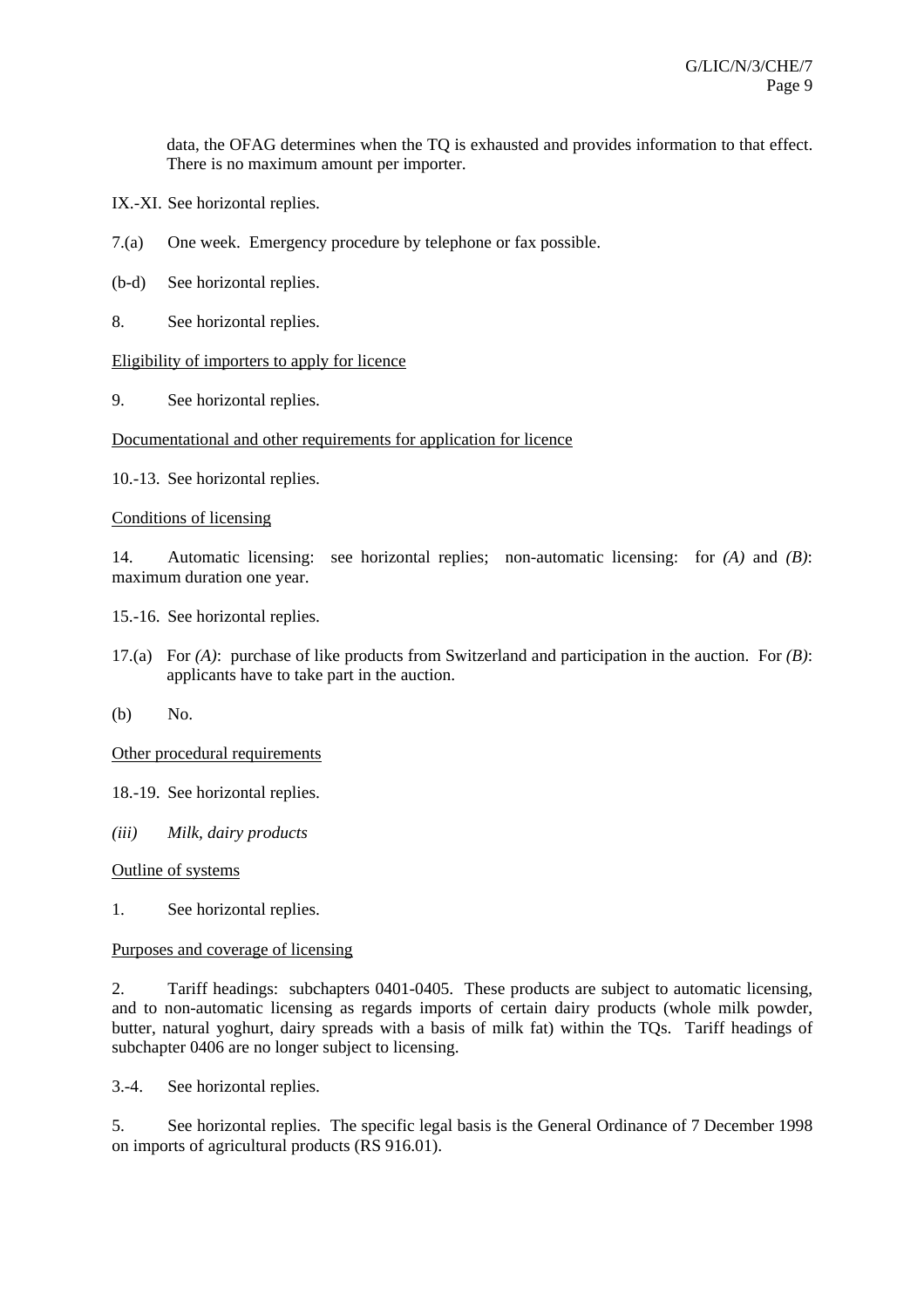data, the OFAG determines when the TQ is exhausted and provides information to that effect. There is no maximum amount per importer.

IX.-XI. See horizontal replies.

7.(a) One week. Emergency procedure by telephone or fax possible.

(b-d) See horizontal replies.

8. See horizontal replies.

<u>Eligibility of importers to apply for licence</u>

9. See horizontal replies.

<u>Documentational and other requirements for application for licence</u>

10.-13. See horizontal replies.

<u>Conditions of licensing</u>

14. Automatic licensing: see horizontal replies; non-automatic licensing: for *(A)* and *(B)*: maximum duration one year.

15.-16. See horizontal replies.

17.(a) For *(A)*: purchase of like products from Switzerland and participation in the auction. For *(B)*: applicants have to take part in the auction.

(b) No.

<u>Other procedural requirements</u>

18.-19. See horizontal replies.

*(iii) Milk, dairy products*

<u>Outline of systems</u>

1. See horizontal replies.

<u>Purposes and coverage of licensing</u>

2. Tariff headings: subchapters 0401-0405. These products are subject to automatic licensing, and to non-automatic licensing as regards imports of certain dairy products (whole milk powder, butter, natural yoghurt, dairy spreads with a basis of milk fat) within the TQs. Tariff headings of subchapter 0406 are no longer subject to licensing.

3.-4. See horizontal replies.

5. See horizontal replies. The specific legal basis is the General Ordinance of 7 December 1998 on imports of agricultural products (RS 916.01).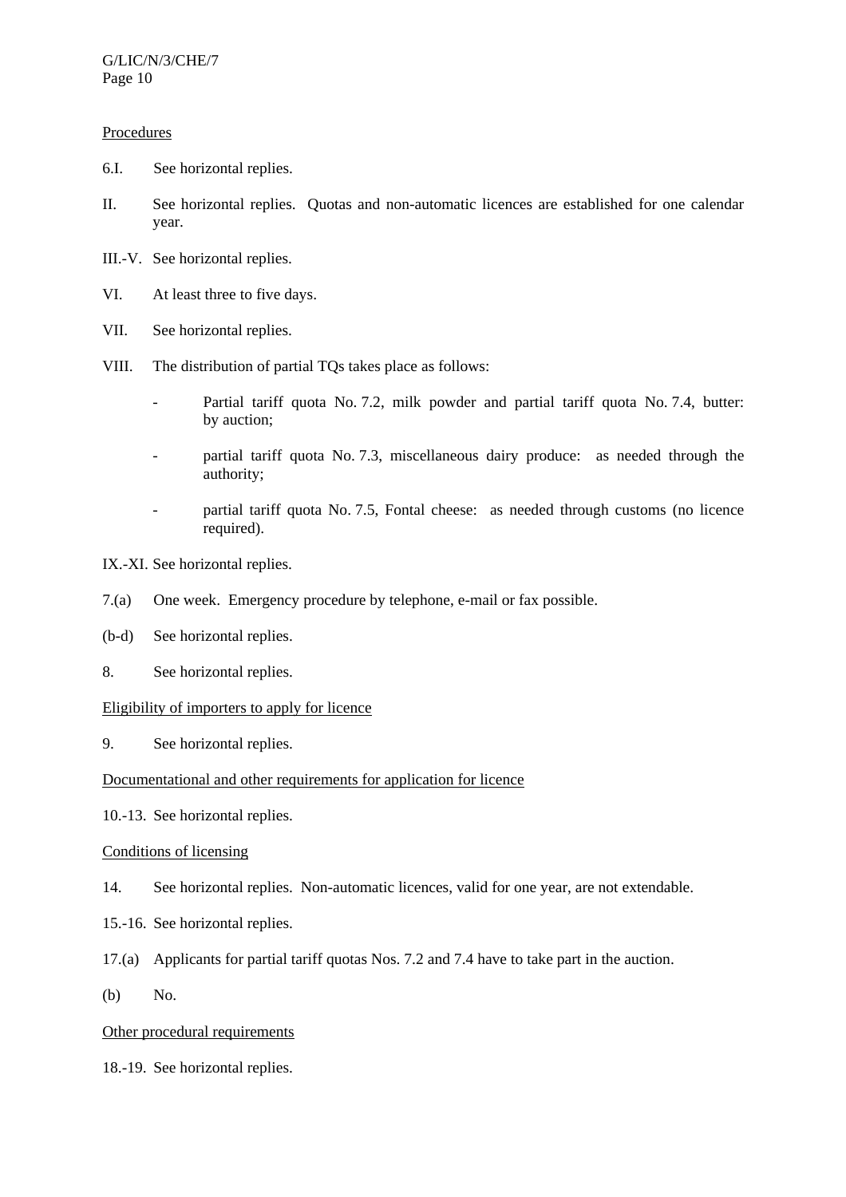Procedures

6.I. See horizontal replies.

II. See horizontal replies. Quotas and non-automatic licences are established for one calendar year.

III.-V. See horizontal replies.

VI. At least three to five days.

VII. See horizontal replies.

VIII. The distribution of partial TQs takes place as follows:

- Partial tariff quota No. 7.2, milk powder and partial tariff quota No. 7.4, butter: by auction;
- partial tariff quota No. 7.3, miscellaneous dairy produce: as needed through the authority;
- partial tariff quota No. 7.5, Fontal cheese: as needed through customs (no licence required).

IX.-XI. See horizontal replies.

7.(a) One week. Emergency procedure by telephone, e-mail or fax possible.

(b-d) See horizontal replies.

8. See horizontal replies.

Eligibility of importers to apply for licence

9. See horizontal replies.

Documentational and other requirements for application for licence

10.-13. See horizontal replies.

Conditions of licensing

14. See horizontal replies. Non-automatic licences, valid for one year, are not extendable.

15.-16. See horizontal replies.

17.(a) Applicants for partial tariff quotas Nos. 7.2 and 7.4 have to take part in the auction.

(b) No.

Other procedural requirements

18.-19. See horizontal replies.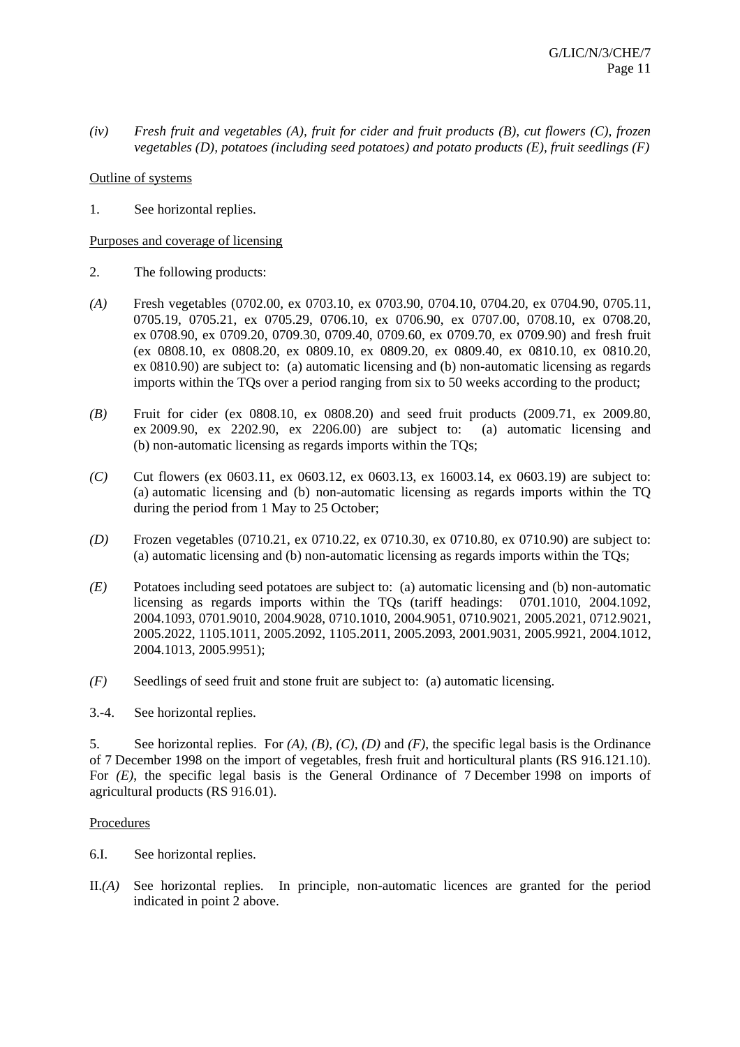*(iv) Fresh fruit and vegetables (A), fruit for cider and fruit products (B), cut flowers (C), frozen vegetables (D), potatoes (including seed potatoes) and potato products (E), fruit seedlings (F)*

Outline of systems

1. See horizontal replies.

Purposes and coverage of licensing

2. The following products:

*(A)* Fresh vegetables (0702.00, ex 0703.10, ex 0703.90, 0704.10, 0704.20, ex 0704.90, 0705.11, 0705.19, 0705.21, ex 0705.29, 0706.10, ex 0706.90, ex 0707.00, 0708.10, ex 0708.20, ex 0708.90, ex 0709.20, 0709.30, 0709.40, 0709.60, ex 0709.70, ex 0709.90) and fresh fruit (ex 0808.10, ex 0808.20, ex 0809.10, ex 0809.20, ex 0809.40, ex 0810.10, ex 0810.20, ex 0810.90) are subject to: (a) automatic licensing and (b) non-automatic licensing as regards imports within the TQs over a period ranging from six to 50 weeks according to the product;

*(B)* Fruit for cider (ex 0808.10, ex 0808.20) and seed fruit products (2009.71, ex 2009.80, ex 2009.90, ex 2202.90, ex 2206.00) are subject to: (a) automatic licensing and (b) non-automatic licensing as regards imports within the TQs;

*(C)* Cut flowers (ex 0603.11, ex 0603.12, ex 0603.13, ex 16003.14, ex 0603.19) are subject to: (a) automatic licensing and (b) non-automatic licensing as regards imports within the TQ during the period from 1 May to 25 October;

*(D)* Frozen vegetables (0710.21, ex 0710.22, ex 0710.30, ex 0710.80, ex 0710.90) are subject to: (a) automatic licensing and (b) non-automatic licensing as regards imports within the TQs;

*(E)* Potatoes including seed potatoes are subject to: (a) automatic licensing and (b) non-automatic licensing as regards imports within the TQs (tariff headings: 0701.1010, 2004.1092, 2004.1093, 0701.9010, 2004.9028, 0710.1010, 2004.9051, 0710.9021, 2005.2021, 0712.9021, 2005.2022, 1105.1011, 2005.2092, 1105.2011, 2005.2093, 2001.9031, 2005.9921, 2004.1012, 2004.1013, 2005.9951);

*(F)* Seedlings of seed fruit and stone fruit are subject to: (a) automatic licensing.

3.-4. See horizontal replies.

5. See horizontal replies. For *(A)*, *(B)*, *(C)*, *(D)* and *(F)*, the specific legal basis is the Ordinance of 7 December 1998 on the import of vegetables, fresh fruit and horticultural plants (RS 916.121.10). For *(E)*, the specific legal basis is the General Ordinance of 7 December 1998 on imports of agricultural products (RS 916.01).

Procedures

6.I. See horizontal replies.

II.*(A)* See horizontal replies. In principle, non-automatic licences are granted for the period indicated in point 2 above.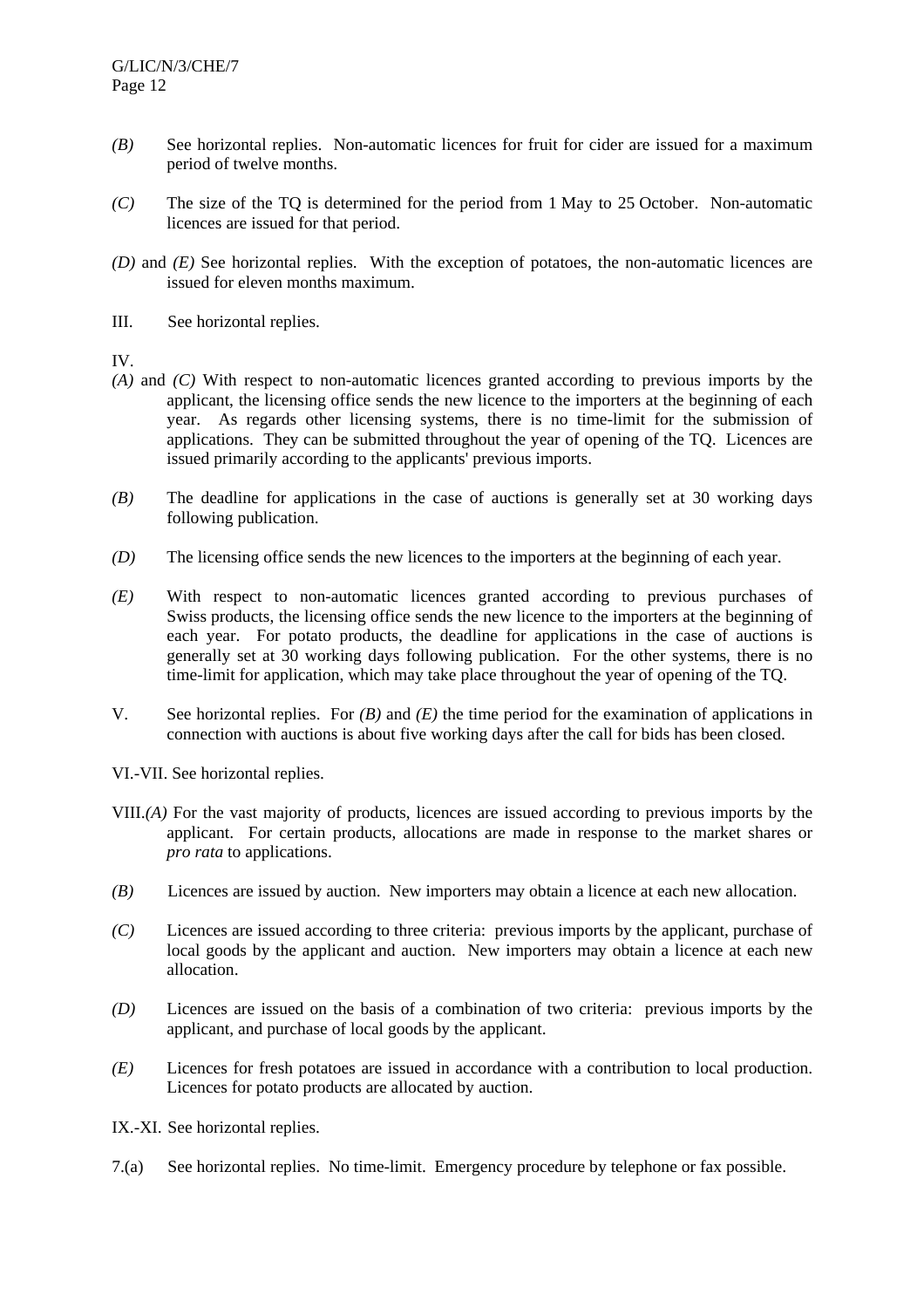*(B)* See horizontal replies. Non-automatic licences for fruit for cider are issued for a maximum period of twelve months.

*(C)* The size of the TQ is determined for the period from 1 May to 25 October. Non-automatic licences are issued for that period.

*(D)* and *(E)* See horizontal replies. With the exception of potatoes, the non-automatic licences are issued for eleven months maximum.

III. See horizontal replies.

IV.

*(A)* and *(C)* With respect to non-automatic licences granted according to previous imports by the applicant, the licensing office sends the new licence to the importers at the beginning of each year. As regards other licensing systems, there is no time-limit for the submission of applications. They can be submitted throughout the year of opening of the TQ. Licences are issued primarily according to the applicants' previous imports.

*(B)* The deadline for applications in the case of auctions is generally set at 30 working days following publication.

*(D)* The licensing office sends the new licences to the importers at the beginning of each year.

*(E)* With respect to non-automatic licences granted according to previous purchases of Swiss products, the licensing office sends the new licence to the importers at the beginning of each year. For potato products, the deadline for applications in the case of auctions is generally set at 30 working days following publication. For the other systems, there is no time-limit for application, which may take place throughout the year of opening of the TQ.

V. See horizontal replies. For *(B)* and *(E)* the time period for the examination of applications in connection with auctions is about five working days after the call for bids has been closed.

VI.-VII. See horizontal replies.

VIII.*(A)* For the vast majority of products, licences are issued according to previous imports by the applicant. For certain products, allocations are made in response to the market shares or *pro rata* to applications.

*(B)* Licences are issued by auction. New importers may obtain a licence at each new allocation.

*(C)* Licences are issued according to three criteria: previous imports by the applicant, purchase of local goods by the applicant and auction. New importers may obtain a licence at each new allocation.

*(D)* Licences are issued on the basis of a combination of two criteria: previous imports by the applicant, and purchase of local goods by the applicant.

*(E)* Licences for fresh potatoes are issued in accordance with a contribution to local production. Licences for potato products are allocated by auction.

IX.-XI. See horizontal replies.

7.(a) See horizontal replies. No time-limit. Emergency procedure by telephone or fax possible.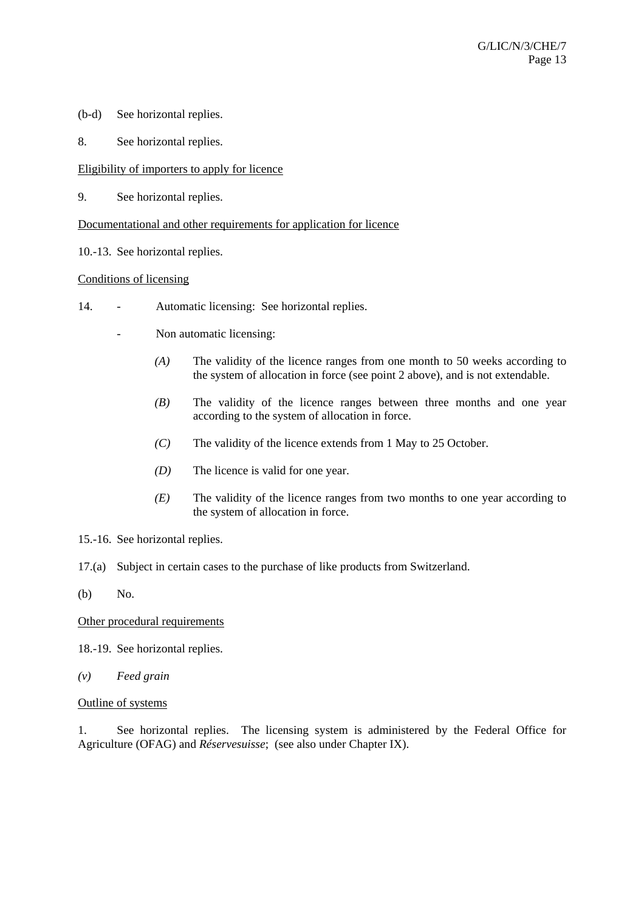(b-d) See horizontal replies.

8. See horizontal replies.

Eligibility of importers to apply for licence

9. See horizontal replies.

Documentational and other requirements for application for licence

10.-13. See horizontal replies.

Conditions of licensing

14. - Automatic licensing: See horizontal replies.

- Non automatic licensing:

  *(A)* The validity of the licence ranges from one month to 50 weeks according to the system of allocation in force (see point 2 above), and is not extendable.

  *(B)* The validity of the licence ranges between three months and one year according to the system of allocation in force.

  *(C)* The validity of the licence extends from 1 May to 25 October.

  *(D)* The licence is valid for one year.

  *(E)* The validity of the licence ranges from two months to one year according to the system of allocation in force.

15.-16. See horizontal replies.

17.(a) Subject in certain cases to the purchase of like products from Switzerland.

(b) No.

Other procedural requirements

18.-19. See horizontal replies.

*(v) Feed grain*

Outline of systems

1. See horizontal replies. The licensing system is administered by the Federal Office for Agriculture (OFAG) and *Réservesuisse*; (see also under Chapter IX).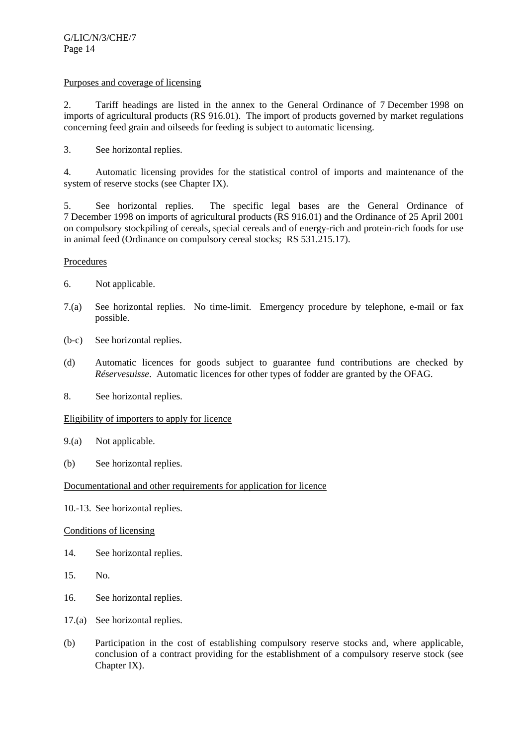Purposes and coverage of licensing

2. Tariff headings are listed in the annex to the General Ordinance of 7 December 1998 on imports of agricultural products (RS 916.01). The import of products governed by market regulations concerning feed grain and oilseeds for feeding is subject to automatic licensing.

3. See horizontal replies.

4. Automatic licensing provides for the statistical control of imports and maintenance of the system of reserve stocks (see Chapter IX).

5. See horizontal replies. The specific legal bases are the General Ordinance of 7 December 1998 on imports of agricultural products (RS 916.01) and the Ordinance of 25 April 2001 on compulsory stockpiling of cereals, special cereals and of energy-rich and protein-rich foods for use in animal feed (Ordinance on compulsory cereal stocks; RS 531.215.17).

Procedures

6. Not applicable.

7.(a) See horizontal replies. No time-limit. Emergency procedure by telephone, e-mail or fax possible.

(b-c) See horizontal replies.

(d) Automatic licences for goods subject to guarantee fund contributions are checked by *Réservesuisse*. Automatic licences for other types of fodder are granted by the OFAG.

8. See horizontal replies.

Eligibility of importers to apply for licence

9.(a) Not applicable.

(b) See horizontal replies.

Documentational and other requirements for application for licence

10.-13. See horizontal replies.

Conditions of licensing

14. See horizontal replies.

15. No.

16. See horizontal replies.

17.(a) See horizontal replies.

(b) Participation in the cost of establishing compulsory reserve stocks and, where applicable, conclusion of a contract providing for the establishment of a compulsory reserve stock (see Chapter IX).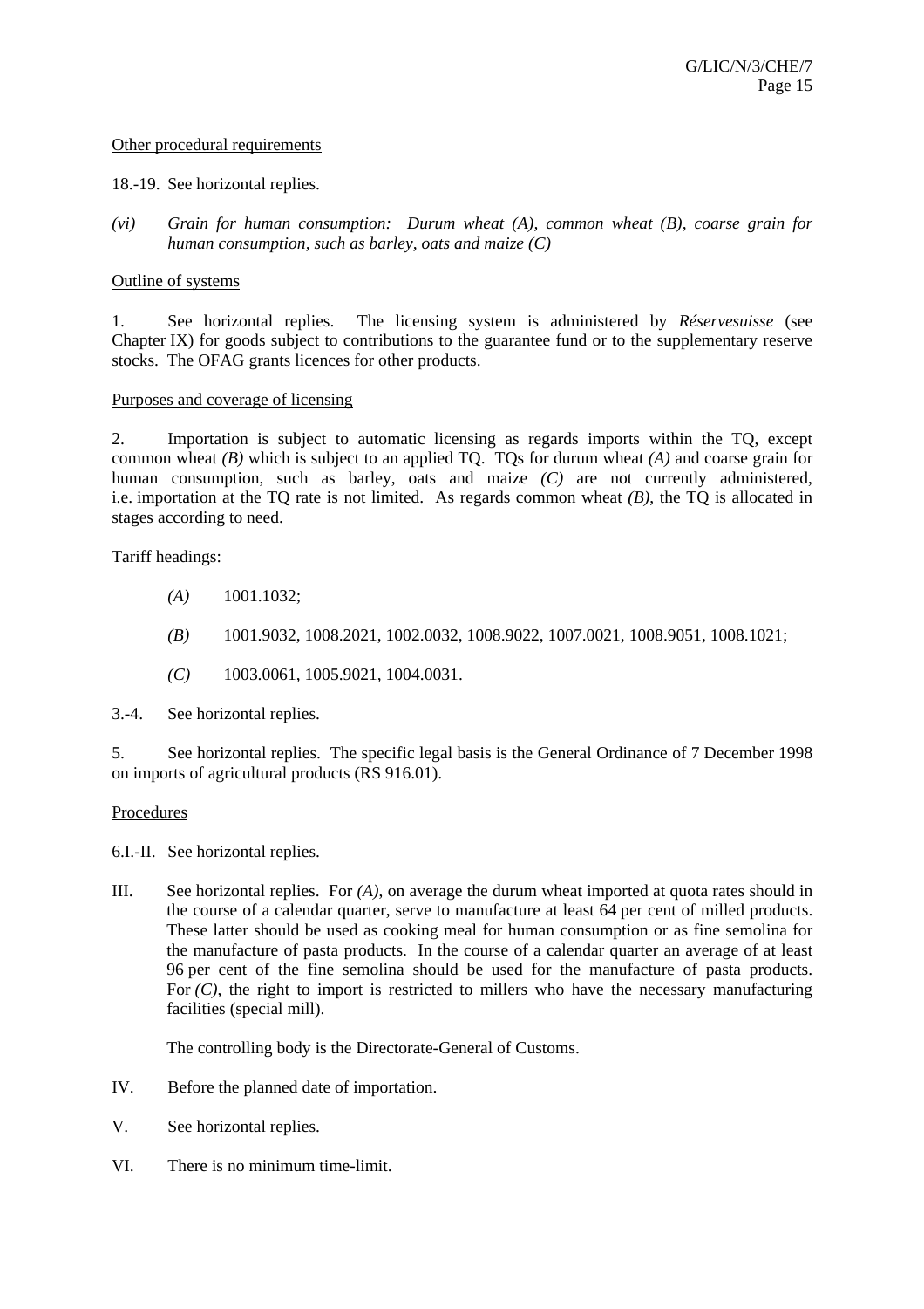Other procedural requirements

18.-19. See horizontal replies.

*(vi) Grain for human consumption: Durum wheat (A), common wheat (B), coarse grain for human consumption, such as barley, oats and maize (C)*

Outline of systems

1. See horizontal replies. The licensing system is administered by *Réservesuisse* (see Chapter IX) for goods subject to contributions to the guarantee fund or to the supplementary reserve stocks. The OFAG grants licences for other products.

Purposes and coverage of licensing

2. Importation is subject to automatic licensing as regards imports within the TQ, except common wheat *(B)* which is subject to an applied TQ. TQs for durum wheat *(A)* and coarse grain for human consumption, such as barley, oats and maize *(C)* are not currently administered, i.e. importation at the TQ rate is not limited. As regards common wheat *(B)*, the TQ is allocated in stages according to need.

Tariff headings:

- *(A)* 1001.1032;
- *(B)* 1001.9032, 1008.2021, 1002.0032, 1008.9022, 1007.0021, 1008.9051, 1008.1021;
- *(C)* 1003.0061, 1005.9021, 1004.0031.

3.-4. See horizontal replies.

5. See horizontal replies. The specific legal basis is the General Ordinance of 7 December 1998 on imports of agricultural products (RS 916.01).

Procedures

6.I.-II. See horizontal replies.

III. See horizontal replies. For *(A)*, on average the durum wheat imported at quota rates should in the course of a calendar quarter, serve to manufacture at least 64 per cent of milled products. These latter should be used as cooking meal for human consumption or as fine semolina for the manufacture of pasta products. In the course of a calendar quarter an average of at least 96 per cent of the fine semolina should be used for the manufacture of pasta products. For *(C)*, the right to import is restricted to millers who have the necessary manufacturing facilities (special mill).

The controlling body is the Directorate-General of Customs.

IV. Before the planned date of importation.

V. See horizontal replies.

VI. There is no minimum time-limit.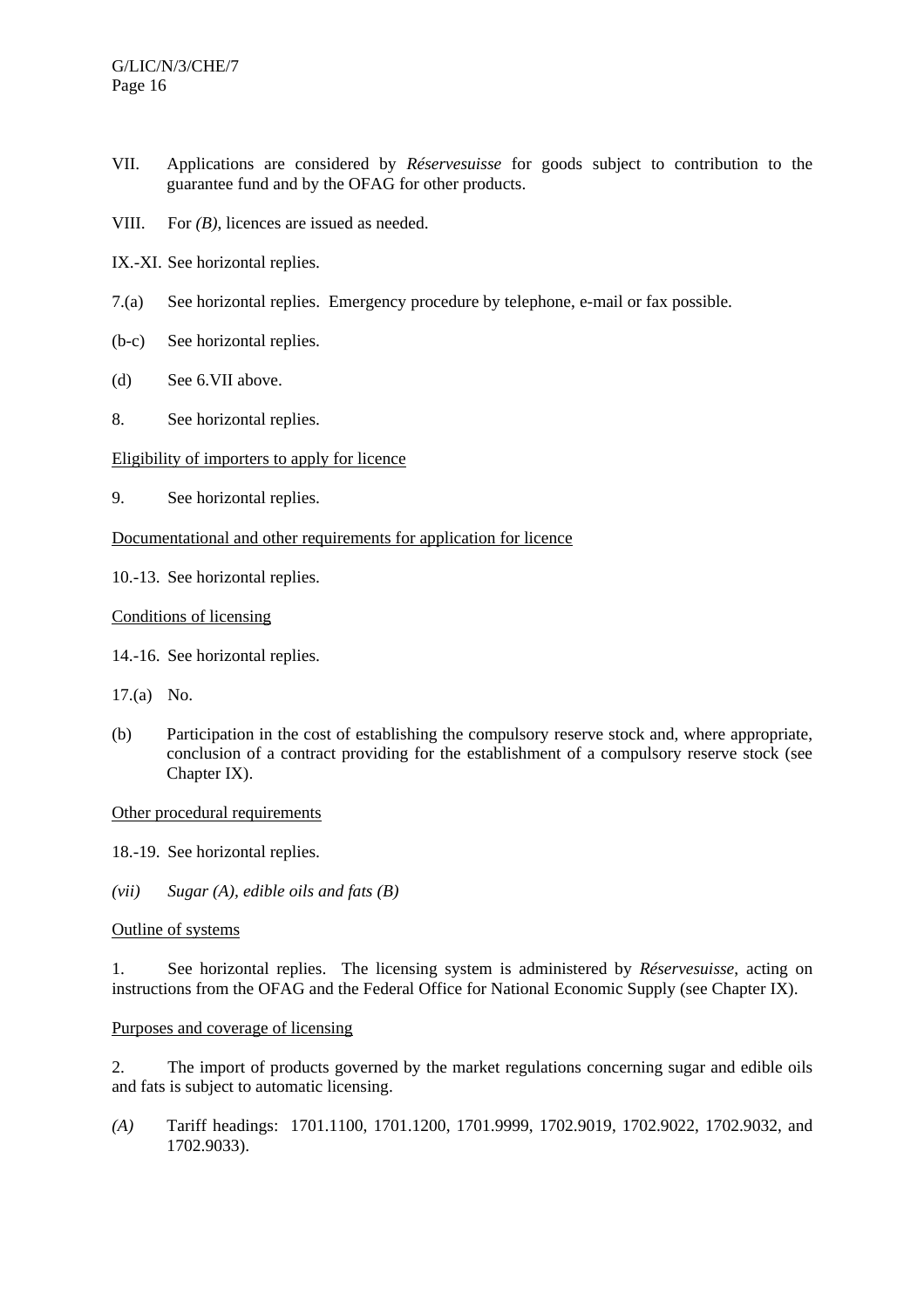VII. Applications are considered by *Réservesuisse* for goods subject to contribution to the guarantee fund and by the OFAG for other products.

VIII. For *(B)*, licences are issued as needed.

IX.-XI. See horizontal replies.

7.(a) See horizontal replies. Emergency procedure by telephone, e-mail or fax possible.

(b-c) See horizontal replies.

(d) See 6.VII above.

8. See horizontal replies.

Eligibility of importers to apply for licence

9. See horizontal replies.

Documentational and other requirements for application for licence

10.-13. See horizontal replies.

Conditions of licensing

14.-16. See horizontal replies.

17.(a) No.

(b) Participation in the cost of establishing the compulsory reserve stock and, where appropriate, conclusion of a contract providing for the establishment of a compulsory reserve stock (see Chapter IX).

Other procedural requirements

18.-19. See horizontal replies.

*(vii) Sugar (A), edible oils and fats (B)*

Outline of systems

1. See horizontal replies. The licensing system is administered by *Réservesuisse*, acting on instructions from the OFAG and the Federal Office for National Economic Supply (see Chapter IX).

Purposes and coverage of licensing

2. The import of products governed by the market regulations concerning sugar and edible oils and fats is subject to automatic licensing.

*(A)* Tariff headings: 1701.1100, 1701.1200, 1701.9999, 1702.9019, 1702.9022, 1702.9032, and 1702.9033).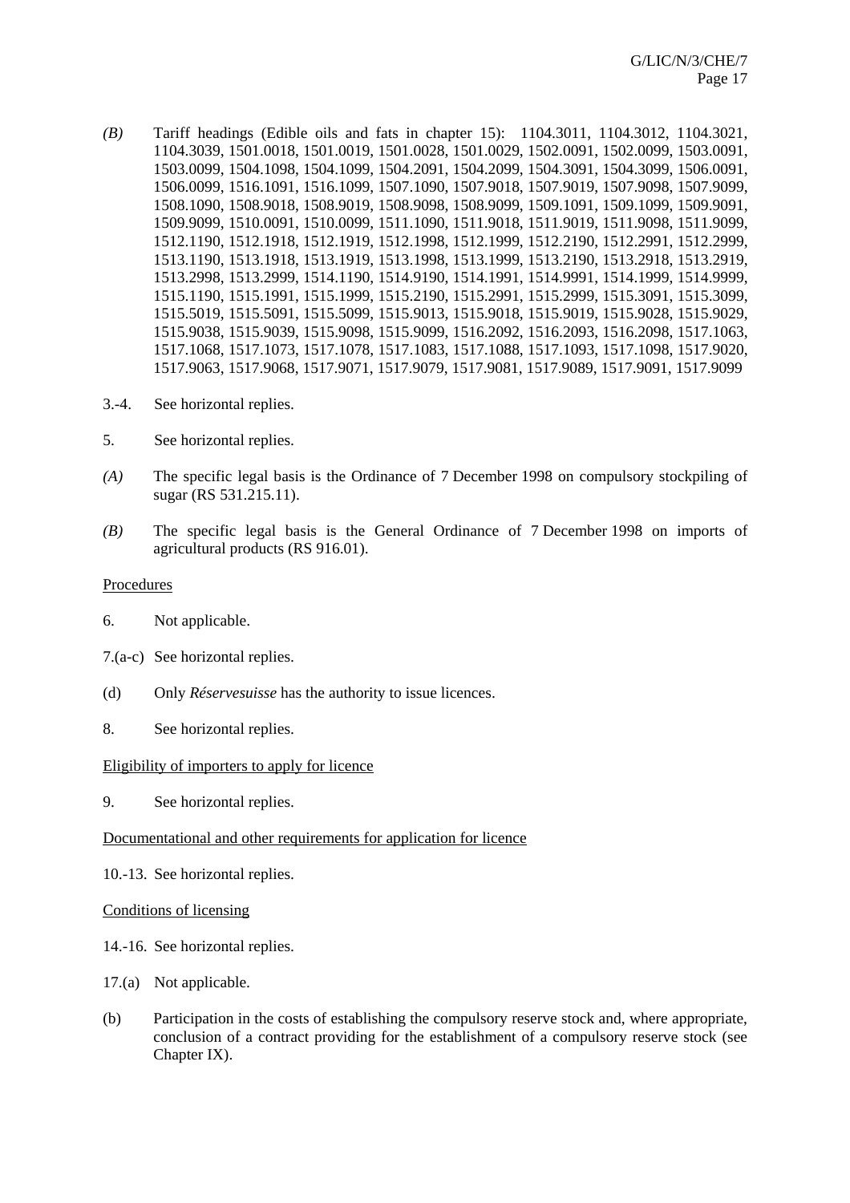*(B)* Tariff headings (Edible oils and fats in chapter 15): 1104.3011, 1104.3012, 1104.3021, 1104.3039, 1501.0018, 1501.0019, 1501.0028, 1501.0029, 1502.0091, 1502.0099, 1503.0091, 1503.0099, 1504.1098, 1504.1099, 1504.2091, 1504.2099, 1504.3091, 1504.3099, 1506.0091, 1506.0099, 1516.1091, 1516.1099, 1507.1090, 1507.9018, 1507.9019, 1507.9098, 1507.9099, 1508.1090, 1508.9018, 1508.9019, 1508.9098, 1508.9099, 1509.1091, 1509.1099, 1509.9091, 1509.9099, 1510.0091, 1510.0099, 1511.1090, 1511.9018, 1511.9019, 1511.9098, 1511.9099, 1512.1190, 1512.1918, 1512.1919, 1512.1998, 1512.1999, 1512.2190, 1512.2991, 1512.2999, 1513.1190, 1513.1918, 1513.1919, 1513.1998, 1513.1999, 1513.2190, 1513.2918, 1513.2919, 1513.2998, 1513.2999, 1514.1190, 1514.9190, 1514.1991, 1514.9991, 1514.1999, 1514.9999, 1515.1190, 1515.1991, 1515.1999, 1515.2190, 1515.2991, 1515.2999, 1515.3091, 1515.3099, 1515.5019, 1515.5091, 1515.5099, 1515.9013, 1515.9018, 1515.9019, 1515.9028, 1515.9029, 1515.9038, 1515.9039, 1515.9098, 1515.9099, 1516.2092, 1516.2093, 1516.2098, 1517.1063, 1517.1068, 1517.1073, 1517.1078, 1517.1083, 1517.1088, 1517.1093, 1517.1098, 1517.9020, 1517.9063, 1517.9068, 1517.9071, 1517.9079, 1517.9081, 1517.9089, 1517.9091, 1517.9099

3.-4. See horizontal replies.

5. See horizontal replies.

*(A)* The specific legal basis is the Ordinance of 7 December 1998 on compulsory stockpiling of sugar (RS 531.215.11).

*(B)* The specific legal basis is the General Ordinance of 7 December 1998 on imports of agricultural products (RS 916.01).

<u>Procedures</u>

6. Not applicable.

7.(a-c) See horizontal replies.

(d) Only *Réservesuisse* has the authority to issue licences.

8. See horizontal replies.

<u>Eligibility of importers to apply for licence</u>

9. See horizontal replies.

<u>Documentational and other requirements for application for licence</u>

10.-13. See horizontal replies.

<u>Conditions of licensing</u>

14.-16. See horizontal replies.

17.(a) Not applicable.

(b) Participation in the costs of establishing the compulsory reserve stock and, where appropriate, conclusion of a contract providing for the establishment of a compulsory reserve stock (see Chapter IX).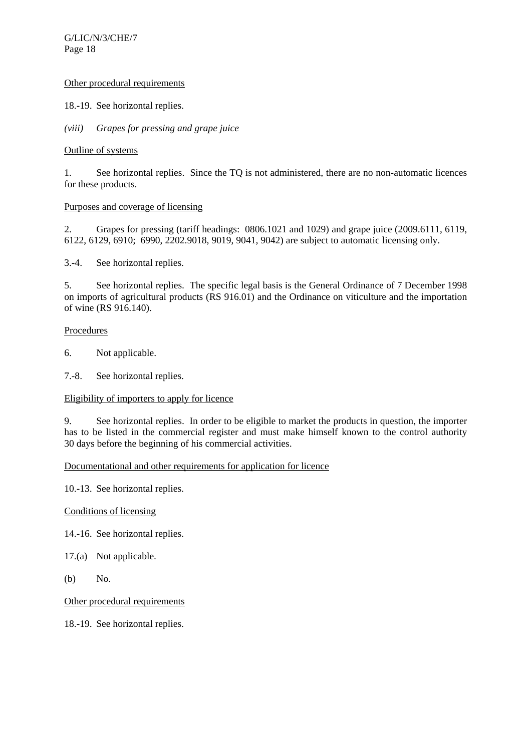Other procedural requirements

18.-19. See horizontal replies.

*(viii) Grapes for pressing and grape juice*

Outline of systems

1. See horizontal replies. Since the TQ is not administered, there are no non-automatic licences for these products.

Purposes and coverage of licensing

2. Grapes for pressing (tariff headings: 0806.1021 and 1029) and grape juice (2009.6111, 6119, 6122, 6129, 6910; 6990, 2202.9018, 9019, 9041, 9042) are subject to automatic licensing only.

3.-4. See horizontal replies.

5. See horizontal replies. The specific legal basis is the General Ordinance of 7 December 1998 on imports of agricultural products (RS 916.01) and the Ordinance on viticulture and the importation of wine (RS 916.140).

Procedures

6. Not applicable.

7.-8. See horizontal replies.

Eligibility of importers to apply for licence

9. See horizontal replies. In order to be eligible to market the products in question, the importer has to be listed in the commercial register and must make himself known to the control authority 30 days before the beginning of his commercial activities.

Documentational and other requirements for application for licence

10.-13. See horizontal replies.

Conditions of licensing

14.-16. See horizontal replies.

17.(a) Not applicable.

(b) No.

Other procedural requirements

18.-19. See horizontal replies.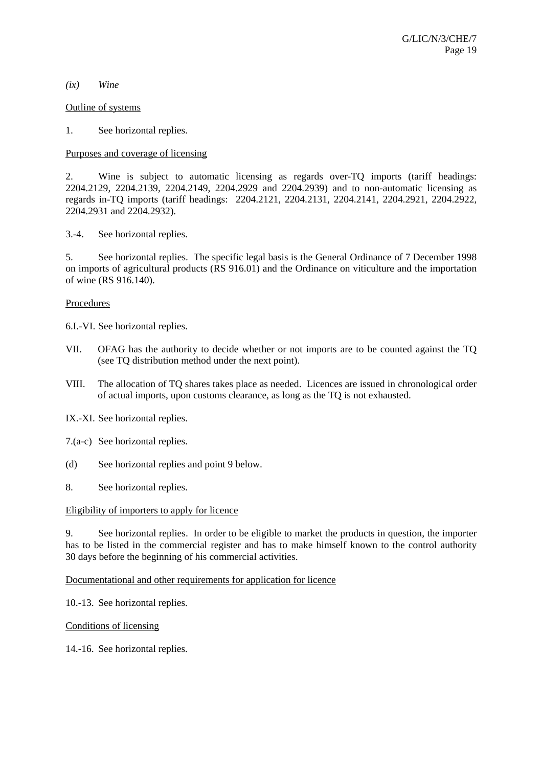*(ix) Wine*

Outline of systems

1. See horizontal replies.

Purposes and coverage of licensing

2. Wine is subject to automatic licensing as regards over-TQ imports (tariff headings: 2204.2129, 2204.2139, 2204.2149, 2204.2929 and 2204.2939) and to non-automatic licensing as regards in-TQ imports (tariff headings: 2204.2121, 2204.2131, 2204.2141, 2204.2921, 2204.2922, 2204.2931 and 2204.2932).

3.-4. See horizontal replies.

5. See horizontal replies. The specific legal basis is the General Ordinance of 7 December 1998 on imports of agricultural products (RS 916.01) and the Ordinance on viticulture and the importation of wine (RS 916.140).

Procedures

6.I.-VI. See horizontal replies.

VII. OFAG has the authority to decide whether or not imports are to be counted against the TQ (see TQ distribution method under the next point).

VIII. The allocation of TQ shares takes place as needed. Licences are issued in chronological order of actual imports, upon customs clearance, as long as the TQ is not exhausted.

IX.-XI. See horizontal replies.

7.(a-c) See horizontal replies.

(d) See horizontal replies and point 9 below.

8. See horizontal replies.

Eligibility of importers to apply for licence

9. See horizontal replies. In order to be eligible to market the products in question, the importer has to be listed in the commercial register and has to make himself known to the control authority 30 days before the beginning of his commercial activities.

Documentational and other requirements for application for licence

10.-13. See horizontal replies.

Conditions of licensing

14.-16. See horizontal replies.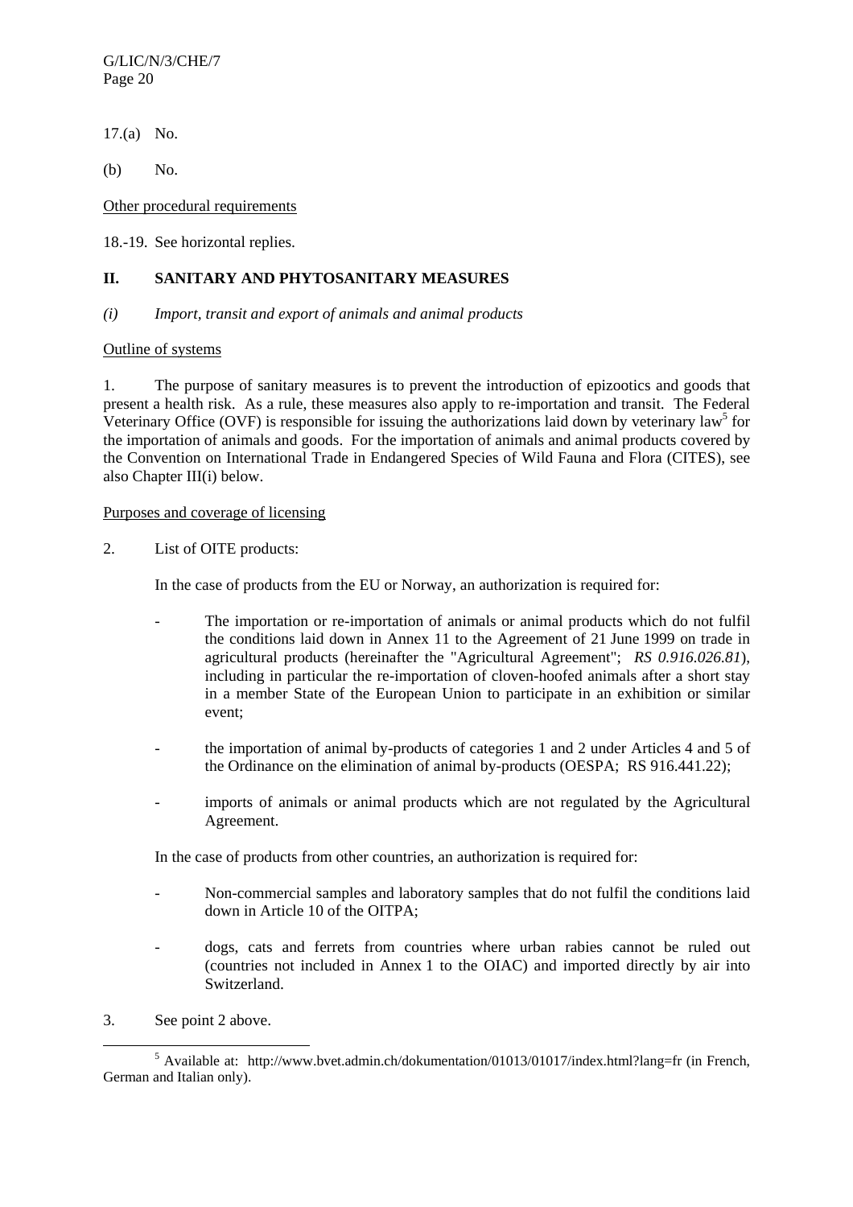17.(a) No.

(b) No.

Other procedural requirements

18.-19. See horizontal replies.

## II. SANITARY AND PHYTOSANITARY MEASURES

### *(i) Import, transit and export of animals and animal products*

Outline of systems

1. The purpose of sanitary measures is to prevent the introduction of epizootics and goods that present a health risk. As a rule, these measures also apply to re-importation and transit. The Federal Veterinary Office (OVF) is responsible for issuing the authorizations laid down by veterinary law[5] for the importation of animals and goods. For the importation of animals and animal products covered by the Convention on International Trade in Endangered Species of Wild Fauna and Flora (CITES), see also Chapter III(i) below.

Purposes and coverage of licensing

2. List of OITE products:

   In the case of products from the EU or Norway, an authorization is required for:

   - The importation or re-importation of animals or animal products which do not fulfil the conditions laid down in Annex 11 to the Agreement of 21 June 1999 on trade in agricultural products (hereinafter the "Agricultural Agreement"; *RS 0.916.026.81*), including in particular the re-importation of cloven-hoofed animals after a short stay in a member State of the European Union to participate in an exhibition or similar event;
   - the importation of animal by-products of categories 1 and 2 under Articles 4 and 5 of the Ordinance on the elimination of animal by-products (OESPA; RS 916.441.22);
   - imports of animals or animal products which are not regulated by the Agricultural Agreement.

   In the case of products from other countries, an authorization is required for:

   - Non-commercial samples and laboratory samples that do not fulfil the conditions laid down in Article 10 of the OITPA;
   - dogs, cats and ferrets from countries where urban rabies cannot be ruled out (countries not included in Annex 1 to the OIAC) and imported directly by air into Switzerland.

3. See point 2 above.

[5] Available at: http://www.bvet.admin.ch/dokumentation/01013/01017/index.html?lang=fr (in French, German and Italian only).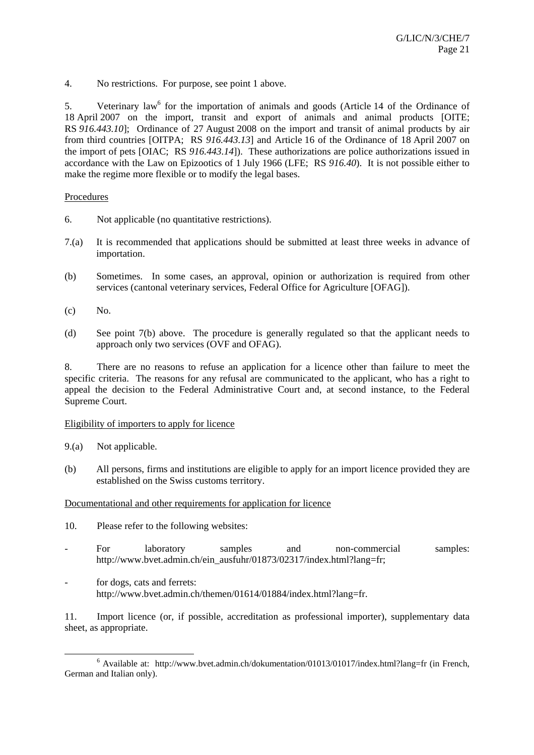4. No restrictions. For purpose, see point 1 above.

5. Veterinary law[6] for the importation of animals and goods (Article 14 of the Ordinance of 18 April 2007 on the import, transit and export of animals and animal products [OITE; RS *916.443.10*]; Ordinance of 27 August 2008 on the import and transit of animal products by air from third countries [OITPA; RS *916.443.13*] and Article 16 of the Ordinance of 18 April 2007 on the import of pets [OIAC; RS *916.443.14*]). These authorizations are police authorizations issued in accordance with the Law on Epizootics of 1 July 1966 (LFE; RS *916.40*). It is not possible either to make the regime more flexible or to modify the legal bases.

<u>Procedures</u>

6. Not applicable (no quantitative restrictions).

7.(a) It is recommended that applications should be submitted at least three weeks in advance of importation.

(b) Sometimes. In some cases, an approval, opinion or authorization is required from other services (cantonal veterinary services, Federal Office for Agriculture [OFAG]).

(c) No.

(d) See point 7(b) above. The procedure is generally regulated so that the applicant needs to approach only two services (OVF and OFAG).

8. There are no reasons to refuse an application for a licence other than failure to meet the specific criteria. The reasons for any refusal are communicated to the applicant, who has a right to appeal the decision to the Federal Administrative Court and, at second instance, to the Federal Supreme Court.

<u>Eligibility of importers to apply for licence</u>

9.(a) Not applicable.

(b) All persons, firms and institutions are eligible to apply for an import licence provided they are established on the Swiss customs territory.

<u>Documentational and other requirements for application for licence</u>

10. Please refer to the following websites:

- For laboratory samples and non-commercial samples: http://www.bvet.admin.ch/ein_ausfuhr/01873/02317/index.html?lang=fr;

- for dogs, cats and ferrets: http://www.bvet.admin.ch/themen/01614/01884/index.html?lang=fr.

11. Import licence (or, if possible, accreditation as professional importer), supplementary data sheet, as appropriate.

---

[6] Available at: http://www.bvet.admin.ch/dokumentation/01013/01017/index.html?lang=fr (in French, German and Italian only).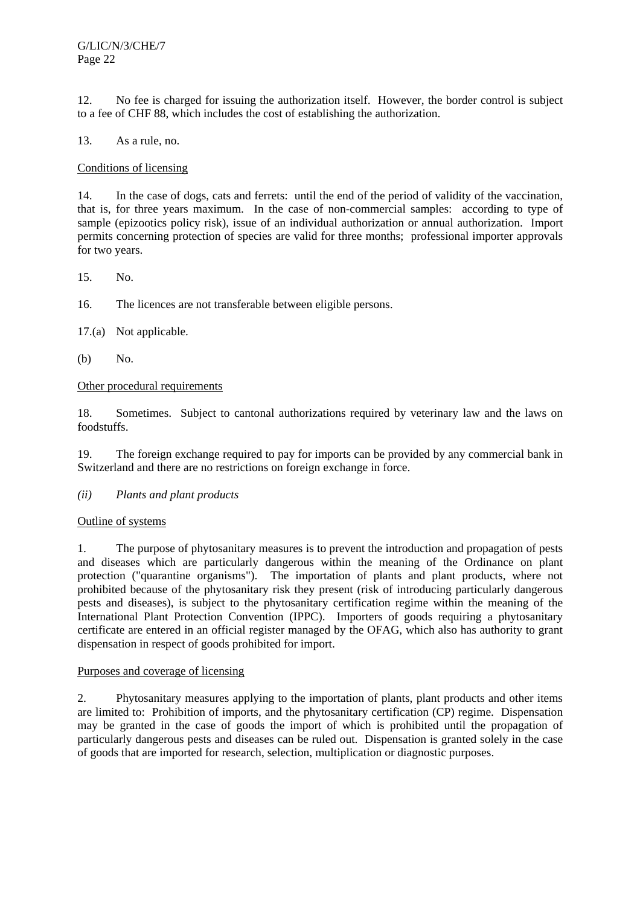12. No fee is charged for issuing the authorization itself. However, the border control is subject to a fee of CHF 88, which includes the cost of establishing the authorization.

13. As a rule, no.

Conditions of licensing

14. In the case of dogs, cats and ferrets: until the end of the period of validity of the vaccination, that is, for three years maximum. In the case of non-commercial samples: according to type of sample (epizootics policy risk), issue of an individual authorization or annual authorization. Import permits concerning protection of species are valid for three months; professional importer approvals for two years.

15. No.

16. The licences are not transferable between eligible persons.

17.(a) Not applicable.

(b) No.

Other procedural requirements

18. Sometimes. Subject to cantonal authorizations required by veterinary law and the laws on foodstuffs.

19. The foreign exchange required to pay for imports can be provided by any commercial bank in Switzerland and there are no restrictions on foreign exchange in force.

*(ii) Plants and plant products*

Outline of systems

1. The purpose of phytosanitary measures is to prevent the introduction and propagation of pests and diseases which are particularly dangerous within the meaning of the Ordinance on plant protection ("quarantine organisms"). The importation of plants and plant products, where not prohibited because of the phytosanitary risk they present (risk of introducing particularly dangerous pests and diseases), is subject to the phytosanitary certification regime within the meaning of the International Plant Protection Convention (IPPC). Importers of goods requiring a phytosanitary certificate are entered in an official register managed by the OFAG, which also has authority to grant dispensation in respect of goods prohibited for import.

Purposes and coverage of licensing

2. Phytosanitary measures applying to the importation of plants, plant products and other items are limited to: Prohibition of imports, and the phytosanitary certification (CP) regime. Dispensation may be granted in the case of goods the import of which is prohibited until the propagation of particularly dangerous pests and diseases can be ruled out. Dispensation is granted solely in the case of goods that are imported for research, selection, multiplication or diagnostic purposes.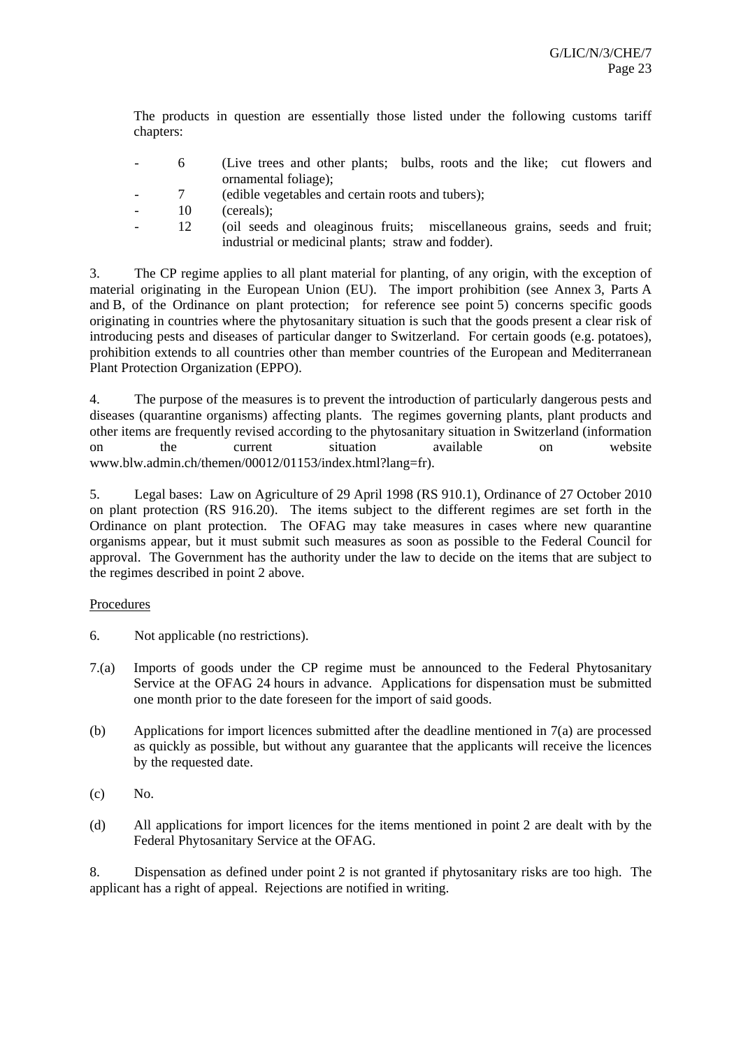The products in question are essentially those listed under the following customs tariff chapters:

- 6 (Live trees and other plants; bulbs, roots and the like; cut flowers and ornamental foliage);
- 7 (edible vegetables and certain roots and tubers);
- 10 (cereals);
- 12 (oil seeds and oleaginous fruits; miscellaneous grains, seeds and fruit; industrial or medicinal plants; straw and fodder).

3. The CP regime applies to all plant material for planting, of any origin, with the exception of material originating in the European Union (EU). The import prohibition (see Annex 3, Parts A and B, of the Ordinance on plant protection; for reference see point 5) concerns specific goods originating in countries where the phytosanitary situation is such that the goods present a clear risk of introducing pests and diseases of particular danger to Switzerland. For certain goods (e.g. potatoes), prohibition extends to all countries other than member countries of the European and Mediterranean Plant Protection Organization (EPPO).

4. The purpose of the measures is to prevent the introduction of particularly dangerous pests and diseases (quarantine organisms) affecting plants. The regimes governing plants, plant products and other items are frequently revised according to the phytosanitary situation in Switzerland (information on the current situation available on website www.blw.admin.ch/themen/00012/01153/index.html?lang=fr).

5. Legal bases: Law on Agriculture of 29 April 1998 (RS 910.1), Ordinance of 27 October 2010 on plant protection (RS 916.20). The items subject to the different regimes are set forth in the Ordinance on plant protection. The OFAG may take measures in cases where new quarantine organisms appear, but it must submit such measures as soon as possible to the Federal Council for approval. The Government has the authority under the law to decide on the items that are subject to the regimes described in point 2 above.

Procedures

6. Not applicable (no restrictions).

7.(a) Imports of goods under the CP regime must be announced to the Federal Phytosanitary Service at the OFAG 24 hours in advance. Applications for dispensation must be submitted one month prior to the date foreseen for the import of said goods.

(b) Applications for import licences submitted after the deadline mentioned in 7(a) are processed as quickly as possible, but without any guarantee that the applicants will receive the licences by the requested date.

(c) No.

(d) All applications for import licences for the items mentioned in point 2 are dealt with by the Federal Phytosanitary Service at the OFAG.

8. Dispensation as defined under point 2 is not granted if phytosanitary risks are too high. The applicant has a right of appeal. Rejections are notified in writing.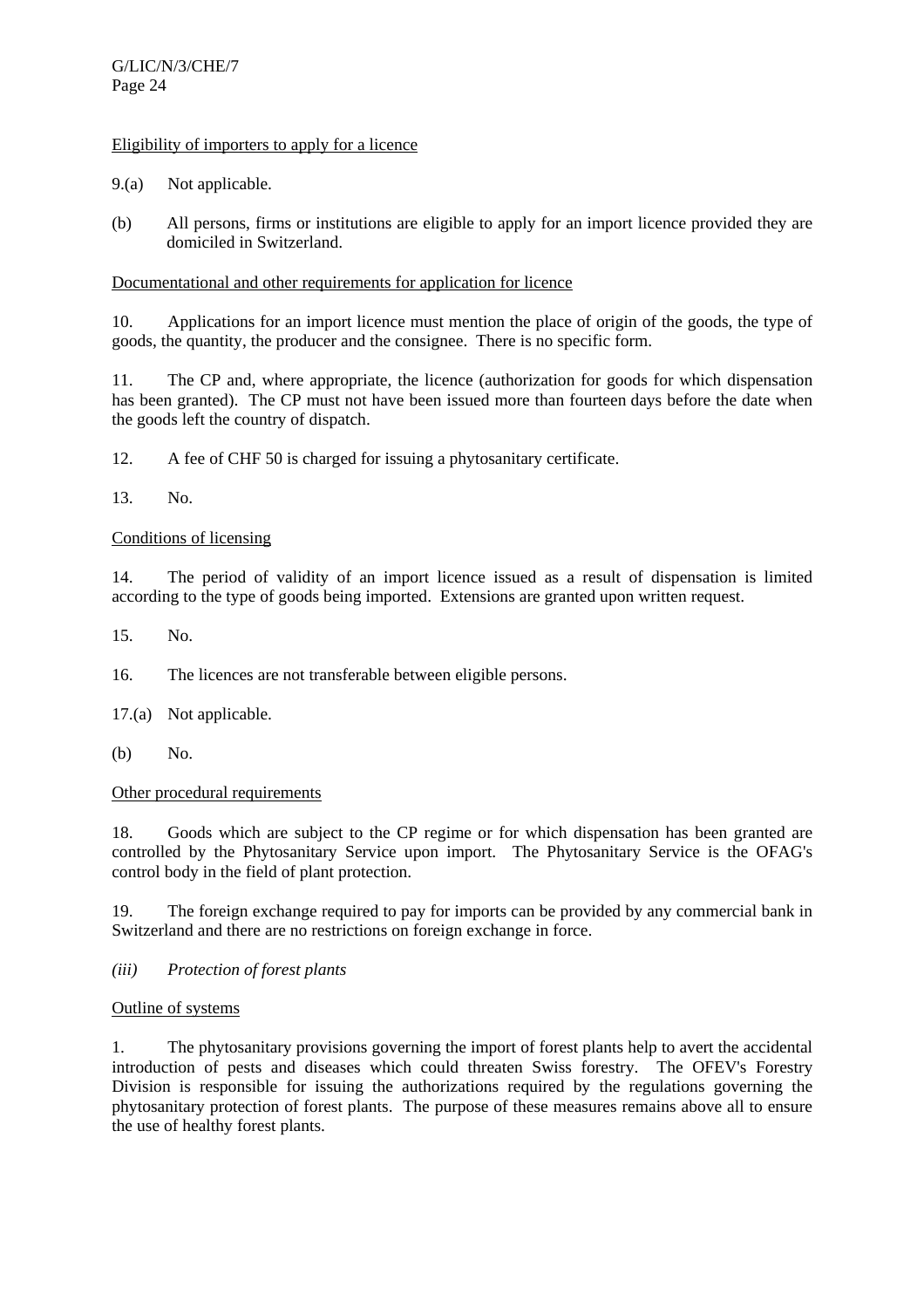Eligibility of importers to apply for a licence

9.(a) Not applicable.

(b) All persons, firms or institutions are eligible to apply for an import licence provided they are domiciled in Switzerland.

Documentational and other requirements for application for licence

10. Applications for an import licence must mention the place of origin of the goods, the type of goods, the quantity, the producer and the consignee. There is no specific form.

11. The CP and, where appropriate, the licence (authorization for goods for which dispensation has been granted). The CP must not have been issued more than fourteen days before the date when the goods left the country of dispatch.

12. A fee of CHF 50 is charged for issuing a phytosanitary certificate.

13. No.

Conditions of licensing

14. The period of validity of an import licence issued as a result of dispensation is limited according to the type of goods being imported. Extensions are granted upon written request.

15. No.

16. The licences are not transferable between eligible persons.

17.(a) Not applicable.

(b) No.

Other procedural requirements

18. Goods which are subject to the CP regime or for which dispensation has been granted are controlled by the Phytosanitary Service upon import. The Phytosanitary Service is the OFAG's control body in the field of plant protection.

19. The foreign exchange required to pay for imports can be provided by any commercial bank in Switzerland and there are no restrictions on foreign exchange in force.

*(iii) Protection of forest plants*

Outline of systems

1. The phytosanitary provisions governing the import of forest plants help to avert the accidental introduction of pests and diseases which could threaten Swiss forestry. The OFEV's Forestry Division is responsible for issuing the authorizations required by the regulations governing the phytosanitary protection of forest plants. The purpose of these measures remains above all to ensure the use of healthy forest plants.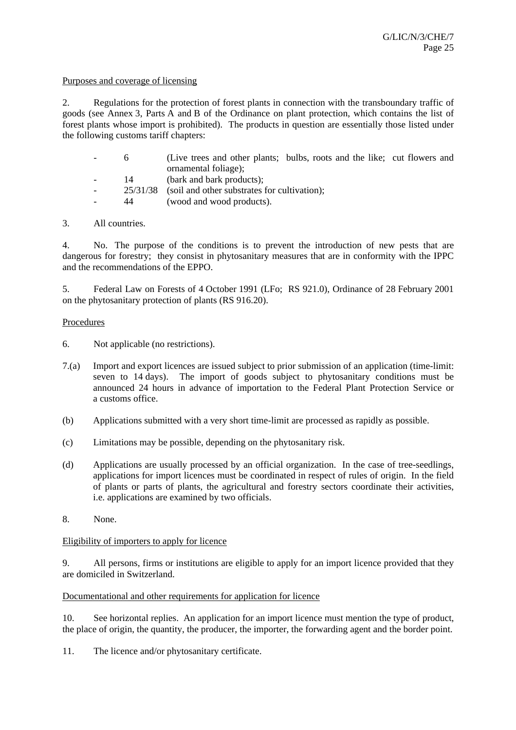Purposes and coverage of licensing

2. Regulations for the protection of forest plants in connection with the transboundary traffic of goods (see Annex 3, Parts A and B of the Ordinance on plant protection, which contains the list of forest plants whose import is prohibited). The products in question are essentially those listed under the following customs tariff chapters:

- 6 (Live trees and other plants; bulbs, roots and the like; cut flowers and ornamental foliage);
- 14 (bark and bark products);
- 25/31/38 (soil and other substrates for cultivation);
- 44 (wood and wood products).

3. All countries.

4. No. The purpose of the conditions is to prevent the introduction of new pests that are dangerous for forestry; they consist in phytosanitary measures that are in conformity with the IPPC and the recommendations of the EPPO.

5. Federal Law on Forests of 4 October 1991 (LFo; RS 921.0), Ordinance of 28 February 2001 on the phytosanitary protection of plants (RS 916.20).

Procedures

6. Not applicable (no restrictions).

7.(a) Import and export licences are issued subject to prior submission of an application (time-limit: seven to 14 days). The import of goods subject to phytosanitary conditions must be announced 24 hours in advance of importation to the Federal Plant Protection Service or a customs office.

(b) Applications submitted with a very short time-limit are processed as rapidly as possible.

(c) Limitations may be possible, depending on the phytosanitary risk.

(d) Applications are usually processed by an official organization. In the case of tree-seedlings, applications for import licences must be coordinated in respect of rules of origin. In the field of plants or parts of plants, the agricultural and forestry sectors coordinate their activities, i.e. applications are examined by two officials.

8. None.

Eligibility of importers to apply for licence

9. All persons, firms or institutions are eligible to apply for an import licence provided that they are domiciled in Switzerland.

Documentational and other requirements for application for licence

10. See horizontal replies. An application for an import licence must mention the type of product, the place of origin, the quantity, the producer, the importer, the forwarding agent and the border point.

11. The licence and/or phytosanitary certificate.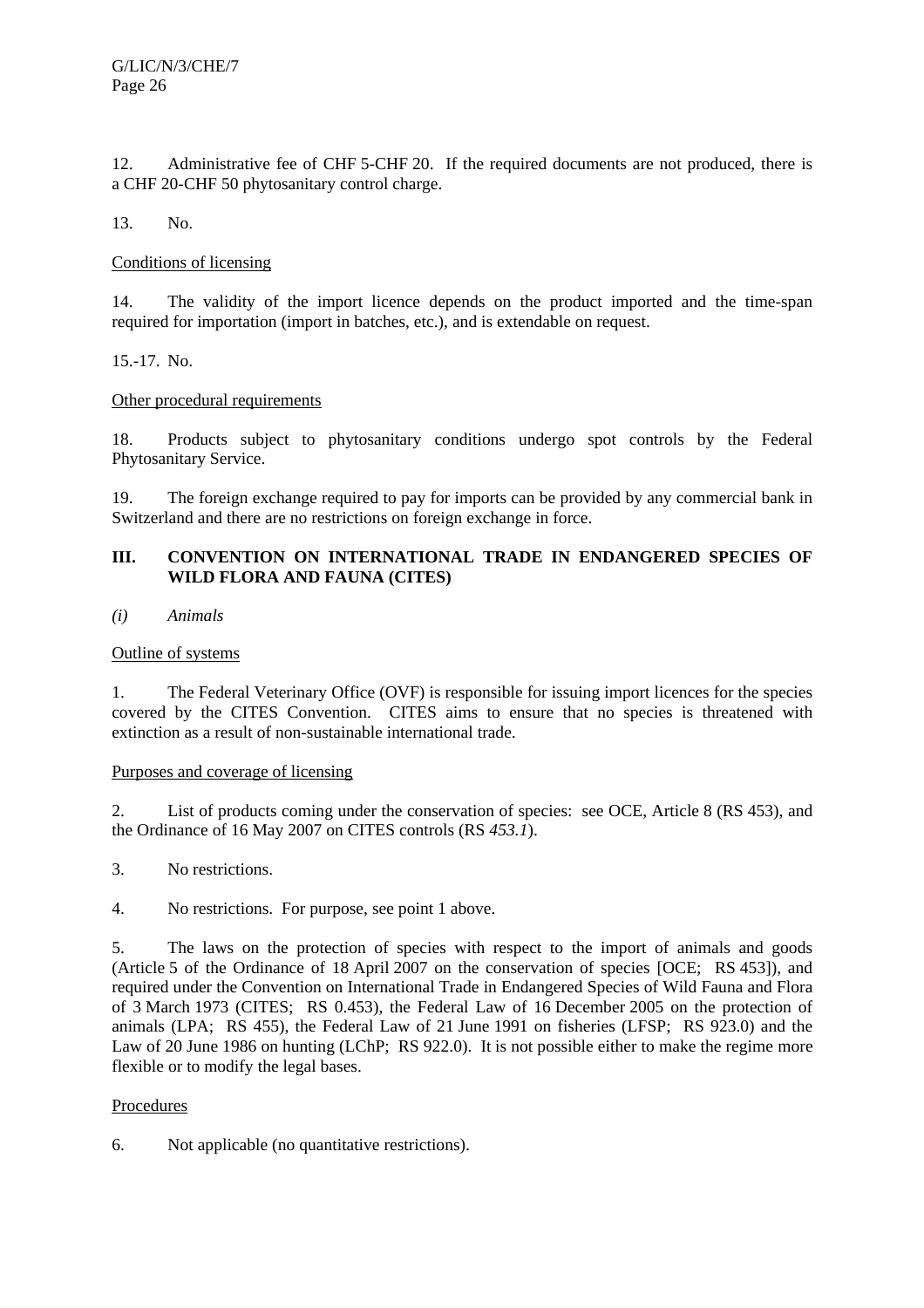12. Administrative fee of CHF 5-CHF 20. If the required documents are not produced, there is a CHF 20-CHF 50 phytosanitary control charge.

13. No.

Conditions of licensing

14. The validity of the import licence depends on the product imported and the time-span required for importation (import in batches, etc.), and is extendable on request.

15.-17. No.

Other procedural requirements

18. Products subject to phytosanitary conditions undergo spot controls by the Federal Phytosanitary Service.

19. The foreign exchange required to pay for imports can be provided by any commercial bank in Switzerland and there are no restrictions on foreign exchange in force.

## III. CONVENTION ON INTERNATIONAL TRADE IN ENDANGERED SPECIES OF WILD FLORA AND FAUNA (CITES)

*(i) Animals*

Outline of systems

1. The Federal Veterinary Office (OVF) is responsible for issuing import licences for the species covered by the CITES Convention. CITES aims to ensure that no species is threatened with extinction as a result of non-sustainable international trade.

Purposes and coverage of licensing

2. List of products coming under the conservation of species: see OCE, Article 8 (RS 453), and the Ordinance of 16 May 2007 on CITES controls (RS *453.1*).

3. No restrictions.

4. No restrictions. For purpose, see point 1 above.

5. The laws on the protection of species with respect to the import of animals and goods (Article 5 of the Ordinance of 18 April 2007 on the conservation of species [OCE; RS 453]), and required under the Convention on International Trade in Endangered Species of Wild Fauna and Flora of 3 March 1973 (CITES; RS 0.453), the Federal Law of 16 December 2005 on the protection of animals (LPA; RS 455), the Federal Law of 21 June 1991 on fisheries (LFSP; RS 923.0) and the Law of 20 June 1986 on hunting (LChP; RS 922.0). It is not possible either to make the regime more flexible or to modify the legal bases.

Procedures

6. Not applicable (no quantitative restrictions).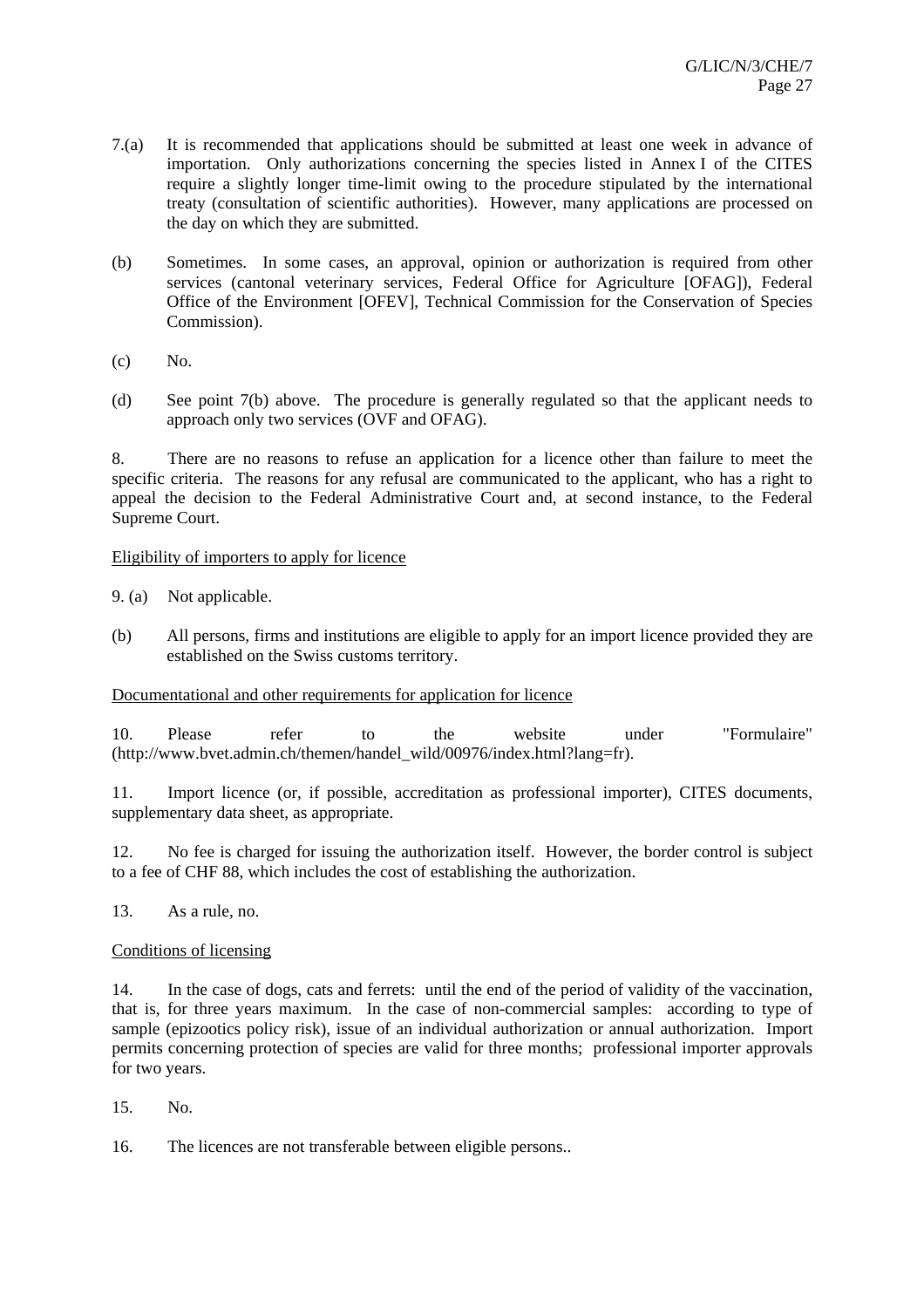7.(a) It is recommended that applications should be submitted at least one week in advance of importation. Only authorizations concerning the species listed in Annex I of the CITES require a slightly longer time-limit owing to the procedure stipulated by the international treaty (consultation of scientific authorities). However, many applications are processed on the day on which they are submitted.

(b) Sometimes. In some cases, an approval, opinion or authorization is required from other services (cantonal veterinary services, Federal Office for Agriculture [OFAG]), Federal Office of the Environment [OFEV], Technical Commission for the Conservation of Species Commission).

(c) No.

(d) See point 7(b) above. The procedure is generally regulated so that the applicant needs to approach only two services (OVF and OFAG).

8. There are no reasons to refuse an application for a licence other than failure to meet the specific criteria. The reasons for any refusal are communicated to the applicant, who has a right to appeal the decision to the Federal Administrative Court and, at second instance, to the Federal Supreme Court.

Eligibility of importers to apply for licence

9. (a) Not applicable.

(b) All persons, firms and institutions are eligible to apply for an import licence provided they are established on the Swiss customs territory.

Documentational and other requirements for application for licence

10. Please refer to the website under "Formulaire" (http://www.bvet.admin.ch/themen/handel_wild/00976/index.html?lang=fr).

11. Import licence (or, if possible, accreditation as professional importer), CITES documents, supplementary data sheet, as appropriate.

12. No fee is charged for issuing the authorization itself. However, the border control is subject to a fee of CHF 88, which includes the cost of establishing the authorization.

13. As a rule, no.

Conditions of licensing

14. In the case of dogs, cats and ferrets: until the end of the period of validity of the vaccination, that is, for three years maximum. In the case of non-commercial samples: according to type of sample (epizootics policy risk), issue of an individual authorization or annual authorization. Import permits concerning protection of species are valid for three months; professional importer approvals for two years.

15. No.

16. The licences are not transferable between eligible persons..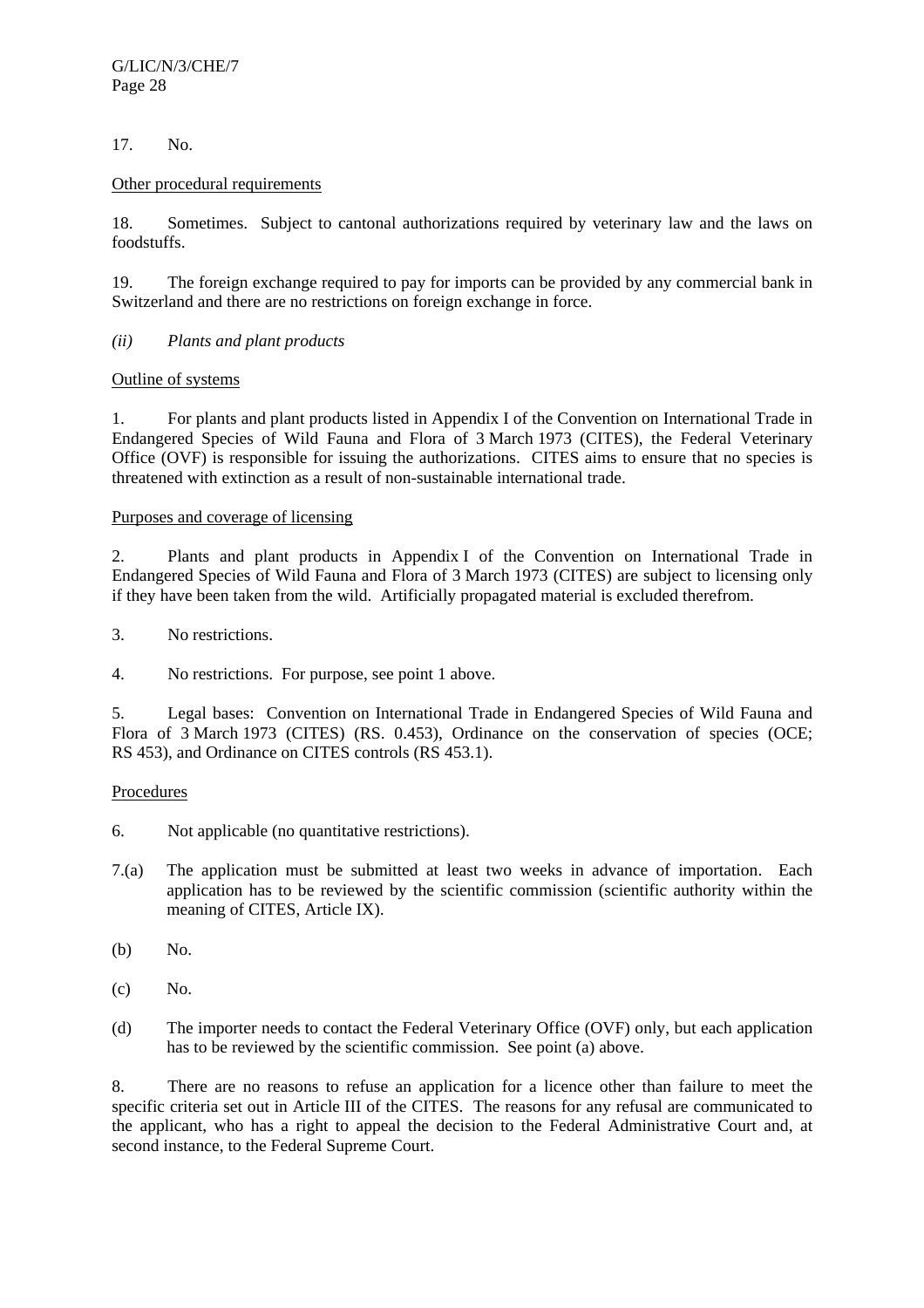17. No.

Other procedural requirements

18. Sometimes. Subject to cantonal authorizations required by veterinary law and the laws on foodstuffs.

19. The foreign exchange required to pay for imports can be provided by any commercial bank in Switzerland and there are no restrictions on foreign exchange in force.

*(ii) Plants and plant products*

Outline of systems

1. For plants and plant products listed in Appendix I of the Convention on International Trade in Endangered Species of Wild Fauna and Flora of 3 March 1973 (CITES), the Federal Veterinary Office (OVF) is responsible for issuing the authorizations. CITES aims to ensure that no species is threatened with extinction as a result of non-sustainable international trade.

Purposes and coverage of licensing

2. Plants and plant products in Appendix I of the Convention on International Trade in Endangered Species of Wild Fauna and Flora of 3 March 1973 (CITES) are subject to licensing only if they have been taken from the wild. Artificially propagated material is excluded therefrom.

3. No restrictions.

4. No restrictions. For purpose, see point 1 above.

5. Legal bases: Convention on International Trade in Endangered Species of Wild Fauna and Flora of 3 March 1973 (CITES) (RS. 0.453), Ordinance on the conservation of species (OCE; RS 453), and Ordinance on CITES controls (RS 453.1).

Procedures

6. Not applicable (no quantitative restrictions).

7.(a) The application must be submitted at least two weeks in advance of importation. Each application has to be reviewed by the scientific commission (scientific authority within the meaning of CITES, Article IX).

(b) No.

(c) No.

(d) The importer needs to contact the Federal Veterinary Office (OVF) only, but each application has to be reviewed by the scientific commission. See point (a) above.

8. There are no reasons to refuse an application for a licence other than failure to meet the specific criteria set out in Article III of the CITES. The reasons for any refusal are communicated to the applicant, who has a right to appeal the decision to the Federal Administrative Court and, at second instance, to the Federal Supreme Court.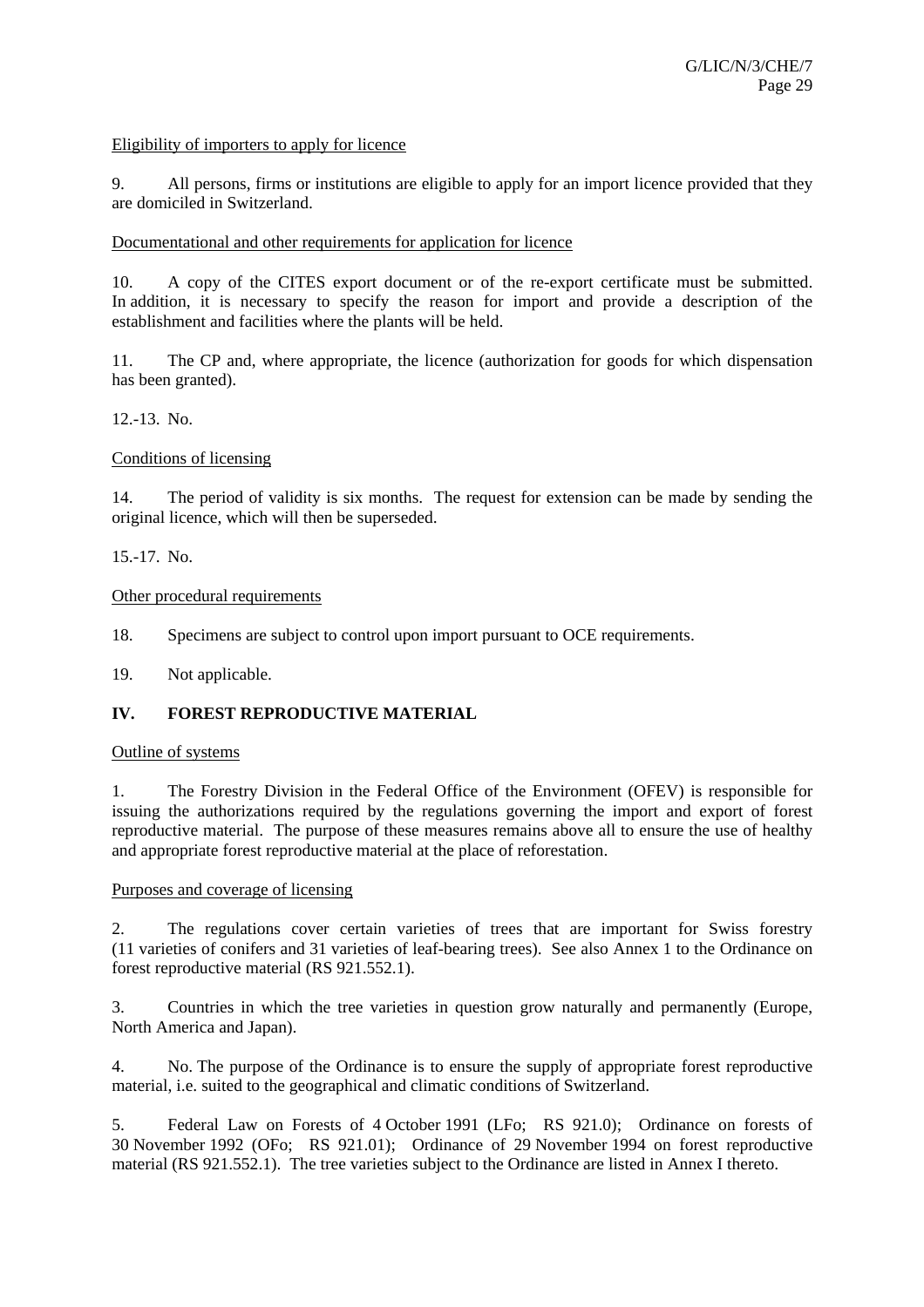Eligibility of importers to apply for licence

9. All persons, firms or institutions are eligible to apply for an import licence provided that they are domiciled in Switzerland.

Documentational and other requirements for application for licence

10. A copy of the CITES export document or of the re-export certificate must be submitted. In addition, it is necessary to specify the reason for import and provide a description of the establishment and facilities where the plants will be held.

11. The CP and, where appropriate, the licence (authorization for goods for which dispensation has been granted).

12.-13. No.

Conditions of licensing

14. The period of validity is six months. The request for extension can be made by sending the original licence, which will then be superseded.

15.-17. No.

Other procedural requirements

18. Specimens are subject to control upon import pursuant to OCE requirements.

19. Not applicable.

## IV. FOREST REPRODUCTIVE MATERIAL

Outline of systems

1. The Forestry Division in the Federal Office of the Environment (OFEV) is responsible for issuing the authorizations required by the regulations governing the import and export of forest reproductive material. The purpose of these measures remains above all to ensure the use of healthy and appropriate forest reproductive material at the place of reforestation.

Purposes and coverage of licensing

2. The regulations cover certain varieties of trees that are important for Swiss forestry (11 varieties of conifers and 31 varieties of leaf-bearing trees). See also Annex 1 to the Ordinance on forest reproductive material (RS 921.552.1).

3. Countries in which the tree varieties in question grow naturally and permanently (Europe, North America and Japan).

4. No. The purpose of the Ordinance is to ensure the supply of appropriate forest reproductive material, i.e. suited to the geographical and climatic conditions of Switzerland.

5. Federal Law on Forests of 4 October 1991 (LFo; RS 921.0); Ordinance on forests of 30 November 1992 (OFo; RS 921.01); Ordinance of 29 November 1994 on forest reproductive material (RS 921.552.1). The tree varieties subject to the Ordinance are listed in Annex I thereto.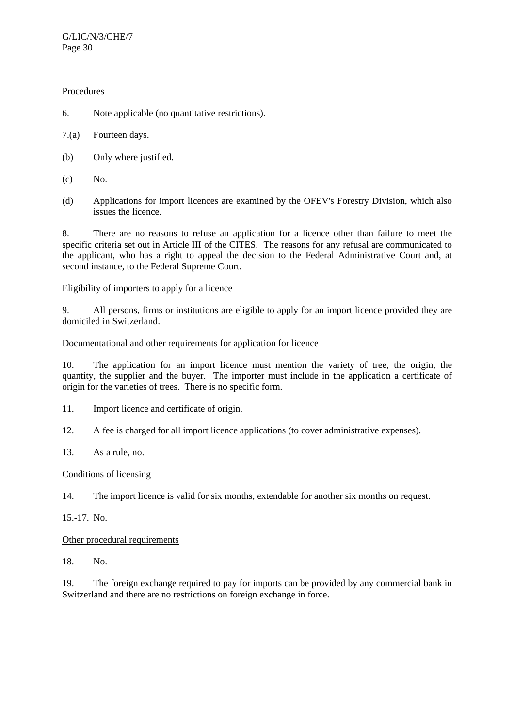<u>Procedures</u>

6. Note applicable (no quantitative restrictions).

7.(a) Fourteen days.

(b) Only where justified.

(c) No.

(d) Applications for import licences are examined by the OFEV's Forestry Division, which also issues the licence.

8. There are no reasons to refuse an application for a licence other than failure to meet the specific criteria set out in Article III of the CITES. The reasons for any refusal are communicated to the applicant, who has a right to appeal the decision to the Federal Administrative Court and, at second instance, to the Federal Supreme Court.

<u>Eligibility of importers to apply for a licence</u>

9. All persons, firms or institutions are eligible to apply for an import licence provided they are domiciled in Switzerland.

<u>Documentational and other requirements for application for licence</u>

10. The application for an import licence must mention the variety of tree, the origin, the quantity, the supplier and the buyer. The importer must include in the application a certificate of origin for the varieties of trees. There is no specific form.

11. Import licence and certificate of origin.

12. A fee is charged for all import licence applications (to cover administrative expenses).

13. As a rule, no.

<u>Conditions of licensing</u>

14. The import licence is valid for six months, extendable for another six months on request.

15.-17. No.

<u>Other procedural requirements</u>

18. No.

19. The foreign exchange required to pay for imports can be provided by any commercial bank in Switzerland and there are no restrictions on foreign exchange in force.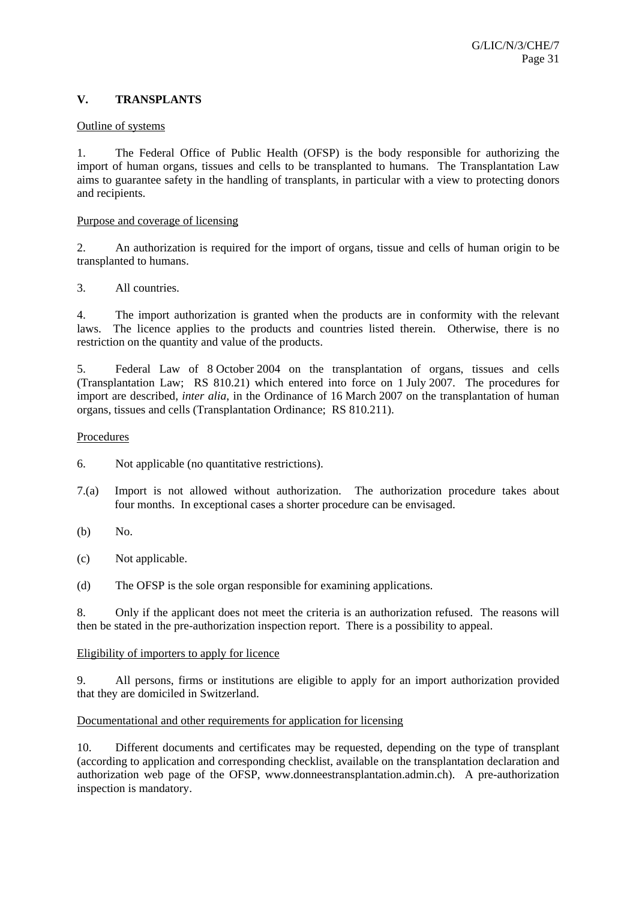## V. TRANSPLANTS

Outline of systems

1. The Federal Office of Public Health (OFSP) is the body responsible for authorizing the import of human organs, tissues and cells to be transplanted to humans. The Transplantation Law aims to guarantee safety in the handling of transplants, in particular with a view to protecting donors and recipients.

Purpose and coverage of licensing

2. An authorization is required for the import of organs, tissue and cells of human origin to be transplanted to humans.

3. All countries.

4. The import authorization is granted when the products are in conformity with the relevant laws. The licence applies to the products and countries listed therein. Otherwise, there is no restriction on the quantity and value of the products.

5. Federal Law of 8 October 2004 on the transplantation of organs, tissues and cells (Transplantation Law; RS 810.21) which entered into force on 1 July 2007. The procedures for import are described, *inter alia*, in the Ordinance of 16 March 2007 on the transplantation of human organs, tissues and cells (Transplantation Ordinance; RS 810.211).

Procedures

6. Not applicable (no quantitative restrictions).

7.(a) Import is not allowed without authorization. The authorization procedure takes about four months. In exceptional cases a shorter procedure can be envisaged.

(b) No.

(c) Not applicable.

(d) The OFSP is the sole organ responsible for examining applications.

8. Only if the applicant does not meet the criteria is an authorization refused. The reasons will then be stated in the pre-authorization inspection report. There is a possibility to appeal.

Eligibility of importers to apply for licence

9. All persons, firms or institutions are eligible to apply for an import authorization provided that they are domiciled in Switzerland.

Documentational and other requirements for application for licensing

10. Different documents and certificates may be requested, depending on the type of transplant (according to application and corresponding checklist, available on the transplantation declaration and authorization web page of the OFSP, www.donneestransplantation.admin.ch). A pre-authorization inspection is mandatory.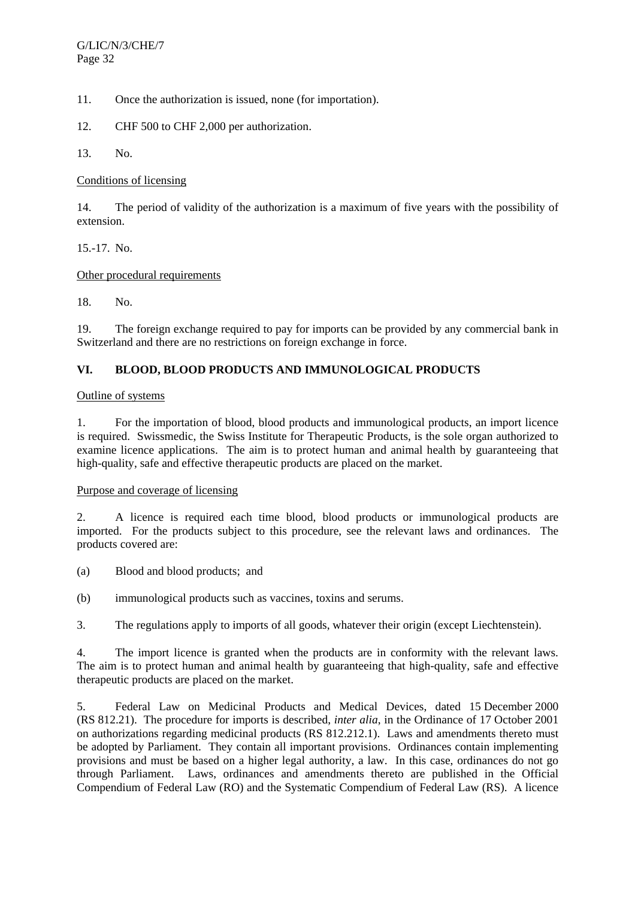11. Once the authorization is issued, none (for importation).

12. CHF 500 to CHF 2,000 per authorization.

13. No.

Conditions of licensing

14. The period of validity of the authorization is a maximum of five years with the possibility of extension.

15.-17. No.

Other procedural requirements

18. No.

19. The foreign exchange required to pay for imports can be provided by any commercial bank in Switzerland and there are no restrictions on foreign exchange in force.

## VI. BLOOD, BLOOD PRODUCTS AND IMMUNOLOGICAL PRODUCTS

Outline of systems

1. For the importation of blood, blood products and immunological products, an import licence is required. Swissmedic, the Swiss Institute for Therapeutic Products, is the sole organ authorized to examine licence applications. The aim is to protect human and animal health by guaranteeing that high-quality, safe and effective therapeutic products are placed on the market.

Purpose and coverage of licensing

2. A licence is required each time blood, blood products or immunological products are imported. For the products subject to this procedure, see the relevant laws and ordinances. The products covered are:

(a) Blood and blood products; and

(b) immunological products such as vaccines, toxins and serums.

3. The regulations apply to imports of all goods, whatever their origin (except Liechtenstein).

4. The import licence is granted when the products are in conformity with the relevant laws. The aim is to protect human and animal health by guaranteeing that high-quality, safe and effective therapeutic products are placed on the market.

5. Federal Law on Medicinal Products and Medical Devices, dated 15 December 2000 (RS 812.21). The procedure for imports is described, *inter alia*, in the Ordinance of 17 October 2001 on authorizations regarding medicinal products (RS 812.212.1). Laws and amendments thereto must be adopted by Parliament. They contain all important provisions. Ordinances contain implementing provisions and must be based on a higher legal authority, a law. In this case, ordinances do not go through Parliament. Laws, ordinances and amendments thereto are published in the Official Compendium of Federal Law (RO) and the Systematic Compendium of Federal Law (RS). A licence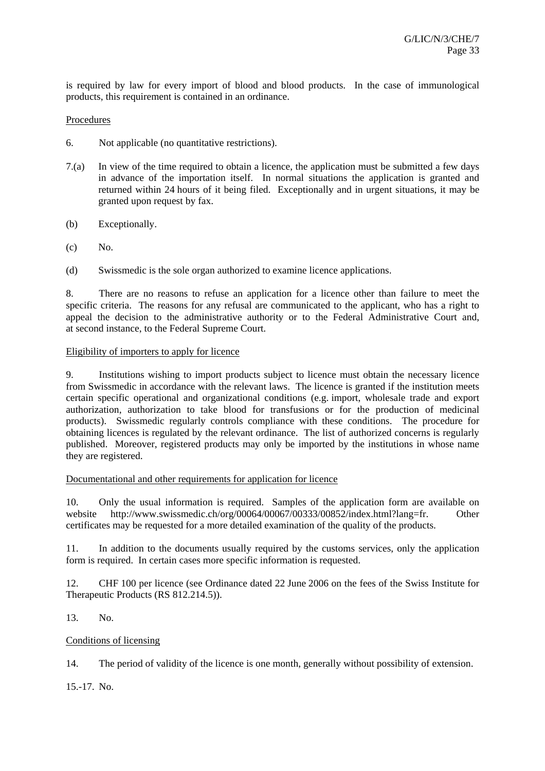is required by law for every import of blood and blood products. In the case of immunological products, this requirement is contained in an ordinance.

Procedures

6. Not applicable (no quantitative restrictions).

7.(a) In view of the time required to obtain a licence, the application must be submitted a few days in advance of the importation itself. In normal situations the application is granted and returned within 24 hours of it being filed. Exceptionally and in urgent situations, it may be granted upon request by fax.

(b) Exceptionally.

(c) No.

(d) Swissmedic is the sole organ authorized to examine licence applications.

8. There are no reasons to refuse an application for a licence other than failure to meet the specific criteria. The reasons for any refusal are communicated to the applicant, who has a right to appeal the decision to the administrative authority or to the Federal Administrative Court and, at second instance, to the Federal Supreme Court.

Eligibility of importers to apply for licence

9. Institutions wishing to import products subject to licence must obtain the necessary licence from Swissmedic in accordance with the relevant laws. The licence is granted if the institution meets certain specific operational and organizational conditions (e.g. import, wholesale trade and export authorization, authorization to take blood for transfusions or for the production of medicinal products). Swissmedic regularly controls compliance with these conditions. The procedure for obtaining licences is regulated by the relevant ordinance. The list of authorized concerns is regularly published. Moreover, registered products may only be imported by the institutions in whose name they are registered.

Documentational and other requirements for application for licence

10. Only the usual information is required. Samples of the application form are available on website http://www.swissmedic.ch/org/00064/00067/00333/00852/index.html?lang=fr. Other certificates may be requested for a more detailed examination of the quality of the products.

11. In addition to the documents usually required by the customs services, only the application form is required. In certain cases more specific information is requested.

12. CHF 100 per licence (see Ordinance dated 22 June 2006 on the fees of the Swiss Institute for Therapeutic Products (RS 812.214.5)).

13. No.

Conditions of licensing

14. The period of validity of the licence is one month, generally without possibility of extension.

15.-17. No.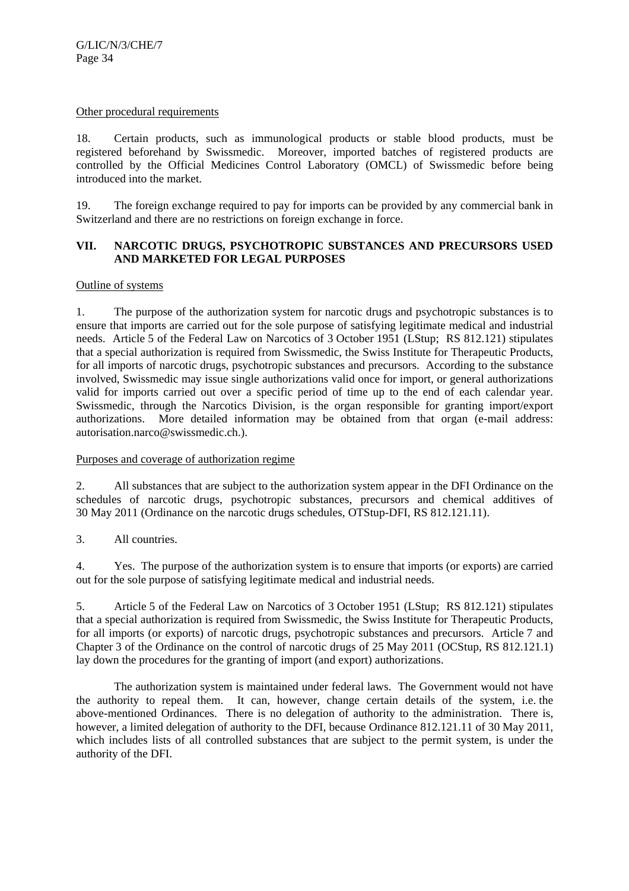Other procedural requirements

18. Certain products, such as immunological products or stable blood products, must be registered beforehand by Swissmedic. Moreover, imported batches of registered products are controlled by the Official Medicines Control Laboratory (OMCL) of Swissmedic before being introduced into the market.

19. The foreign exchange required to pay for imports can be provided by any commercial bank in Switzerland and there are no restrictions on foreign exchange in force.

## VII. NARCOTIC DRUGS, PSYCHOTROPIC SUBSTANCES AND PRECURSORS USED AND MARKETED FOR LEGAL PURPOSES

Outline of systems

1. The purpose of the authorization system for narcotic drugs and psychotropic substances is to ensure that imports are carried out for the sole purpose of satisfying legitimate medical and industrial needs. Article 5 of the Federal Law on Narcotics of 3 October 1951 (LStup; RS 812.121) stipulates that a special authorization is required from Swissmedic, the Swiss Institute for Therapeutic Products, for all imports of narcotic drugs, psychotropic substances and precursors. According to the substance involved, Swissmedic may issue single authorizations valid once for import, or general authorizations valid for imports carried out over a specific period of time up to the end of each calendar year. Swissmedic, through the Narcotics Division, is the organ responsible for granting import/export authorizations. More detailed information may be obtained from that organ (e-mail address: autorisation.narco@swissmedic.ch.).

Purposes and coverage of authorization regime

2. All substances that are subject to the authorization system appear in the DFI Ordinance on the schedules of narcotic drugs, psychotropic substances, precursors and chemical additives of 30 May 2011 (Ordinance on the narcotic drugs schedules, OTStup-DFI, RS 812.121.11).

3. All countries.

4. Yes. The purpose of the authorization system is to ensure that imports (or exports) are carried out for the sole purpose of satisfying legitimate medical and industrial needs.

5. Article 5 of the Federal Law on Narcotics of 3 October 1951 (LStup; RS 812.121) stipulates that a special authorization is required from Swissmedic, the Swiss Institute for Therapeutic Products, for all imports (or exports) of narcotic drugs, psychotropic substances and precursors. Article 7 and Chapter 3 of the Ordinance on the control of narcotic drugs of 25 May 2011 (OCStup, RS 812.121.1) lay down the procedures for the granting of import (and export) authorizations.

The authorization system is maintained under federal laws. The Government would not have the authority to repeal them. It can, however, change certain details of the system, i.e. the above-mentioned Ordinances. There is no delegation of authority to the administration. There is, however, a limited delegation of authority to the DFI, because Ordinance 812.121.11 of 30 May 2011, which includes lists of all controlled substances that are subject to the permit system, is under the authority of the DFI.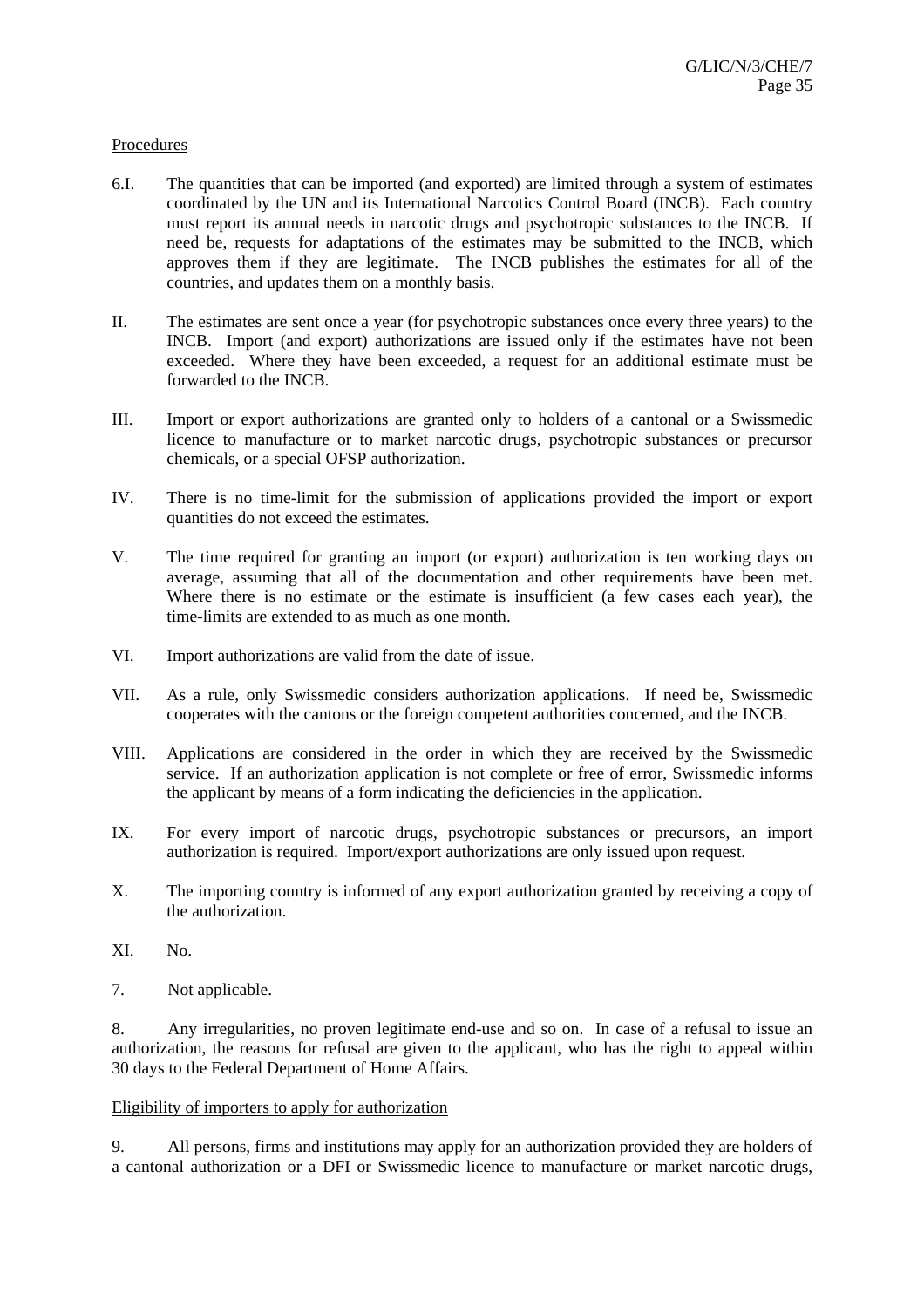Procedures

6.I. The quantities that can be imported (and exported) are limited through a system of estimates coordinated by the UN and its International Narcotics Control Board (INCB). Each country must report its annual needs in narcotic drugs and psychotropic substances to the INCB. If need be, requests for adaptations of the estimates may be submitted to the INCB, which approves them if they are legitimate. The INCB publishes the estimates for all of the countries, and updates them on a monthly basis.

II. The estimates are sent once a year (for psychotropic substances once every three years) to the INCB. Import (and export) authorizations are issued only if the estimates have not been exceeded. Where they have been exceeded, a request for an additional estimate must be forwarded to the INCB.

III. Import or export authorizations are granted only to holders of a cantonal or a Swissmedic licence to manufacture or to market narcotic drugs, psychotropic substances or precursor chemicals, or a special OFSP authorization.

IV. There is no time-limit for the submission of applications provided the import or export quantities do not exceed the estimates.

V. The time required for granting an import (or export) authorization is ten working days on average, assuming that all of the documentation and other requirements have been met. Where there is no estimate or the estimate is insufficient (a few cases each year), the time-limits are extended to as much as one month.

VI. Import authorizations are valid from the date of issue.

VII. As a rule, only Swissmedic considers authorization applications. If need be, Swissmedic cooperates with the cantons or the foreign competent authorities concerned, and the INCB.

VIII. Applications are considered in the order in which they are received by the Swissmedic service. If an authorization application is not complete or free of error, Swissmedic informs the applicant by means of a form indicating the deficiencies in the application.

IX. For every import of narcotic drugs, psychotropic substances or precursors, an import authorization is required. Import/export authorizations are only issued upon request.

X. The importing country is informed of any export authorization granted by receiving a copy of the authorization.

XI. No.

7. Not applicable.

8. Any irregularities, no proven legitimate end-use and so on. In case of a refusal to issue an authorization, the reasons for refusal are given to the applicant, who has the right to appeal within 30 days to the Federal Department of Home Affairs.

Eligibility of importers to apply for authorization

9. All persons, firms and institutions may apply for an authorization provided they are holders of a cantonal authorization or a DFI or Swissmedic licence to manufacture or market narcotic drugs,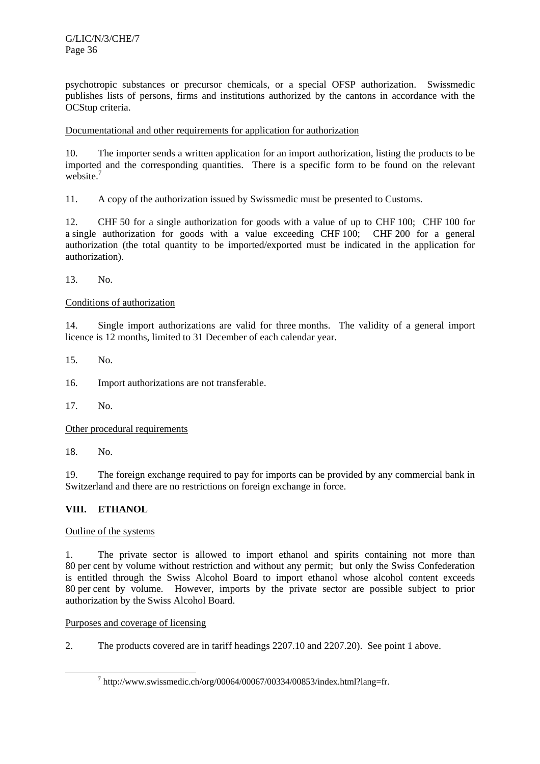psychotropic substances or precursor chemicals, or a special OFSP authorization. Swissmedic publishes lists of persons, firms and institutions authorized by the cantons in accordance with the OCStup criteria.

<u>Documentational and other requirements for application for authorization</u>

10. The importer sends a written application for an import authorization, listing the products to be imported and the corresponding quantities. There is a specific form to be found on the relevant website.[7]

11. A copy of the authorization issued by Swissmedic must be presented to Customs.

12. CHF 50 for a single authorization for goods with a value of up to CHF 100; CHF 100 for a single authorization for goods with a value exceeding CHF 100; CHF 200 for a general authorization (the total quantity to be imported/exported must be indicated in the application for authorization).

13. No.

<u>Conditions of authorization</u>

14. Single import authorizations are valid for three months. The validity of a general import licence is 12 months, limited to 31 December of each calendar year.

15. No.

16. Import authorizations are not transferable.

17. No.

<u>Other procedural requirements</u>

18. No.

19. The foreign exchange required to pay for imports can be provided by any commercial bank in Switzerland and there are no restrictions on foreign exchange in force.

## VIII. ETHANOL

<u>Outline of the systems</u>

1. The private sector is allowed to import ethanol and spirits containing not more than 80 per cent by volume without restriction and without any permit; but only the Swiss Confederation is entitled through the Swiss Alcohol Board to import ethanol whose alcohol content exceeds 80 per cent by volume. However, imports by the private sector are possible subject to prior authorization by the Swiss Alcohol Board.

<u>Purposes and coverage of licensing</u>

2. The products covered are in tariff headings 2207.10 and 2207.20). See point 1 above.

---

[7] http://www.swissmedic.ch/org/00064/00067/00334/00853/index.html?lang=fr.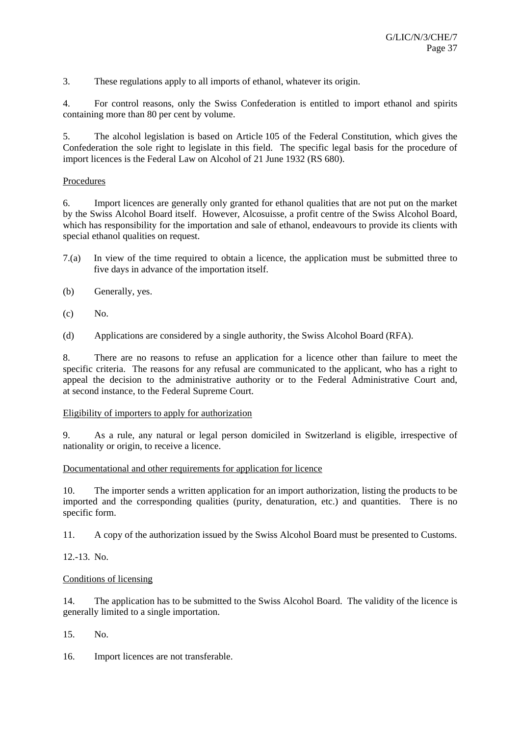3. These regulations apply to all imports of ethanol, whatever its origin.

4. For control reasons, only the Swiss Confederation is entitled to import ethanol and spirits containing more than 80 per cent by volume.

5. The alcohol legislation is based on Article 105 of the Federal Constitution, which gives the Confederation the sole right to legislate in this field. The specific legal basis for the procedure of import licences is the Federal Law on Alcohol of 21 June 1932 (RS 680).

Procedures

6. Import licences are generally only granted for ethanol qualities that are not put on the market by the Swiss Alcohol Board itself. However, Alcosuisse, a profit centre of the Swiss Alcohol Board, which has responsibility for the importation and sale of ethanol, endeavours to provide its clients with special ethanol qualities on request.

7.(a) In view of the time required to obtain a licence, the application must be submitted three to five days in advance of the importation itself.

(b) Generally, yes.

(c) No.

(d) Applications are considered by a single authority, the Swiss Alcohol Board (RFA).

8. There are no reasons to refuse an application for a licence other than failure to meet the specific criteria. The reasons for any refusal are communicated to the applicant, who has a right to appeal the decision to the administrative authority or to the Federal Administrative Court and, at second instance, to the Federal Supreme Court.

Eligibility of importers to apply for authorization

9. As a rule, any natural or legal person domiciled in Switzerland is eligible, irrespective of nationality or origin, to receive a licence.

Documentational and other requirements for application for licence

10. The importer sends a written application for an import authorization, listing the products to be imported and the corresponding qualities (purity, denaturation, etc.) and quantities. There is no specific form.

11. A copy of the authorization issued by the Swiss Alcohol Board must be presented to Customs.

12.-13. No.

Conditions of licensing

14. The application has to be submitted to the Swiss Alcohol Board. The validity of the licence is generally limited to a single importation.

15. No.

16. Import licences are not transferable.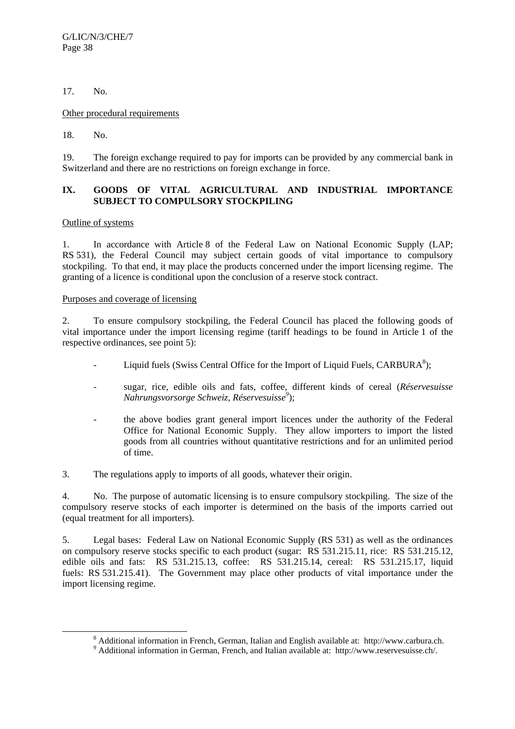17. No.

Other procedural requirements

18. No.

19. The foreign exchange required to pay for imports can be provided by any commercial bank in Switzerland and there are no restrictions on foreign exchange in force.

## IX. GOODS OF VITAL AGRICULTURAL AND INDUSTRIAL IMPORTANCE SUBJECT TO COMPULSORY STOCKPILING

Outline of systems

1. In accordance with Article 8 of the Federal Law on National Economic Supply (LAP; RS 531), the Federal Council may subject certain goods of vital importance to compulsory stockpiling. To that end, it may place the products concerned under the import licensing regime. The granting of a licence is conditional upon the conclusion of a reserve stock contract.

Purposes and coverage of licensing

2. To ensure compulsory stockpiling, the Federal Council has placed the following goods of vital importance under the import licensing regime (tariff headings to be found in Article 1 of the respective ordinances, see point 5):

- Liquid fuels (Swiss Central Office for the Import of Liquid Fuels, CARBURA[8]);
- sugar, rice, edible oils and fats, coffee, different kinds of cereal (*Réservesuisse Nahrungsvorsorge Schweiz, Réservesuisse*[9]);
- the above bodies grant general import licences under the authority of the Federal Office for National Economic Supply. They allow importers to import the listed goods from all countries without quantitative restrictions and for an unlimited period of time.

3. The regulations apply to imports of all goods, whatever their origin.

4. No. The purpose of automatic licensing is to ensure compulsory stockpiling. The size of the compulsory reserve stocks of each importer is determined on the basis of the imports carried out (equal treatment for all importers).

5. Legal bases: Federal Law on National Economic Supply (RS 531) as well as the ordinances on compulsory reserve stocks specific to each product (sugar: RS 531.215.11, rice: RS 531.215.12, edible oils and fats: RS 531.215.13, coffee: RS 531.215.14, cereal: RS 531.215.17, liquid fuels: RS 531.215.41). The Government may place other products of vital importance under the import licensing regime.

[8] Additional information in French, German, Italian and English available at: http://www.carbura.ch.

[9] Additional information in German, French, and Italian available at: http://www.reservesuisse.ch/.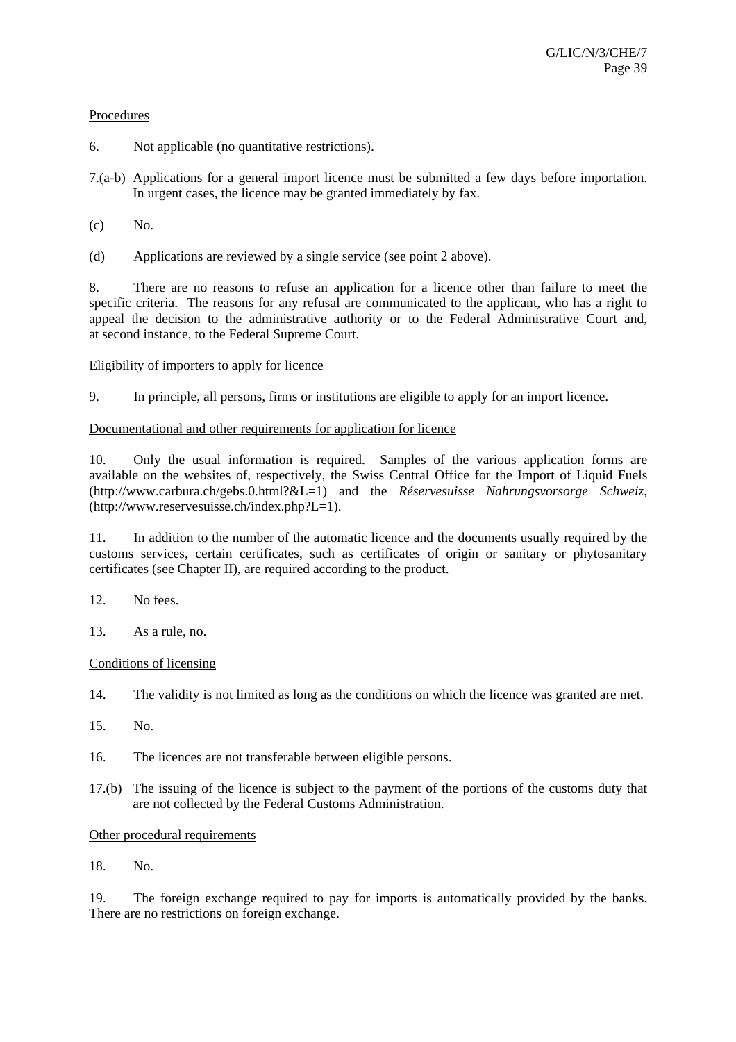Procedures

6. Not applicable (no quantitative restrictions).

7.(a-b) Applications for a general import licence must be submitted a few days before importation. In urgent cases, the licence may be granted immediately by fax.

(c) No.

(d) Applications are reviewed by a single service (see point 2 above).

8. There are no reasons to refuse an application for a licence other than failure to meet the specific criteria. The reasons for any refusal are communicated to the applicant, who has a right to appeal the decision to the administrative authority or to the Federal Administrative Court and, at second instance, to the Federal Supreme Court.

Eligibility of importers to apply for licence

9. In principle, all persons, firms or institutions are eligible to apply for an import licence.

Documentational and other requirements for application for licence

10. Only the usual information is required. Samples of the various application forms are available on the websites of, respectively, the Swiss Central Office for the Import of Liquid Fuels (http://www.carbura.ch/gebs.0.html?&L=1) and the *Réservesuisse Nahrungsvorsorge Schweiz*, (http://www.reservesuisse.ch/index.php?L=1).

11. In addition to the number of the automatic licence and the documents usually required by the customs services, certain certificates, such as certificates of origin or sanitary or phytosanitary certificates (see Chapter II), are required according to the product.

12. No fees.

13. As a rule, no.

Conditions of licensing

14. The validity is not limited as long as the conditions on which the licence was granted are met.

15. No.

16. The licences are not transferable between eligible persons.

17.(b) The issuing of the licence is subject to the payment of the portions of the customs duty that are not collected by the Federal Customs Administration.

Other procedural requirements

18. No.

19. The foreign exchange required to pay for imports is automatically provided by the banks. There are no restrictions on foreign exchange.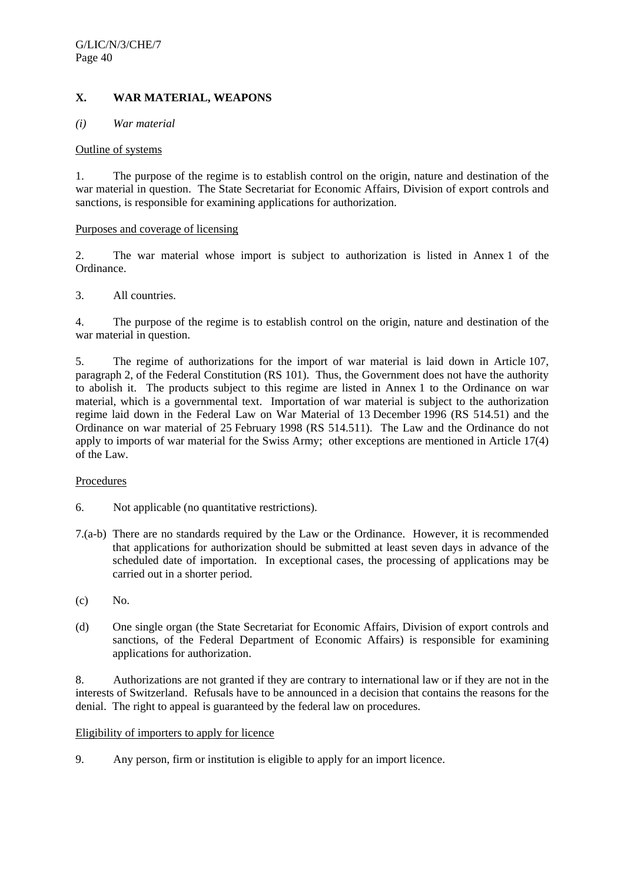## X. WAR MATERIAL, WEAPONS

*(i) War material*

Outline of systems

1. The purpose of the regime is to establish control on the origin, nature and destination of the war material in question. The State Secretariat for Economic Affairs, Division of export controls and sanctions, is responsible for examining applications for authorization.

Purposes and coverage of licensing

2. The war material whose import is subject to authorization is listed in Annex 1 of the Ordinance.

3. All countries.

4. The purpose of the regime is to establish control on the origin, nature and destination of the war material in question.

5. The regime of authorizations for the import of war material is laid down in Article 107, paragraph 2, of the Federal Constitution (RS 101). Thus, the Government does not have the authority to abolish it. The products subject to this regime are listed in Annex 1 to the Ordinance on war material, which is a governmental text. Importation of war material is subject to the authorization regime laid down in the Federal Law on War Material of 13 December 1996 (RS 514.51) and the Ordinance on war material of 25 February 1998 (RS 514.511). The Law and the Ordinance do not apply to imports of war material for the Swiss Army; other exceptions are mentioned in Article 17(4) of the Law.

Procedures

6. Not applicable (no quantitative restrictions).

7.(a-b) There are no standards required by the Law or the Ordinance. However, it is recommended that applications for authorization should be submitted at least seven days in advance of the scheduled date of importation. In exceptional cases, the processing of applications may be carried out in a shorter period.

(c) No.

(d) One single organ (the State Secretariat for Economic Affairs, Division of export controls and sanctions, of the Federal Department of Economic Affairs) is responsible for examining applications for authorization.

8. Authorizations are not granted if they are contrary to international law or if they are not in the interests of Switzerland. Refusals have to be announced in a decision that contains the reasons for the denial. The right to appeal is guaranteed by the federal law on procedures.

Eligibility of importers to apply for licence

9. Any person, firm or institution is eligible to apply for an import licence.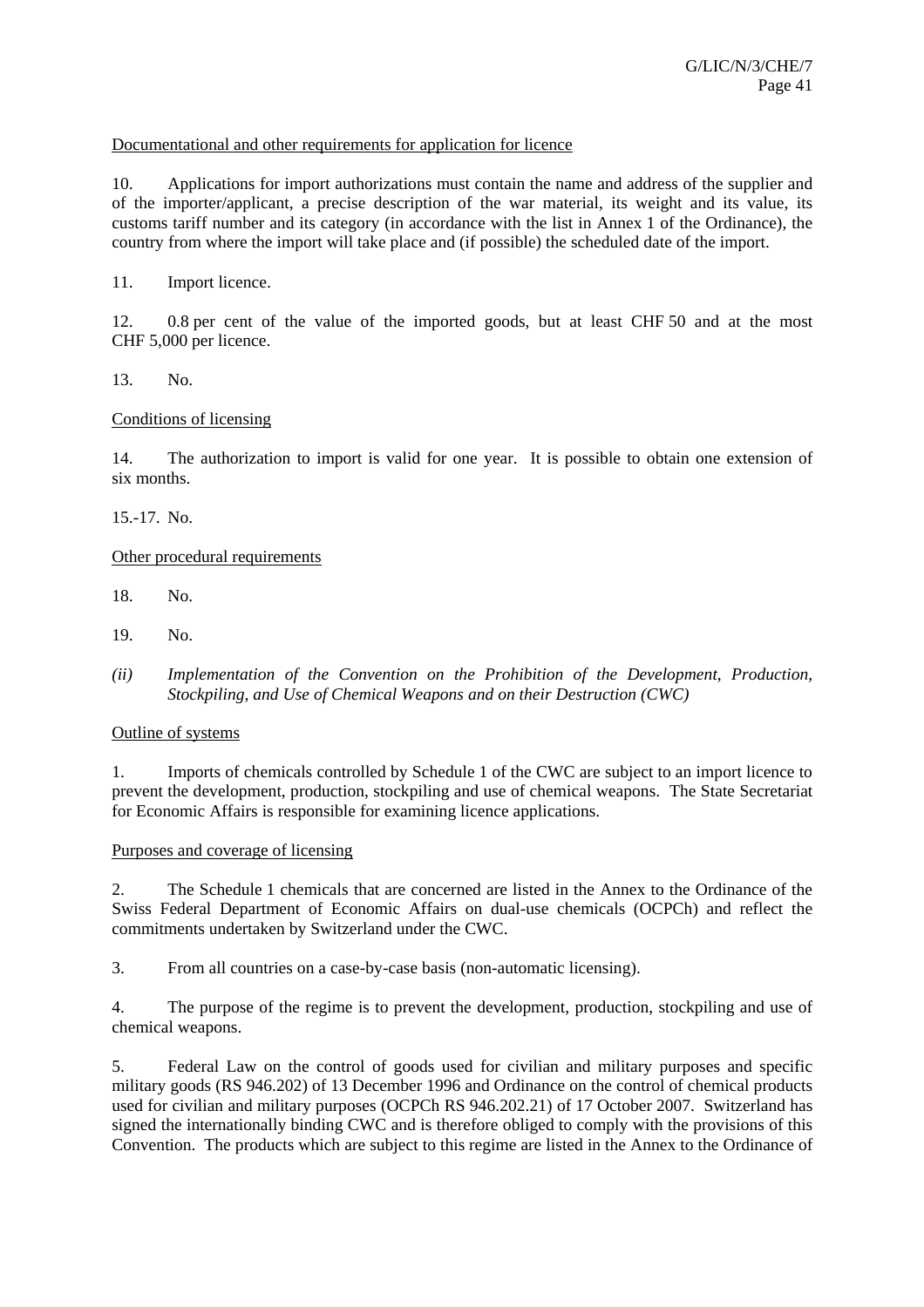Documentational and other requirements for application for licence

10. Applications for import authorizations must contain the name and address of the supplier and of the importer/applicant, a precise description of the war material, its weight and its value, its customs tariff number and its category (in accordance with the list in Annex 1 of the Ordinance), the country from where the import will take place and (if possible) the scheduled date of the import.

11. Import licence.

12. 0.8 per cent of the value of the imported goods, but at least CHF 50 and at the most CHF 5,000 per licence.

13. No.

Conditions of licensing

14. The authorization to import is valid for one year. It is possible to obtain one extension of six months.

15.-17. No.

Other procedural requirements

18. No.

19. No.

*(ii) Implementation of the Convention on the Prohibition of the Development, Production, Stockpiling, and Use of Chemical Weapons and on their Destruction (CWC)*

Outline of systems

1. Imports of chemicals controlled by Schedule 1 of the CWC are subject to an import licence to prevent the development, production, stockpiling and use of chemical weapons. The State Secretariat for Economic Affairs is responsible for examining licence applications.

Purposes and coverage of licensing

2. The Schedule 1 chemicals that are concerned are listed in the Annex to the Ordinance of the Swiss Federal Department of Economic Affairs on dual-use chemicals (OCPCh) and reflect the commitments undertaken by Switzerland under the CWC.

3. From all countries on a case-by-case basis (non-automatic licensing).

4. The purpose of the regime is to prevent the development, production, stockpiling and use of chemical weapons.

5. Federal Law on the control of goods used for civilian and military purposes and specific military goods (RS 946.202) of 13 December 1996 and Ordinance on the control of chemical products used for civilian and military purposes (OCPCh RS 946.202.21) of 17 October 2007. Switzerland has signed the internationally binding CWC and is therefore obliged to comply with the provisions of this Convention. The products which are subject to this regime are listed in the Annex to the Ordinance of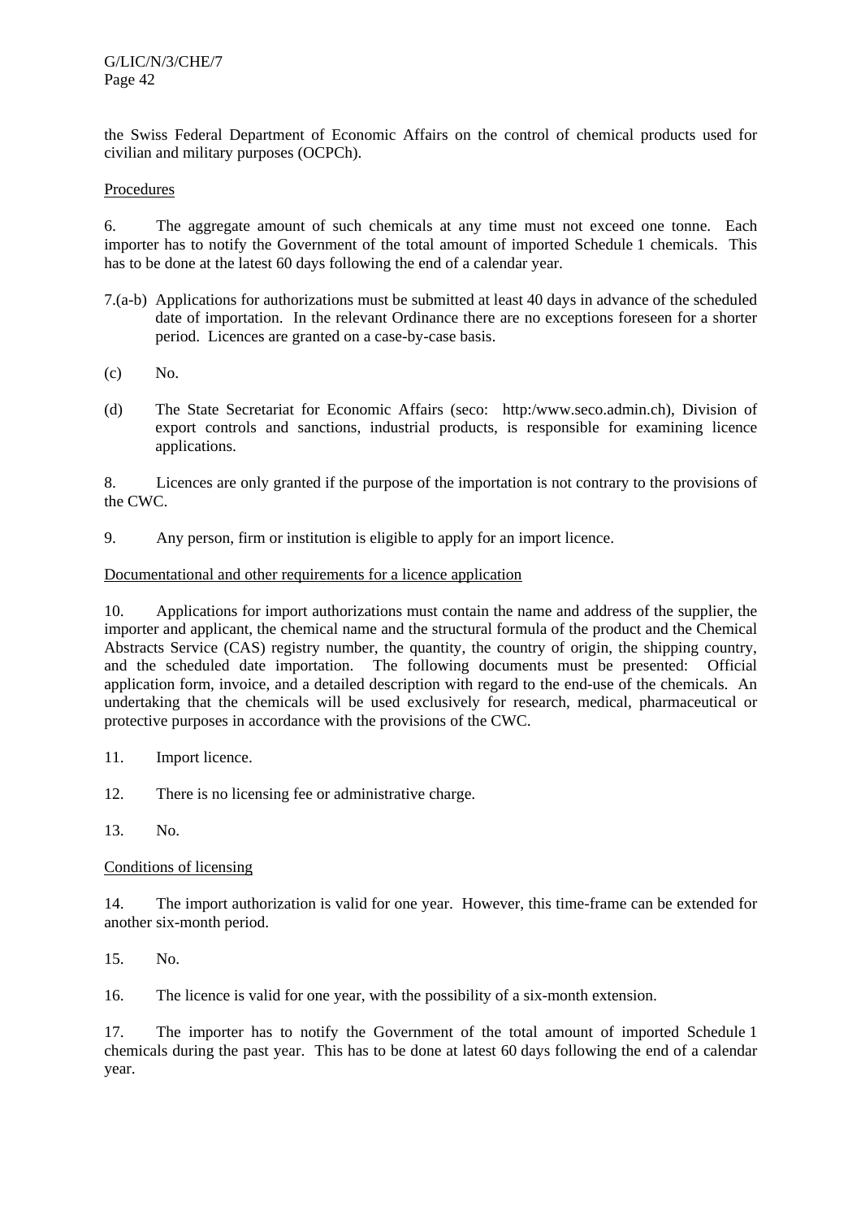the Swiss Federal Department of Economic Affairs on the control of chemical products used for civilian and military purposes (OCPCh).

Procedures

6. The aggregate amount of such chemicals at any time must not exceed one tonne. Each importer has to notify the Government of the total amount of imported Schedule 1 chemicals. This has to be done at the latest 60 days following the end of a calendar year.

7.(a-b) Applications for authorizations must be submitted at least 40 days in advance of the scheduled date of importation. In the relevant Ordinance there are no exceptions foreseen for a shorter period. Licences are granted on a case-by-case basis.

(c) No.

(d) The State Secretariat for Economic Affairs (seco: http:/www.seco.admin.ch), Division of export controls and sanctions, industrial products, is responsible for examining licence applications.

8. Licences are only granted if the purpose of the importation is not contrary to the provisions of the CWC.

9. Any person, firm or institution is eligible to apply for an import licence.

Documentational and other requirements for a licence application

10. Applications for import authorizations must contain the name and address of the supplier, the importer and applicant, the chemical name and the structural formula of the product and the Chemical Abstracts Service (CAS) registry number, the quantity, the country of origin, the shipping country, and the scheduled date importation. The following documents must be presented: Official application form, invoice, and a detailed description with regard to the end-use of the chemicals. An undertaking that the chemicals will be used exclusively for research, medical, pharmaceutical or protective purposes in accordance with the provisions of the CWC.

11. Import licence.

12. There is no licensing fee or administrative charge.

13. No.

Conditions of licensing

14. The import authorization is valid for one year. However, this time-frame can be extended for another six-month period.

15. No.

16. The licence is valid for one year, with the possibility of a six-month extension.

17. The importer has to notify the Government of the total amount of imported Schedule 1 chemicals during the past year. This has to be done at latest 60 days following the end of a calendar year.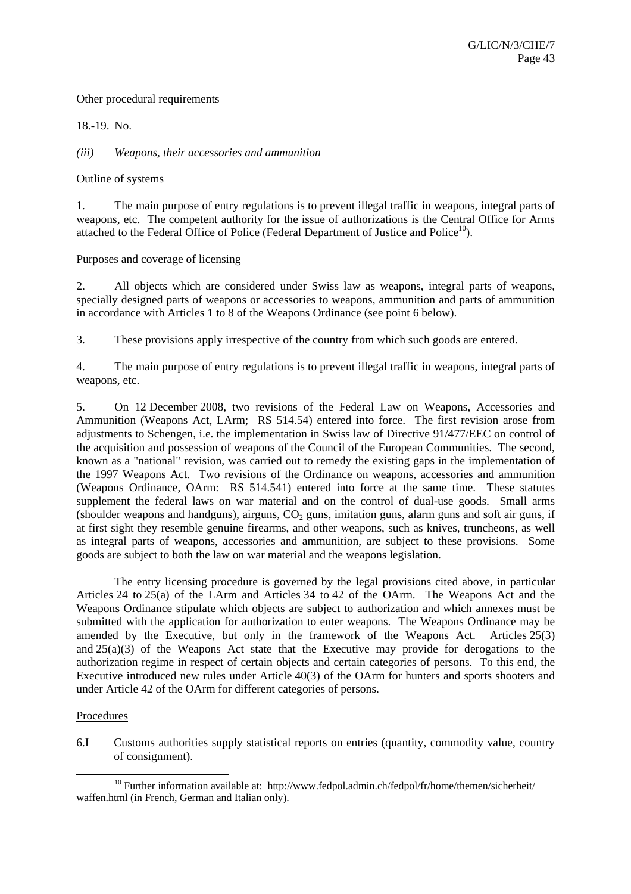Other procedural requirements

18.-19. No.

*(iii) Weapons, their accessories and ammunition*

Outline of systems

1. The main purpose of entry regulations is to prevent illegal traffic in weapons, integral parts of weapons, etc. The competent authority for the issue of authorizations is the Central Office for Arms attached to the Federal Office of Police (Federal Department of Justice and Police[10]).

Purposes and coverage of licensing

2. All objects which are considered under Swiss law as weapons, integral parts of weapons, specially designed parts of weapons or accessories to weapons, ammunition and parts of ammunition in accordance with Articles 1 to 8 of the Weapons Ordinance (see point 6 below).

3. These provisions apply irrespective of the country from which such goods are entered.

4. The main purpose of entry regulations is to prevent illegal traffic in weapons, integral parts of weapons, etc.

5. On 12 December 2008, two revisions of the Federal Law on Weapons, Accessories and Ammunition (Weapons Act, LArm; RS 514.54) entered into force. The first revision arose from adjustments to Schengen, i.e. the implementation in Swiss law of Directive 91/477/EEC on control of the acquisition and possession of weapons of the Council of the European Communities. The second, known as a "national" revision, was carried out to remedy the existing gaps in the implementation of the 1997 Weapons Act. Two revisions of the Ordinance on weapons, accessories and ammunition (Weapons Ordinance, OArm: RS 514.541) entered into force at the same time. These statutes supplement the federal laws on war material and on the control of dual-use goods. Small arms (shoulder weapons and handguns), airguns, $CO_2$ guns, imitation guns, alarm guns and soft air guns, if at first sight they resemble genuine firearms, and other weapons, such as knives, truncheons, as well as integral parts of weapons, accessories and ammunition, are subject to these provisions. Some goods are subject to both the law on war material and the weapons legislation.

The entry licensing procedure is governed by the legal provisions cited above, in particular Articles 24 to 25(a) of the LArm and Articles 34 to 42 of the OArm. The Weapons Act and the Weapons Ordinance stipulate which objects are subject to authorization and which annexes must be submitted with the application for authorization to enter weapons. The Weapons Ordinance may be amended by the Executive, but only in the framework of the Weapons Act. Articles 25(3) and 25(a)(3) of the Weapons Act state that the Executive may provide for derogations to the authorization regime in respect of certain objects and certain categories of persons. To this end, the Executive introduced new rules under Article 40(3) of the OArm for hunters and sports shooters and under Article 42 of the OArm for different categories of persons.

Procedures

6.I Customs authorities supply statistical reports on entries (quantity, commodity value, country of consignment).

[10] Further information available at: http://www.fedpol.admin.ch/fedpol/fr/home/themen/sicherheit/waffen.html (in French, German and Italian only).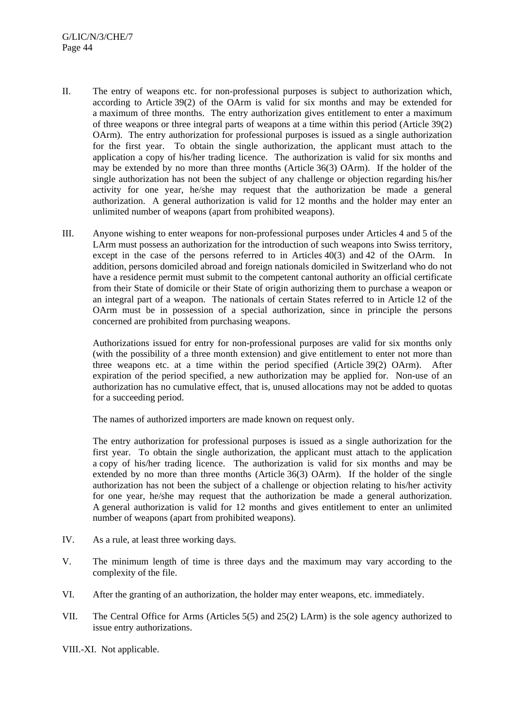II. The entry of weapons etc. for non-professional purposes is subject to authorization which, according to Article 39(2) of the OArm is valid for six months and may be extended for a maximum of three months. The entry authorization gives entitlement to enter a maximum of three weapons or three integral parts of weapons at a time within this period (Article 39(2) OArm). The entry authorization for professional purposes is issued as a single authorization for the first year. To obtain the single authorization, the applicant must attach to the application a copy of his/her trading licence. The authorization is valid for six months and may be extended by no more than three months (Article 36(3) OArm). If the holder of the single authorization has not been the subject of any challenge or objection regarding his/her activity for one year, he/she may request that the authorization be made a general authorization. A general authorization is valid for 12 months and the holder may enter an unlimited number of weapons (apart from prohibited weapons).

III. Anyone wishing to enter weapons for non-professional purposes under Articles 4 and 5 of the LArm must possess an authorization for the introduction of such weapons into Swiss territory, except in the case of the persons referred to in Articles 40(3) and 42 of the OArm. In addition, persons domiciled abroad and foreign nationals domiciled in Switzerland who do not have a residence permit must submit to the competent cantonal authority an official certificate from their State of domicile or their State of origin authorizing them to purchase a weapon or an integral part of a weapon. The nationals of certain States referred to in Article 12 of the OArm must be in possession of a special authorization, since in principle the persons concerned are prohibited from purchasing weapons.

Authorizations issued for entry for non-professional purposes are valid for six months only (with the possibility of a three month extension) and give entitlement to enter not more than three weapons etc. at a time within the period specified (Article 39(2) OArm). After expiration of the period specified, a new authorization may be applied for. Non-use of an authorization has no cumulative effect, that is, unused allocations may not be added to quotas for a succeeding period.

The names of authorized importers are made known on request only.

The entry authorization for professional purposes is issued as a single authorization for the first year. To obtain the single authorization, the applicant must attach to the application a copy of his/her trading licence. The authorization is valid for six months and may be extended by no more than three months (Article 36(3) OArm). If the holder of the single authorization has not been the subject of a challenge or objection relating to his/her activity for one year, he/she may request that the authorization be made a general authorization. A general authorization is valid for 12 months and gives entitlement to enter an unlimited number of weapons (apart from prohibited weapons).

IV. As a rule, at least three working days.

V. The minimum length of time is three days and the maximum may vary according to the complexity of the file.

VI. After the granting of an authorization, the holder may enter weapons, etc. immediately.

VII. The Central Office for Arms (Articles 5(5) and 25(2) LArm) is the sole agency authorized to issue entry authorizations.

VIII.-XI. Not applicable.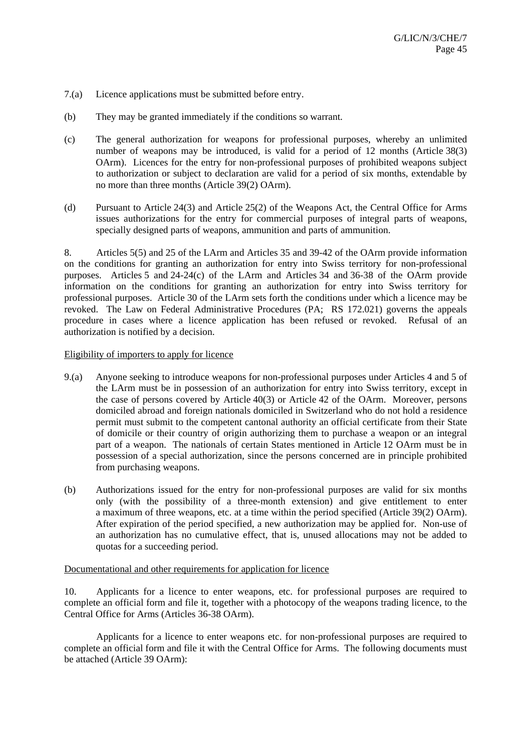7.(a) Licence applications must be submitted before entry.

(b) They may be granted immediately if the conditions so warrant.

(c) The general authorization for weapons for professional purposes, whereby an unlimited number of weapons may be introduced, is valid for a period of 12 months (Article 38(3) OArm). Licences for the entry for non-professional purposes of prohibited weapons subject to authorization or subject to declaration are valid for a period of six months, extendable by no more than three months (Article 39(2) OArm).

(d) Pursuant to Article 24(3) and Article 25(2) of the Weapons Act, the Central Office for Arms issues authorizations for the entry for commercial purposes of integral parts of weapons, specially designed parts of weapons, ammunition and parts of ammunition.

8. Articles 5(5) and 25 of the LArm and Articles 35 and 39-42 of the OArm provide information on the conditions for granting an authorization for entry into Swiss territory for non-professional purposes. Articles 5 and 24-24(c) of the LArm and Articles 34 and 36-38 of the OArm provide information on the conditions for granting an authorization for entry into Swiss territory for professional purposes. Article 30 of the LArm sets forth the conditions under which a licence may be revoked. The Law on Federal Administrative Procedures (PA; RS 172.021) governs the appeals procedure in cases where a licence application has been refused or revoked. Refusal of an authorization is notified by a decision.

Eligibility of importers to apply for licence

9.(a) Anyone seeking to introduce weapons for non-professional purposes under Articles 4 and 5 of the LArm must be in possession of an authorization for entry into Swiss territory, except in the case of persons covered by Article 40(3) or Article 42 of the OArm. Moreover, persons domiciled abroad and foreign nationals domiciled in Switzerland who do not hold a residence permit must submit to the competent cantonal authority an official certificate from their State of domicile or their country of origin authorizing them to purchase a weapon or an integral part of a weapon. The nationals of certain States mentioned in Article 12 OArm must be in possession of a special authorization, since the persons concerned are in principle prohibited from purchasing weapons.

(b) Authorizations issued for the entry for non-professional purposes are valid for six months only (with the possibility of a three-month extension) and give entitlement to enter a maximum of three weapons, etc. at a time within the period specified (Article 39(2) OArm). After expiration of the period specified, a new authorization may be applied for. Non-use of an authorization has no cumulative effect, that is, unused allocations may not be added to quotas for a succeeding period.

Documentational and other requirements for application for licence

10. Applicants for a licence to enter weapons, etc. for professional purposes are required to complete an official form and file it, together with a photocopy of the weapons trading licence, to the Central Office for Arms (Articles 36-38 OArm).

Applicants for a licence to enter weapons etc. for non-professional purposes are required to complete an official form and file it with the Central Office for Arms. The following documents must be attached (Article 39 OArm):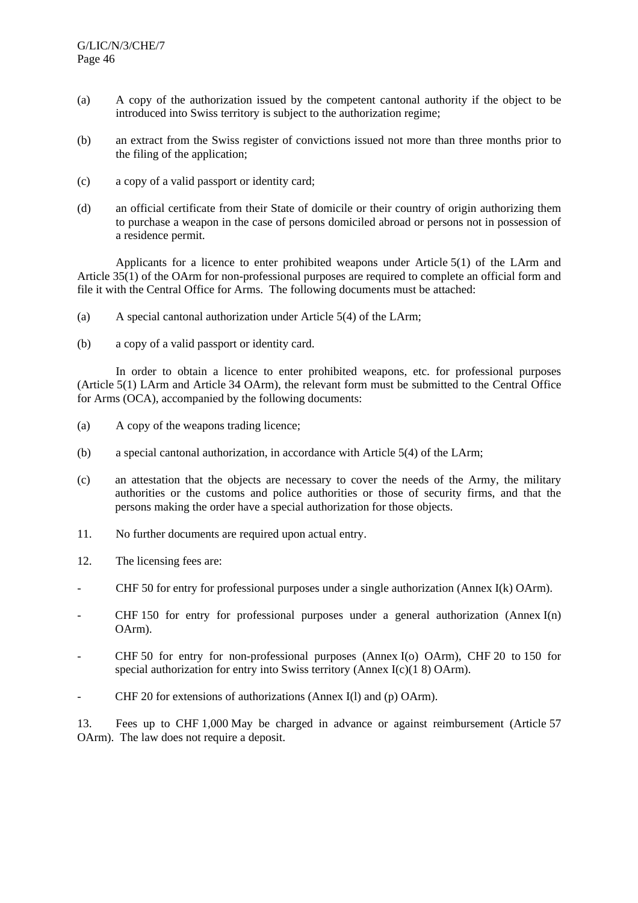(a) A copy of the authorization issued by the competent cantonal authority if the object to be introduced into Swiss territory is subject to the authorization regime;

(b) an extract from the Swiss register of convictions issued not more than three months prior to the filing of the application;

(c) a copy of a valid passport or identity card;

(d) an official certificate from their State of domicile or their country of origin authorizing them to purchase a weapon in the case of persons domiciled abroad or persons not in possession of a residence permit.

Applicants for a licence to enter prohibited weapons under Article 5(1) of the LArm and Article 35(1) of the OArm for non-professional purposes are required to complete an official form and file it with the Central Office for Arms. The following documents must be attached:

(a) A special cantonal authorization under Article 5(4) of the LArm;

(b) a copy of a valid passport or identity card.

In order to obtain a licence to enter prohibited weapons, etc. for professional purposes (Article 5(1) LArm and Article 34 OArm), the relevant form must be submitted to the Central Office for Arms (OCA), accompanied by the following documents:

(a) A copy of the weapons trading licence;

(b) a special cantonal authorization, in accordance with Article 5(4) of the LArm;

(c) an attestation that the objects are necessary to cover the needs of the Army, the military authorities or the customs and police authorities or those of security firms, and that the persons making the order have a special authorization for those objects.

11. No further documents are required upon actual entry.

12. The licensing fees are:

- CHF 50 for entry for professional purposes under a single authorization (Annex I(k) OArm).
- CHF 150 for entry for professional purposes under a general authorization (Annex I(n) OArm).
- CHF 50 for entry for non-professional purposes (Annex I(o) OArm), CHF 20 to 150 for special authorization for entry into Swiss territory (Annex I(c)(1 8) OArm).
- CHF 20 for extensions of authorizations (Annex I(l) and (p) OArm).

13. Fees up to CHF 1,000 May be charged in advance or against reimbursement (Article 57 OArm). The law does not require a deposit.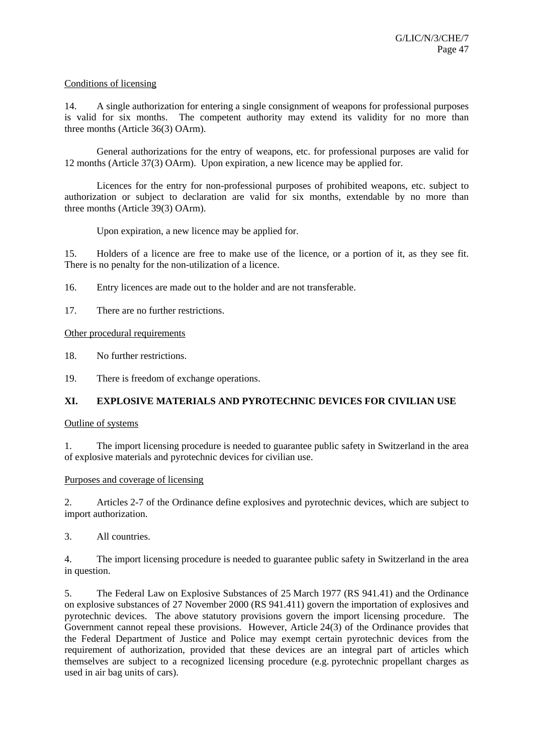Conditions of licensing

14. A single authorization for entering a single consignment of weapons for professional purposes is valid for six months. The competent authority may extend its validity for no more than three months (Article 36(3) OArm).

General authorizations for the entry of weapons, etc. for professional purposes are valid for 12 months (Article 37(3) OArm). Upon expiration, a new licence may be applied for.

Licences for the entry for non-professional purposes of prohibited weapons, etc. subject to authorization or subject to declaration are valid for six months, extendable by no more than three months (Article 39(3) OArm).

Upon expiration, a new licence may be applied for.

15. Holders of a licence are free to make use of the licence, or a portion of it, as they see fit. There is no penalty for the non-utilization of a licence.

16. Entry licences are made out to the holder and are not transferable.

17. There are no further restrictions.

Other procedural requirements

18. No further restrictions.

19. There is freedom of exchange operations.

## XI. EXPLOSIVE MATERIALS AND PYROTECHNIC DEVICES FOR CIVILIAN USE

Outline of systems

1. The import licensing procedure is needed to guarantee public safety in Switzerland in the area of explosive materials and pyrotechnic devices for civilian use.

Purposes and coverage of licensing

2. Articles 2-7 of the Ordinance define explosives and pyrotechnic devices, which are subject to import authorization.

3. All countries.

4. The import licensing procedure is needed to guarantee public safety in Switzerland in the area in question.

5. The Federal Law on Explosive Substances of 25 March 1977 (RS 941.41) and the Ordinance on explosive substances of 27 November 2000 (RS 941.411) govern the importation of explosives and pyrotechnic devices. The above statutory provisions govern the import licensing procedure. The Government cannot repeal these provisions. However, Article 24(3) of the Ordinance provides that the Federal Department of Justice and Police may exempt certain pyrotechnic devices from the requirement of authorization, provided that these devices are an integral part of articles which themselves are subject to a recognized licensing procedure (e.g. pyrotechnic propellant charges as used in air bag units of cars).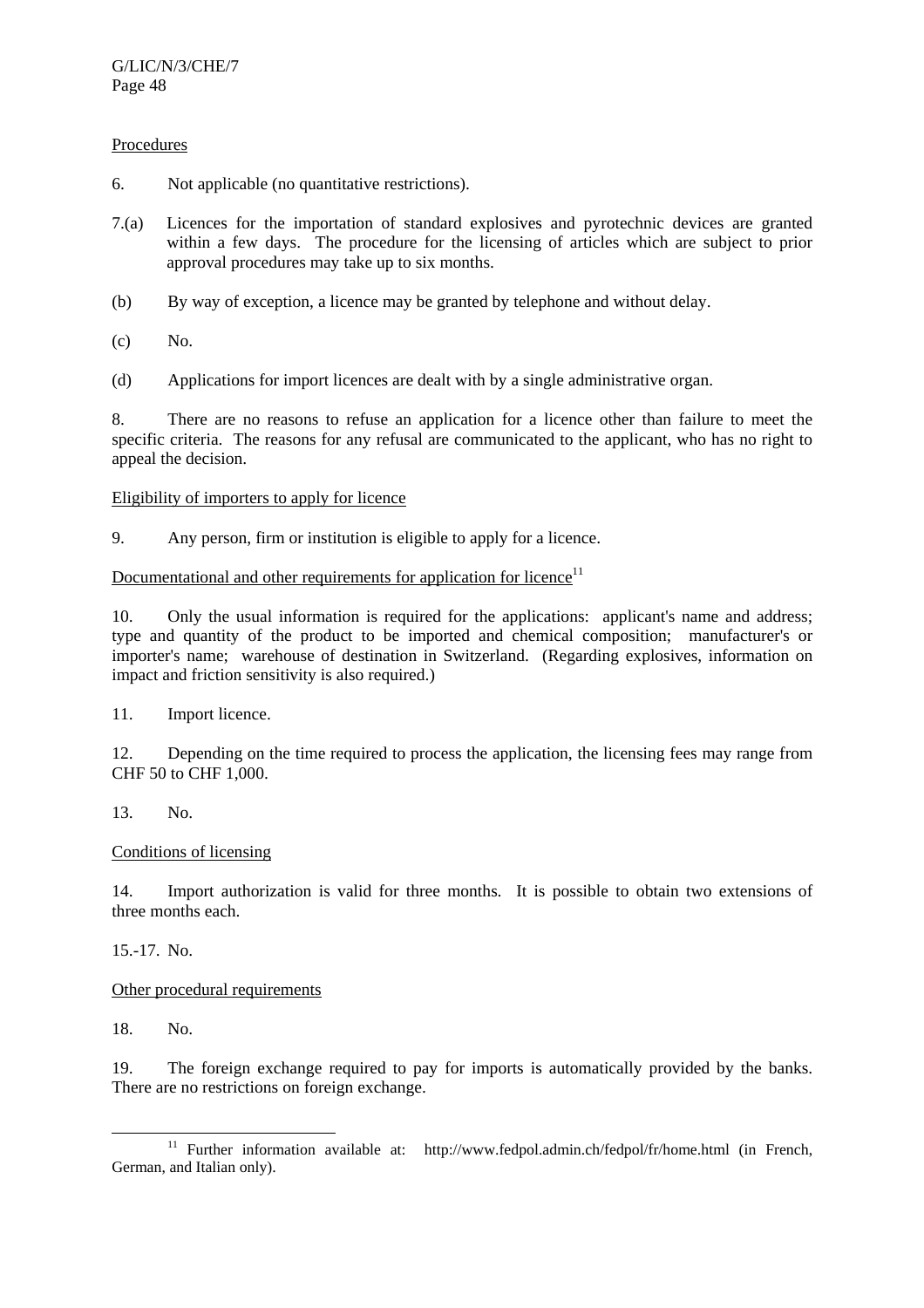Procedures

6. Not applicable (no quantitative restrictions).

7.(a) Licences for the importation of standard explosives and pyrotechnic devices are granted within a few days. The procedure for the licensing of articles which are subject to prior approval procedures may take up to six months.

(b) By way of exception, a licence may be granted by telephone and without delay.

(c) No.

(d) Applications for import licences are dealt with by a single administrative organ.

8. There are no reasons to refuse an application for a licence other than failure to meet the specific criteria. The reasons for any refusal are communicated to the applicant, who has no right to appeal the decision.

Eligibility of importers to apply for licence

9. Any person, firm or institution is eligible to apply for a licence.

Documentational and other requirements for application for licence[11]

10. Only the usual information is required for the applications: applicant's name and address; type and quantity of the product to be imported and chemical composition; manufacturer's or importer's name; warehouse of destination in Switzerland. (Regarding explosives, information on impact and friction sensitivity is also required.)

11. Import licence.

12. Depending on the time required to process the application, the licensing fees may range from CHF 50 to CHF 1,000.

13. No.

Conditions of licensing

14. Import authorization is valid for three months. It is possible to obtain two extensions of three months each.

15.-17. No.

Other procedural requirements

18. No.

19. The foreign exchange required to pay for imports is automatically provided by the banks. There are no restrictions on foreign exchange.

[11] Further information available at: http://www.fedpol.admin.ch/fedpol/fr/home.html (in French, German, and Italian only).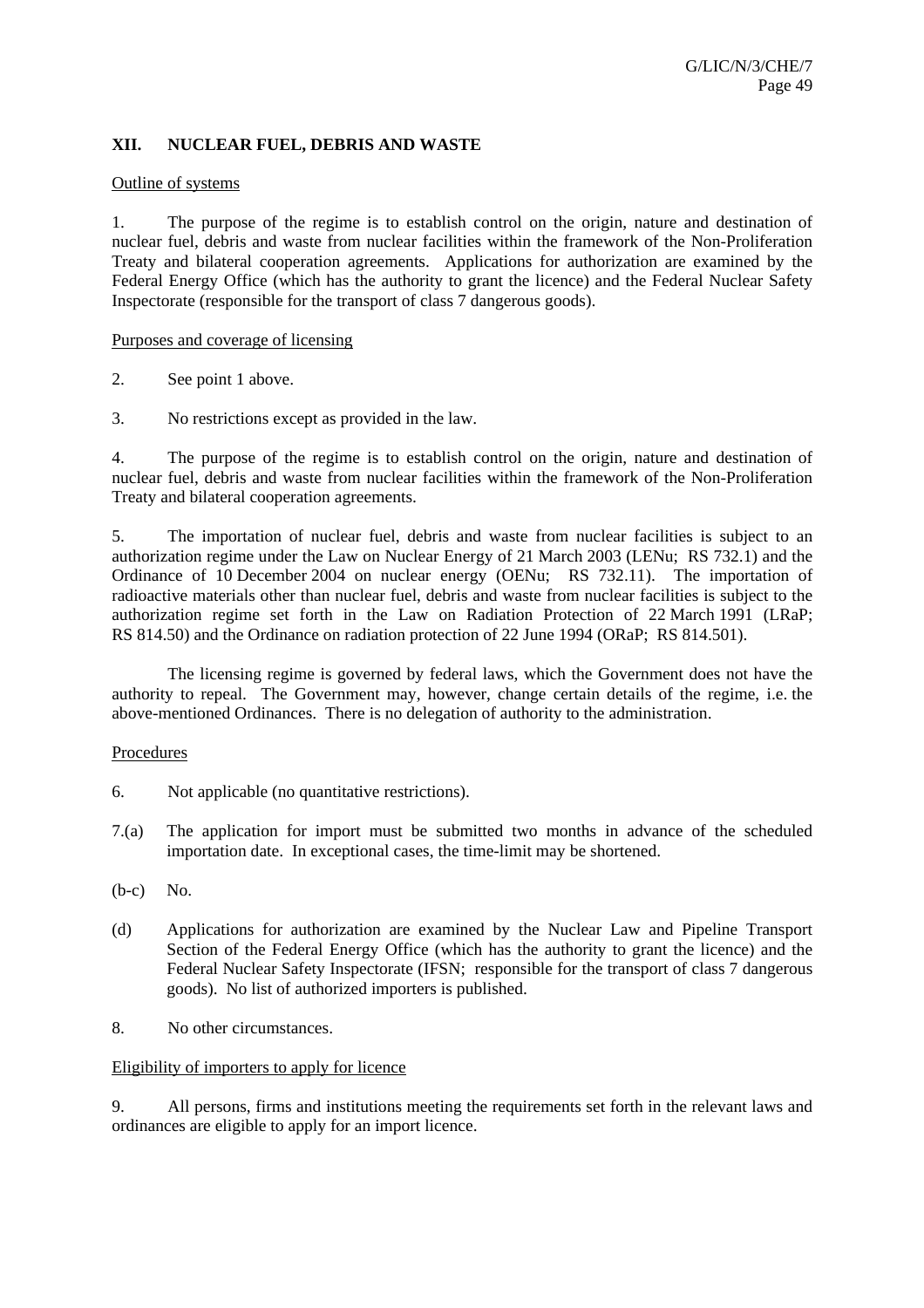## XII. NUCLEAR FUEL, DEBRIS AND WASTE

Outline of systems

1. The purpose of the regime is to establish control on the origin, nature and destination of nuclear fuel, debris and waste from nuclear facilities within the framework of the Non-Proliferation Treaty and bilateral cooperation agreements. Applications for authorization are examined by the Federal Energy Office (which has the authority to grant the licence) and the Federal Nuclear Safety Inspectorate (responsible for the transport of class 7 dangerous goods).

Purposes and coverage of licensing

2. See point 1 above.

3. No restrictions except as provided in the law.

4. The purpose of the regime is to establish control on the origin, nature and destination of nuclear fuel, debris and waste from nuclear facilities within the framework of the Non-Proliferation Treaty and bilateral cooperation agreements.

5. The importation of nuclear fuel, debris and waste from nuclear facilities is subject to an authorization regime under the Law on Nuclear Energy of 21 March 2003 (LENu; RS 732.1) and the Ordinance of 10 December 2004 on nuclear energy (OENu; RS 732.11). The importation of radioactive materials other than nuclear fuel, debris and waste from nuclear facilities is subject to the authorization regime set forth in the Law on Radiation Protection of 22 March 1991 (LRaP; RS 814.50) and the Ordinance on radiation protection of 22 June 1994 (ORaP; RS 814.501).

The licensing regime is governed by federal laws, which the Government does not have the authority to repeal. The Government may, however, change certain details of the regime, i.e. the above-mentioned Ordinances. There is no delegation of authority to the administration.

Procedures

6. Not applicable (no quantitative restrictions).

7.(a) The application for import must be submitted two months in advance of the scheduled importation date. In exceptional cases, the time-limit may be shortened.

(b-c) No.

(d) Applications for authorization are examined by the Nuclear Law and Pipeline Transport Section of the Federal Energy Office (which has the authority to grant the licence) and the Federal Nuclear Safety Inspectorate (IFSN; responsible for the transport of class 7 dangerous goods). No list of authorized importers is published.

8. No other circumstances.

Eligibility of importers to apply for licence

9. All persons, firms and institutions meeting the requirements set forth in the relevant laws and ordinances are eligible to apply for an import licence.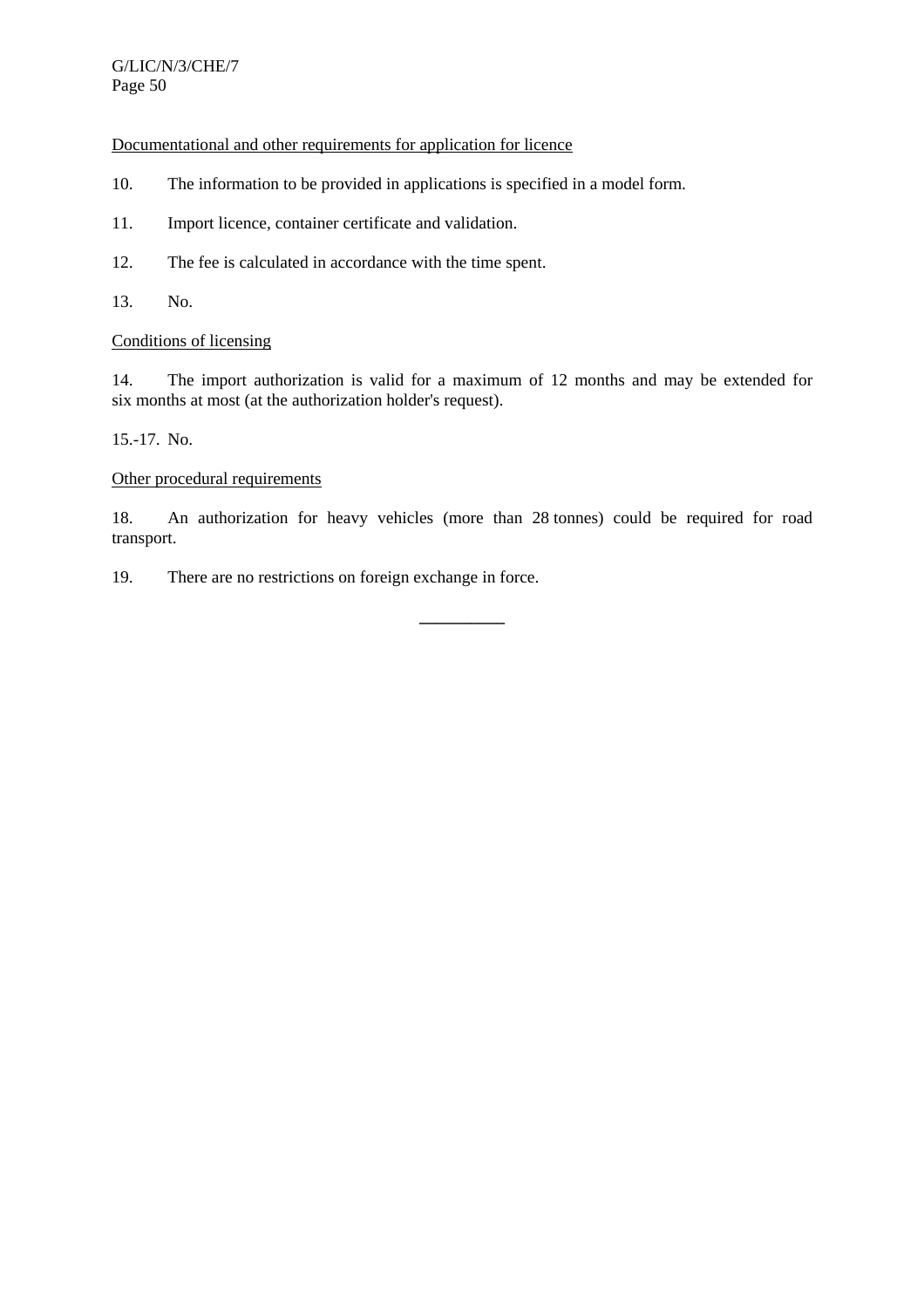Documentational and other requirements for application for licence

10. The information to be provided in applications is specified in a model form.

11. Import licence, container certificate and validation.

12. The fee is calculated in accordance with the time spent.

13. No.

Conditions of licensing

14. The import authorization is valid for a maximum of 12 months and may be extended for six months at most (at the authorization holder's request).

15.-17. No.

Other procedural requirements

18. An authorization for heavy vehicles (more than 28 tonnes) could be required for road transport.

19. There are no restrictions on foreign exchange in force.

__________